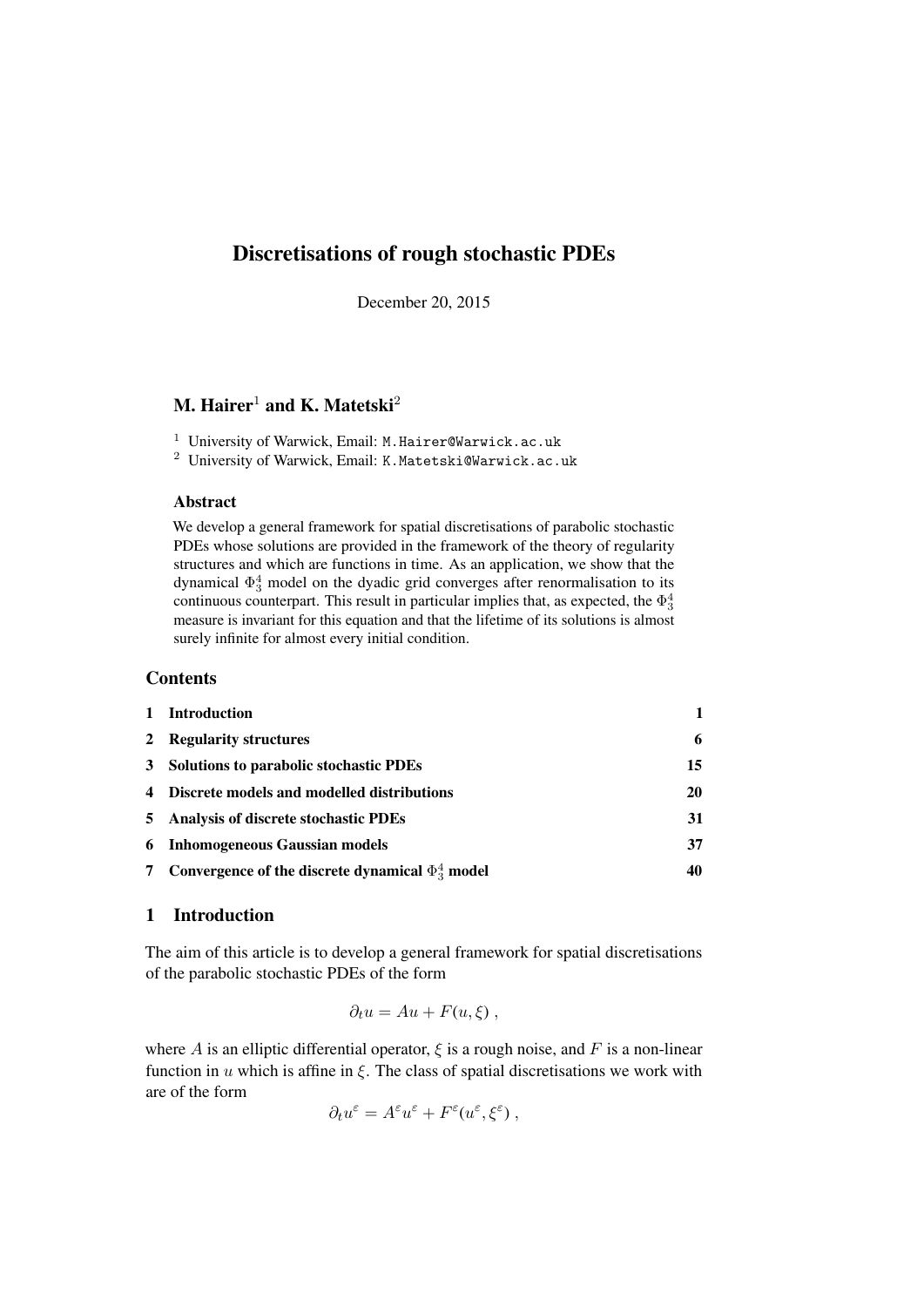# Discretisations of rough stochastic PDEs

December 20, 2015

**M. Hairer**[1] **and K. Matetski**[2]

[1] University of Warwick, Email: M.Hairer@Warwick.ac.uk
[2] University of Warwick, Email: K.Matetski@Warwick.ac.uk

### Abstract

We develop a general framework for spatial discretisations of parabolic stochastic PDEs whose solutions are provided in the framework of the theory of regularity structures and which are functions in time. As an application, we show that the dynamical $\Phi^4_3$ model on the dyadic grid converges after renormalisation to its continuous counterpart. This result in particular implies that, as expected, the $\Phi^4_3$ measure is invariant for this equation and that the lifetime of its solutions is almost surely infinite for almost every initial condition.

## Contents

| | | |
|---|---|---|
| 1 | **Introduction** | **1** |
| 2 | **Regularity structures** | **6** |
| 3 | **Solutions to parabolic stochastic PDEs** | **15** |
| 4 | **Discrete models and modelled distributions** | **20** |
| 5 | **Analysis of discrete stochastic PDEs** | **31** |
| 6 | **Inhomogeneous Gaussian models** | **37** |
| 7 | **Convergence of the discrete dynamical $\Phi^4_3$ model** | **40** |

## 1 Introduction

The aim of this article is to develop a general framework for spatial discretisations of the parabolic stochastic PDEs of the form

$$\partial_t u = Au + F(u, \xi) \;,$$

where $A$ is an elliptic differential operator, $\xi$ is a rough noise, and $F$ is a non-linear function in $u$ which is affine in $\xi$. The class of spatial discretisations we work with are of the form

$$\partial_t u^\varepsilon = A^\varepsilon u^\varepsilon + F^\varepsilon(u^\varepsilon, \xi^\varepsilon) \;,$$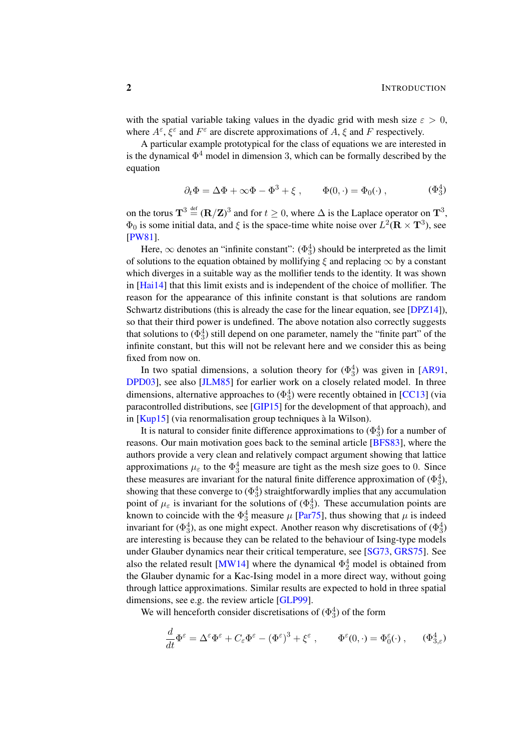with the spatial variable taking values in the dyadic grid with mesh size $\varepsilon > 0$, where $A^\varepsilon$, $\xi^\varepsilon$ and $F^\varepsilon$ are discrete approximations of $A$, $\xi$ and $F$ respectively.

A particular example prototypical for the class of equations we are interested in is the dynamical $\Phi^4$ model in dimension 3, which can be formally described by the equation

$$\partial_t \Phi = \Delta \Phi + \infty \Phi - \Phi^3 + \xi \;, \qquad \Phi(0, \cdot) = \Phi_0(\cdot) \;, \tag{$\Phi^4_3$}$$

on the torus $\mathbf{T}^3 \stackrel{\text{def}}{=} (\mathbf{R}/\mathbf{Z})^3$ and for $t \geq 0$, where $\Delta$ is the Laplace operator on $\mathbf{T}^3$, $\Phi_0$ is some initial data, and $\xi$ is the space-time white noise over $L^2(\mathbf{R} \times \mathbf{T}^3)$, see [PW81].

Here, $\infty$ denotes an "infinite constant": ($\Phi^4_3$) should be interpreted as the limit of solutions to the equation obtained by mollifying $\xi$ and replacing $\infty$ by a constant which diverges in a suitable way as the mollifier tends to the identity. It was shown in [Hai14] that this limit exists and is independent of the choice of mollifier. The reason for the appearance of this infinite constant is that solutions are random Schwartz distributions (this is already the case for the linear equation, see [DPZ14]), so that their third power is undefined. The above notation also correctly suggests that solutions to ($\Phi^4_3$) still depend on one parameter, namely the "finite part" of the infinite constant, but this will not be relevant here and we consider this as being fixed from now on.

In two spatial dimensions, a solution theory for ($\Phi^4_3$) was given in [AR91, DPD03], see also [JLM85] for earlier work on a closely related model. In three dimensions, alternative approaches to ($\Phi^4_3$) were recently obtained in [CC13] (via paracontrolled distributions, see [GIP15] for the development of that approach), and in [Kup15] (via renormalisation group techniques à la Wilson).

It is natural to consider finite difference approximations to ($\Phi^4_3$) for a number of reasons. Our main motivation goes back to the seminal article [BFS83], where the authors provide a very clean and relatively compact argument showing that lattice approximations $\mu_\varepsilon$ to the $\Phi^4_3$ measure are tight as the mesh size goes to $0$. Since these measures are invariant for the natural finite difference approximation of ($\Phi^4_3$), showing that these converge to ($\Phi^4_3$) straightforwardly implies that any accumulation point of $\mu_\varepsilon$ is invariant for the solutions of ($\Phi^4_3$). These accumulation points are known to coincide with the $\Phi^4_3$ measure $\mu$ [Par75], thus showing that $\mu$ is indeed invariant for ($\Phi^4_3$), as one might expect. Another reason why discretisations of ($\Phi^4_3$) are interesting is because they can be related to the behaviour of Ising-type models under Glauber dynamics near their critical temperature, see [SG73, GRS75]. See also the related result [MW14] where the dynamical $\Phi^4_2$ model is obtained from the Glauber dynamic for a Kac-Ising model in a more direct way, without going through lattice approximations. Similar results are expected to hold in three spatial dimensions, see e.g. the review article [GLP99].

We will henceforth consider discretisations of ($\Phi^4_3$) of the form

$$\frac{d}{dt}\Phi^\varepsilon = \Delta^\varepsilon \Phi^\varepsilon + C_\varepsilon \Phi^\varepsilon - \left(\Phi^\varepsilon\right)^3 + \xi^\varepsilon \;, \qquad \Phi^\varepsilon(0, \cdot) = \Phi^\varepsilon_0(\cdot) \;, \tag{$\Phi^4_{3,\varepsilon}$}$$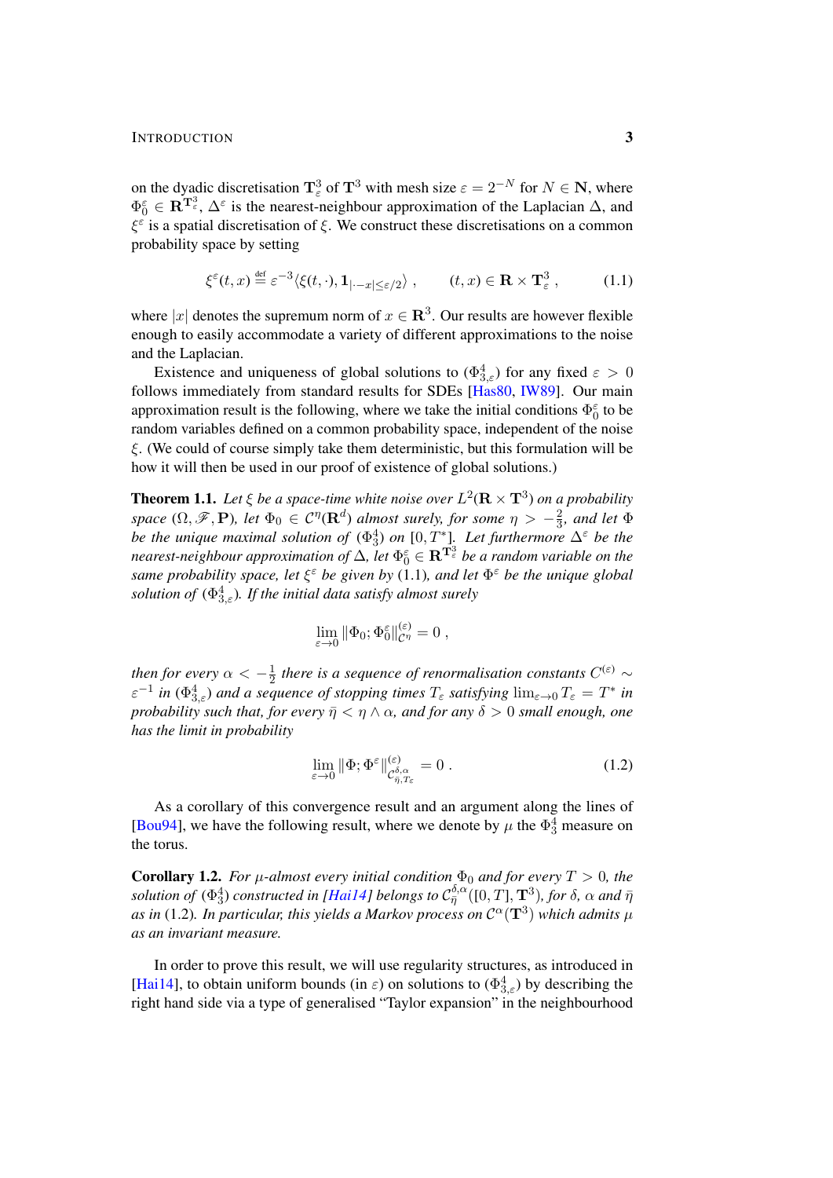on the dyadic discretisation $\mathbf{T}^3_\varepsilon$ of $\mathbf{T}^3$ with mesh size $\varepsilon = 2^{-N}$ for $N \in \mathbf{N}$, where $\Phi_0^\varepsilon \in \mathbf{R}^{\mathbf{T}^3_\varepsilon}$, $\Delta^\varepsilon$ is the nearest-neighbour approximation of the Laplacian $\Delta$, and $\xi^\varepsilon$ is a spatial discretisation of $\xi$. We construct these discretisations on a common probability space by setting

$$\xi^\varepsilon(t,x) \stackrel{\text{def}}{=} \varepsilon^{-3}\langle \xi(t,\cdot), \mathbf{1}_{|\cdot - x|\le \varepsilon/2}\rangle \;, \qquad (t,x) \in \mathbf{R}\times \mathbf{T}^3_\varepsilon\;, \tag{1.1}$$

where $|x|$ denotes the supremum norm of $x \in \mathbf{R}^3$. Our results are however flexible enough to easily accommodate a variety of different approximations to the noise and the Laplacian.

Existence and uniqueness of global solutions to ($\Phi^4_{3,\varepsilon}$) for any fixed $\varepsilon > 0$ follows immediately from standard results for SDEs [Has80, IW89]. Our main approximation result is the following, where we take the initial conditions $\Phi_0^\varepsilon$ to be random variables defined on a common probability space, independent of the noise $\xi$. (We could of course simply take them deterministic, but this formulation will be how it will then be used in our proof of existence of global solutions.)

**Theorem 1.1.** *Let $\xi$ be a space-time white noise over $L^2(\mathbf{R}\times\mathbf{T}^3)$ on a probability space $(\Omega, \mathscr{F}, \mathbf{P})$, let $\Phi_0 \in \mathcal{C}^\eta(\mathbf{R}^d)$ almost surely, for some $\eta > -\frac{2}{3}$, and let $\Phi$ be the unique maximal solution of ($\Phi^4_3$) on $[0, T^*]$. Let furthermore $\Delta^\varepsilon$ be the nearest-neighbour approximation of $\Delta$, let $\Phi_0^\varepsilon \in \mathbf{R}^{\mathbf{T}^3_\varepsilon}$ be a random variable on the same probability space, let $\xi^\varepsilon$ be given by* (1.1)*, and let $\Phi^\varepsilon$ be the unique global solution of ($\Phi^4_{3,\varepsilon}$). If the initial data satisfy almost surely*

$$\lim_{\varepsilon\to 0} \|\Phi_0; \Phi_0^\varepsilon\|^{(\varepsilon)}_{\mathcal{C}^\eta} = 0\;,$$

*then for every $\alpha < -\frac{1}{2}$ there is a sequence of renormalisation constants $C^{(\varepsilon)} \sim \varepsilon^{-1}$ in ($\Phi^4_{3,\varepsilon}$) and a sequence of stopping times $T_\varepsilon$ satisfying $\lim_{\varepsilon\to0} T_\varepsilon = T^*$ in probability such that, for every $\bar\eta < \eta \wedge \alpha$, and for any $\delta > 0$ small enough, one has the limit in probability*

$$\lim_{\varepsilon\to 0} \|\Phi; \Phi^\varepsilon\|^{(\varepsilon)}_{\mathcal{C}^{\delta,\alpha}_{\bar\eta, T_\varepsilon}} = 0\;. \tag{1.2}$$

As a corollary of this convergence result and an argument along the lines of [Bou94], we have the following result, where we denote by $\mu$ the $\Phi^4_3$ measure on the torus.

**Corollary 1.2.** *For $\mu$-almost every initial condition $\Phi_0$ and for every $T > 0$, the solution of ($\Phi^4_3$) constructed in [Hai14] belongs to $\mathcal{C}^{\delta,\alpha}_{\bar\eta}([0,T], \mathbf{T}^3)$, for $\delta$, $\alpha$ and $\bar\eta$ as in* (1.2)*. In particular, this yields a Markov process on $\mathcal{C}^\alpha(\mathbf{T}^3)$ which admits $\mu$ as an invariant measure.*

In order to prove this result, we will use regularity structures, as introduced in [Hai14], to obtain uniform bounds (in $\varepsilon$) on solutions to ($\Phi^4_{3,\varepsilon}$) by describing the right hand side via a type of generalised "Taylor expansion" in the neighbourhood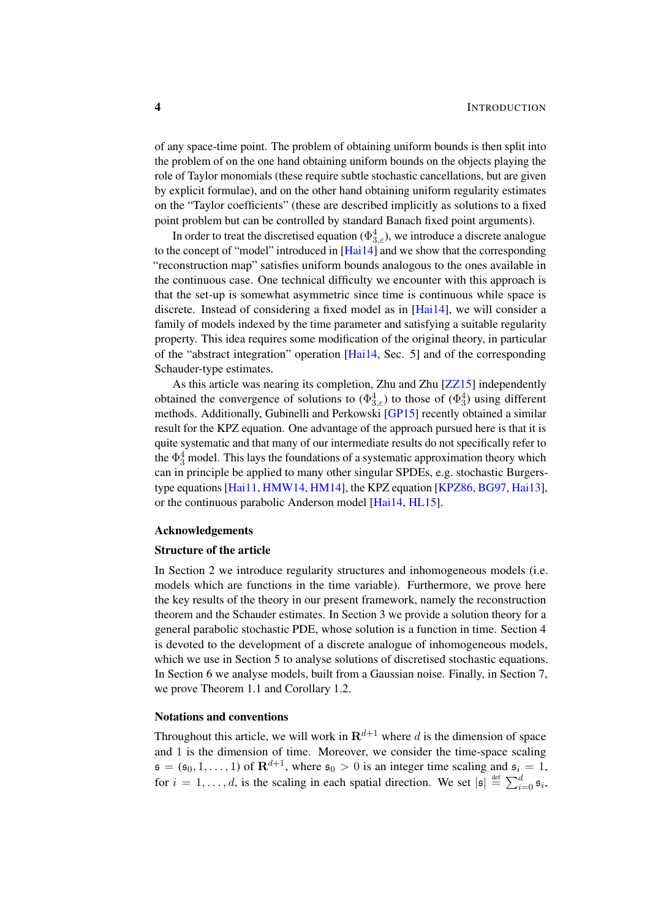of any space-time point. The problem of obtaining uniform bounds is then split into the problem of on the one hand obtaining uniform bounds on the objects playing the role of Taylor monomials (these require subtle stochastic cancellations, but are given by explicit formulae), and on the other hand obtaining uniform regularity estimates on the "Taylor coefficients" (these are described implicitly as solutions to a fixed point problem but can be controlled by standard Banach fixed point arguments).

In order to treat the discretised equation ($\Phi^4_{3,\varepsilon}$), we introduce a discrete analogue to the concept of "model" introduced in [Hai14] and we show that the corresponding "reconstruction map" satisfies uniform bounds analogous to the ones available in the continuous case. One technical difficulty we encounter with this approach is that the set-up is somewhat asymmetric since time is continuous while space is discrete. Instead of considering a fixed model as in [Hai14], we will consider a family of models indexed by the time parameter and satisfying a suitable regularity property. This idea requires some modification of the original theory, in particular of the "abstract integration" operation [Hai14, Sec. 5] and of the corresponding Schauder-type estimates.

As this article was nearing its completion, Zhu and Zhu [ZZ15] independently obtained the convergence of solutions to ($\Phi^4_{3,\varepsilon}$) to those of ($\Phi^4_3$) using different methods. Additionally, Gubinelli and Perkowski [GP15] recently obtained a similar result for the KPZ equation. One advantage of the approach pursued here is that it is quite systematic and that many of our intermediate results do not specifically refer to the $\Phi^4_3$ model. This lays the foundations of a systematic approximation theory which can in principle be applied to many other singular SPDEs, e.g. stochastic Burgers-type equations [Hai11, HMW14, HM14], the KPZ equation [KPZ86, BG97, Hai13], or the continuous parabolic Anderson model [Hai14, HL15].

### Acknowledgements

### Structure of the article

In Section 2 we introduce regularity structures and inhomogeneous models (i.e. models which are functions in the time variable). Furthermore, we prove here the key results of the theory in our present framework, namely the reconstruction theorem and the Schauder estimates. In Section 3 we provide a solution theory for a general parabolic stochastic PDE, whose solution is a function in time. Section 4 is devoted to the development of a discrete analogue of inhomogeneous models, which we use in Section 5 to analyse solutions of discretised stochastic equations. In Section 6 we analyse models, built from a Gaussian noise. Finally, in Section 7, we prove Theorem 1.1 and Corollary 1.2.

### Notations and conventions

Throughout this article, we will work in $\mathbf{R}^{d+1}$ where $d$ is the dimension of space and $1$ is the dimension of time. Moreover, we consider the time-space scaling $\mathfrak{s} = (\mathfrak{s}_0, 1, \ldots, 1)$ of $\mathbf{R}^{d+1}$, where $\mathfrak{s}_0 > 0$ is an integer time scaling and $\mathfrak{s}_i = 1$, for $i = 1, \ldots, d$, is the scaling in each spatial direction. We set $|\mathfrak{s}| \stackrel{\text{def}}{=} \sum_{i=0}^d \mathfrak{s}_i$,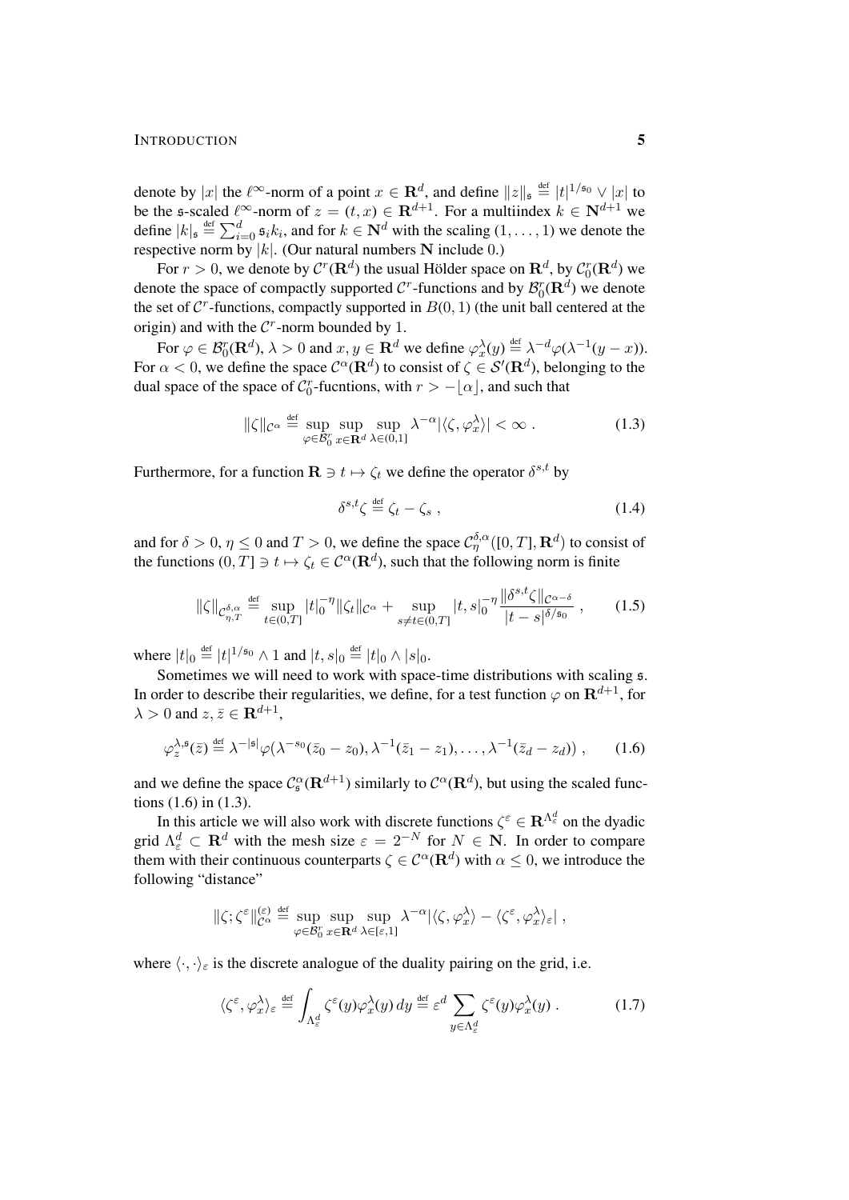denote by $|x|$ the $\ell^\infty$-norm of a point $x \in \mathbf{R}^d$, and define $\|z\|_\mathfrak{s} \stackrel{\text{def}}{=} |t|^{1/\mathfrak{s}_0} \vee |x|$ to be the $\mathfrak{s}$-scaled $\ell^\infty$-norm of $z = (t, x) \in \mathbf{R}^{d+1}$. For a multiindex $k \in \mathbf{N}^{d+1}$ we define $|k|_\mathfrak{s} \stackrel{\text{def}}{=} \sum_{i=0}^d \mathfrak{s}_i k_i$, and for $k \in \mathbf{N}^d$ with the scaling $(1, \ldots, 1)$ we denote the respective norm by $|k|$. (Our natural numbers $\mathbf{N}$ include $0$.)

For $r > 0$, we denote by $\mathcal{C}^r(\mathbf{R}^d)$ the usual Hölder space on $\mathbf{R}^d$, by $\mathcal{C}_0^r(\mathbf{R}^d)$ we denote the space of compactly supported $\mathcal{C}^r$-functions and by $\mathcal{B}_0^r(\mathbf{R}^d)$ we denote the set of $\mathcal{C}^r$-functions, compactly supported in $B(0,1)$ (the unit ball centered at the origin) and with the $\mathcal{C}^r$-norm bounded by $1$.

For $\varphi \in \mathcal{B}_0^r(\mathbf{R}^d)$, $\lambda > 0$ and $x, y \in \mathbf{R}^d$ we define $\varphi_x^\lambda(y) \stackrel{\text{def}}{=} \lambda^{-d}\varphi(\lambda^{-1}(y - x))$. For $\alpha < 0$, we define the space $\mathcal{C}^\alpha(\mathbf{R}^d)$ to consist of $\zeta \in \mathcal{S}'(\mathbf{R}^d)$, belonging to the dual space of the space of $\mathcal{C}_0^r$-fucntions, with $r > -\lfloor \alpha \rfloor$, and such that

$$
\|\zeta\|_{\mathcal{C}^\alpha} \stackrel{\text{def}}{=} \sup_{\varphi \in \mathcal{B}_0^r} \sup_{x \in \mathbf{R}^d} \sup_{\lambda \in (0,1]} \lambda^{-\alpha} |\langle \zeta, \varphi_x^\lambda \rangle| < \infty \; . \tag{1.3}
$$

Furthermore, for a function $\mathbf{R} \ni t \mapsto \zeta_t$ we define the operator $\delta^{s,t}$ by

$$
\delta^{s,t}\zeta \stackrel{\text{def}}{=} \zeta_t - \zeta_s \; , \tag{1.4}
$$

and for $\delta > 0$, $\eta \leq 0$ and $T > 0$, we define the space $\mathcal{C}_\eta^{\delta,\alpha}([0,T], \mathbf{R}^d)$ to consist of the functions $(0,T] \ni t \mapsto \zeta_t \in \mathcal{C}^\alpha(\mathbf{R}^d)$, such that the following norm is finite

$$
\|\zeta\|_{\mathcal{C}_{\eta,T}^{\delta,\alpha}} \stackrel{\text{def}}{=} \sup_{t \in (0,T]} |t|_0^{-\eta} \|\zeta_t\|_{\mathcal{C}^\alpha} + \sup_{s \neq t \in (0,T]} |t,s|_0^{-\eta} \frac{\|\delta^{s,t}\zeta\|_{\mathcal{C}^{\alpha-\delta}}}{|t-s|^{\delta/\mathfrak{s}_0}} \; , \tag{1.5}
$$

where $|t|_0 \stackrel{\text{def}}{=} |t|^{1/\mathfrak{s}_0} \wedge 1$ and $|t,s|_0 \stackrel{\text{def}}{=} |t|_0 \wedge |s|_0$.

Sometimes we will need to work with space-time distributions with scaling $\mathfrak{s}$. In order to describe their regularities, we define, for a test function $\varphi$ on $\mathbf{R}^{d+1}$, for $\lambda > 0$ and $z, \bar{z} \in \mathbf{R}^{d+1}$,

$$
\varphi_z^{\lambda,\mathfrak{s}}(\bar{z}) \stackrel{\text{def}}{=} \lambda^{-|\mathfrak{s}|}\varphi(\lambda^{-s_0}(\bar{z}_0 - z_0), \lambda^{-1}(\bar{z}_1 - z_1), \ldots, \lambda^{-1}(\bar{z}_d - z_d)) \; , \tag{1.6}
$$

and we define the space $\mathcal{C}_\mathfrak{s}^\alpha(\mathbf{R}^{d+1})$ similarly to $\mathcal{C}^\alpha(\mathbf{R}^d)$, but using the scaled functions (1.6) in (1.3).

In this article we will also work with discrete functions $\zeta^\varepsilon \in \mathbf{R}^{\Lambda_\varepsilon^d}$ on the dyadic grid $\Lambda_\varepsilon^d \subset \mathbf{R}^d$ with the mesh size $\varepsilon = 2^{-N}$ for $N \in \mathbf{N}$. In order to compare them with their continuous counterparts $\zeta \in \mathcal{C}^\alpha(\mathbf{R}^d)$ with $\alpha \leq 0$, we introduce the following "distance"

$$
\|\zeta; \zeta^\varepsilon\|_{\mathcal{C}^\alpha}^{(\varepsilon)} \stackrel{\text{def}}{=} \sup_{\varphi \in \mathcal{B}_0^r} \sup_{x \in \mathbf{R}^d} \sup_{\lambda \in [\varepsilon,1]} \lambda^{-\alpha} |\langle \zeta, \varphi_x^\lambda \rangle - \langle \zeta^\varepsilon, \varphi_x^\lambda \rangle_\varepsilon| \; ,
$$

where $\langle \cdot, \cdot \rangle_\varepsilon$ is the discrete analogue of the duality pairing on the grid, i.e.

$$
\langle \zeta^\varepsilon, \varphi_x^\lambda \rangle_\varepsilon \stackrel{\text{def}}{=} \int_{\Lambda_\varepsilon^d} \zeta^\varepsilon(y)\varphi_x^\lambda(y)\, dy \stackrel{\text{def}}{=} \varepsilon^d \sum_{y \in \Lambda_\varepsilon^d} \zeta^\varepsilon(y)\varphi_x^\lambda(y) \; . \tag{1.7}
$$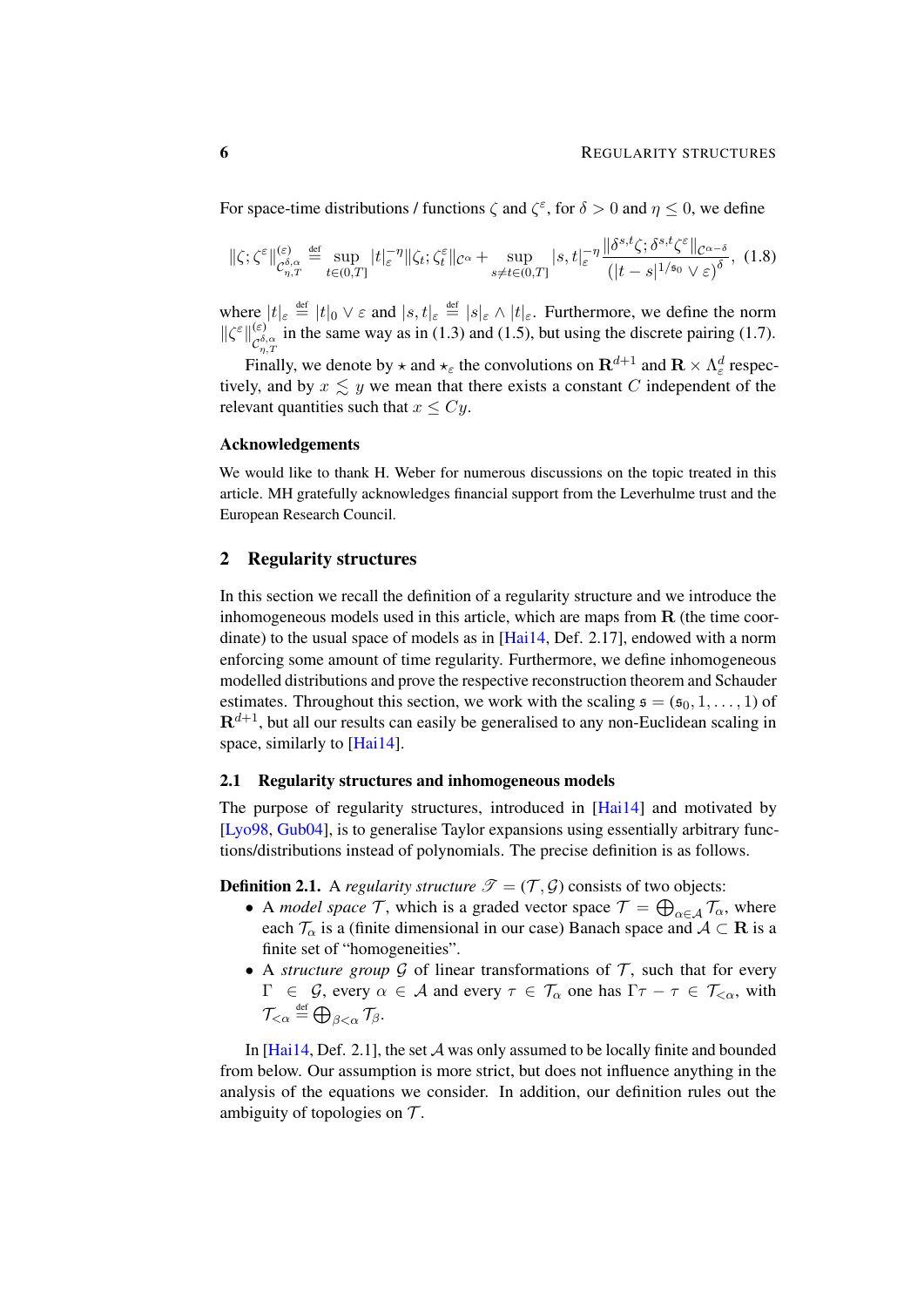For space-time distributions / functions $\zeta$ and $\zeta^\varepsilon$, for $\delta > 0$ and $\eta \leq 0$, we define

$$\|\zeta;\zeta^\varepsilon\|^{(\varepsilon)}_{\mathcal{C}^{\delta,\alpha}_{\eta,T}} \stackrel{\text{def}}{=} \sup_{t\in(0,T]} |t|_\varepsilon^{-\eta} \|\zeta_t;\zeta^\varepsilon_t\|_{\mathcal{C}^\alpha} + \sup_{s\neq t\in(0,T]} |s,t|_\varepsilon^{-\eta} \frac{\|\delta^{s,t}\zeta;\delta^{s,t}\zeta^\varepsilon\|_{\mathcal{C}^{\alpha-\delta}}}{\left(|t-s|^{1/\mathfrak{s}_0} \vee \varepsilon\right)^\delta}, \quad (1.8)$$

where $|t|_\varepsilon \stackrel{\text{def}}{=} |t|_0 \vee \varepsilon$ and $|s,t|_\varepsilon \stackrel{\text{def}}{=} |s|_\varepsilon \wedge |t|_\varepsilon$. Furthermore, we define the norm $\|\zeta^\varepsilon\|^{(\varepsilon)}_{\mathcal{C}^{\delta,\alpha}_{\eta,T}}$ in the same way as in (1.3) and (1.5), but using the discrete pairing (1.7).

Finally, we denote by $\star$ and $\star_\varepsilon$ the convolutions on $\mathbf{R}^{d+1}$ and $\mathbf{R} \times \Lambda^d_\varepsilon$ respectively, and by $x \lesssim y$ we mean that there exists a constant $C$ independent of the relevant quantities such that $x \leq Cy$.

### Acknowledgements

We would like to thank H. Weber for numerous discussions on the topic treated in this article. MH gratefully acknowledges financial support from the Leverhulme trust and the European Research Council.

## 2 Regularity structures

In this section we recall the definition of a regularity structure and we introduce the inhomogeneous models used in this article, which are maps from $\mathbf{R}$ (the time coordinate) to the usual space of models as in [Hai14, Def. 2.17], endowed with a norm enforcing some amount of time regularity. Furthermore, we define inhomogeneous modelled distributions and prove the respective reconstruction theorem and Schauder estimates. Throughout this section, we work with the scaling $\mathfrak{s} = (\mathfrak{s}_0, 1, \ldots, 1)$ of $\mathbf{R}^{d+1}$, but all our results can easily be generalised to any non-Euclidean scaling in space, similarly to [Hai14].

### 2.1 Regularity structures and inhomogeneous models

The purpose of regularity structures, introduced in [Hai14] and motivated by [Lyo98, Gub04], is to generalise Taylor expansions using essentially arbitrary functions/distributions instead of polynomials. The precise definition is as follows.

**Definition 2.1.** A *regularity structure* $\mathscr{T} = (\mathcal{T}, \mathcal{G})$ consists of two objects:

- A *model space* $\mathcal{T}$, which is a graded vector space $\mathcal{T} = \bigoplus_{\alpha\in\mathcal{A}} \mathcal{T}_\alpha$, where each $\mathcal{T}_\alpha$ is a (finite dimensional in our case) Banach space and $\mathcal{A} \subset \mathbf{R}$ is a finite set of "homogeneities".
- A *structure group* $\mathcal{G}$ of linear transformations of $\mathcal{T}$, such that for every $\Gamma \in \mathcal{G}$, every $\alpha \in \mathcal{A}$ and every $\tau \in \mathcal{T}_\alpha$ one has $\Gamma\tau - \tau \in \mathcal{T}_{<\alpha}$, with $\mathcal{T}_{<\alpha} \stackrel{\text{def}}{=} \bigoplus_{\beta<\alpha} \mathcal{T}_\beta$.

In [Hai14, Def. 2.1], the set $\mathcal{A}$ was only assumed to be locally finite and bounded from below. Our assumption is more strict, but does not influence anything in the analysis of the equations we consider. In addition, our definition rules out the ambiguity of topologies on $\mathcal{T}$.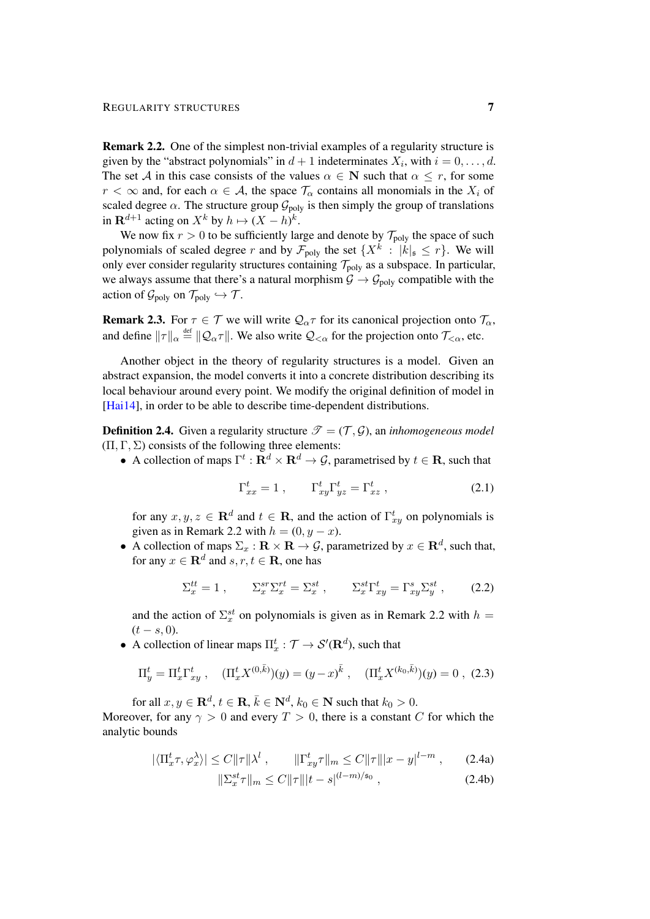**Remark 2.2.** One of the simplest non-trivial examples of a regularity structure is given by the "abstract polynomials" in $d+1$ indeterminates $X_i$, with $i = 0, \ldots, d$. The set $\mathcal{A}$ in this case consists of the values $\alpha \in \mathbf{N}$ such that $\alpha \leq r$, for some $r < \infty$ and, for each $\alpha \in \mathcal{A}$, the space $\mathcal{T}_\alpha$ contains all monomials in the $X_i$ of scaled degree $\alpha$. The structure group $\mathcal{G}_{\text{poly}}$ is then simply the group of translations in $\mathbf{R}^{d+1}$ acting on $X^k$ by $h \mapsto (X-h)^k$.

We now fix $r > 0$ to be sufficiently large and denote by $\mathcal{T}_{\text{poly}}$ the space of such polynomials of scaled degree $r$ and by $\mathcal{F}_{\text{poly}}$ the set $\{X^k : |k|_\mathfrak{s} \leq r\}$. We will only ever consider regularity structures containing $\mathcal{T}_{\text{poly}}$ as a subspace. In particular, we always assume that there's a natural morphism $\mathcal{G} \to \mathcal{G}_{\text{poly}}$ compatible with the action of $\mathcal{G}_{\text{poly}}$ on $\mathcal{T}_{\text{poly}} \hookrightarrow \mathcal{T}$.

**Remark 2.3.** For $\tau \in \mathcal{T}$ we will write $\mathcal{Q}_\alpha \tau$ for its canonical projection onto $\mathcal{T}_\alpha$, and define $\|\tau\|_\alpha \stackrel{\text{def}}{=} \|\mathcal{Q}_\alpha \tau\|$. We also write $\mathcal{Q}_{<\alpha}$ for the projection onto $\mathcal{T}_{<\alpha}$, etc.

Another object in the theory of regularity structures is a model. Given an abstract expansion, the model converts it into a concrete distribution describing its local behaviour around every point. We modify the original definition of model in [Hai14], in order to be able to describe time-dependent distributions.

**Definition 2.4.** Given a regularity structure $\mathscr{T} = (\mathcal{T}, \mathcal{G})$, an *inhomogeneous model* $(\Pi, \Gamma, \Sigma)$ consists of the following three elements:

- A collection of maps $\Gamma^t : \mathbf{R}^d \times \mathbf{R}^d \to \mathcal{G}$, parametrised by $t \in \mathbf{R}$, such that
$$\Gamma^t_{xx} = 1\;, \qquad \Gamma^t_{xy}\Gamma^t_{yz} = \Gamma^t_{xz}\;, \tag{2.1}$$
for any $x, y, z \in \mathbf{R}^d$ and $t \in \mathbf{R}$, and the action of $\Gamma^t_{xy}$ on polynomials is given as in Remark 2.2 with $h = (0, y-x)$.
- A collection of maps $\Sigma_x : \mathbf{R} \times \mathbf{R} \to \mathcal{G}$, parametrized by $x \in \mathbf{R}^d$, such that, for any $x \in \mathbf{R}^d$ and $s, r, t \in \mathbf{R}$, one has
$$\Sigma^{tt}_x = 1\;, \qquad \Sigma^{sr}_x \Sigma^{rt}_x = \Sigma^{st}_x\;, \qquad \Sigma^{st}_x \Gamma^t_{xy} = \Gamma^s_{xy}\Sigma^{st}_y\;, \tag{2.2}$$
and the action of $\Sigma^{st}_x$ on polynomials is given as in Remark 2.2 with $h = (t-s, 0)$.
- A collection of linear maps $\Pi^t_x : \mathcal{T} \to \mathcal{S}'(\mathbf{R}^d)$, such that
$$\Pi^t_y = \Pi^t_x \Gamma^t_{xy}\;, \quad (\Pi^t_x X^{(0,\bar{k})})(y) = (y-x)^{\bar{k}}\;, \quad (\Pi^t_x X^{(k_0,\bar{k})})(y) = 0\;, \tag{2.3}$$
for all $x, y \in \mathbf{R}^d$, $t \in \mathbf{R}$, $\bar{k} \in \mathbf{N}^d$, $k_0 \in \mathbf{N}$ such that $k_0 > 0$.

Moreover, for any $\gamma > 0$ and every $T > 0$, there is a constant $C$ for which the analytic bounds

$$|\langle \Pi^t_x \tau, \varphi^\lambda_x \rangle| \leq C\|\tau\|\lambda^l\;, \qquad \|\Gamma^t_{xy}\tau\|_m \leq C\|\tau\||x-y|^{l-m}\;, \tag{2.4a}$$
$$\|\Sigma^{st}_x \tau\|_m \leq C\|\tau\||t-s|^{(l-m)/\mathfrak{s}_0}\;, \tag{2.4b}$$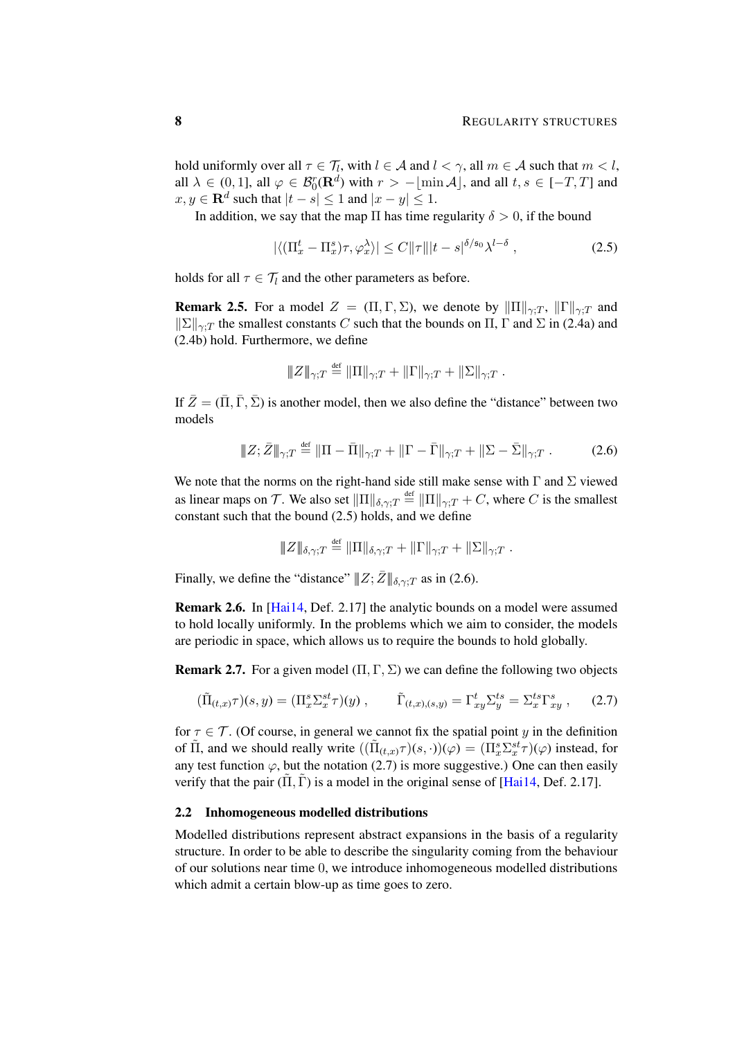hold uniformly over all $\tau \in \mathcal{T}_l$, with $l \in \mathcal{A}$ and $l < \gamma$, all $m \in \mathcal{A}$ such that $m < l$, all $\lambda \in (0,1]$, all $\varphi \in \mathcal{B}_0^r(\mathbf{R}^d)$ with $r > -\lfloor \min \mathcal{A} \rfloor$, and all $t, s \in [-T, T]$ and $x, y \in \mathbf{R}^d$ such that $|t - s| \leq 1$ and $|x - y| \leq 1$.

In addition, we say that the map $\Pi$ has time regularity $\delta > 0$, if the bound

$$|\langle (\Pi_x^t - \Pi_x^s)\tau, \varphi_x^\lambda \rangle| \leq C \|\tau\| |t - s|^{\delta/\mathfrak{s}_0} \lambda^{l-\delta} , \tag{2.5}$$

holds for all $\tau \in \mathcal{T}_l$ and the other parameters as before.

**Remark 2.5.** For a model $Z = (\Pi, \Gamma, \Sigma)$, we denote by $\|\Pi\|_{\gamma;T}$, $\|\Gamma\|_{\gamma;T}$ and $\|\Sigma\|_{\gamma;T}$ the smallest constants $C$ such that the bounds on $\Pi$, $\Gamma$ and $\Sigma$ in (2.4a) and (2.4b) hold. Furthermore, we define

$$\|\!|Z|\!\|_{\gamma;T} \stackrel{\text{def}}{=} \|\Pi\|_{\gamma;T} + \|\Gamma\|_{\gamma;T} + \|\Sigma\|_{\gamma;T} .$$

If $\bar{Z} = (\bar{\Pi}, \bar{\Gamma}, \bar{\Sigma})$ is another model, then we also define the "distance" between two models

$$\|\!|Z; \bar{Z}|\!\|_{\gamma;T} \stackrel{\text{def}}{=} \|\Pi - \bar{\Pi}\|_{\gamma;T} + \|\Gamma - \bar{\Gamma}\|_{\gamma;T} + \|\Sigma - \bar{\Sigma}\|_{\gamma;T} . \tag{2.6}$$

We note that the norms on the right-hand side still make sense with $\Gamma$ and $\Sigma$ viewed as linear maps on $\mathcal{T}$. We also set $\|\Pi\|_{\delta,\gamma;T} \stackrel{\text{def}}{=} \|\Pi\|_{\gamma;T} + C$, where $C$ is the smallest constant such that the bound (2.5) holds, and we define

$$\|\!|Z|\!\|_{\delta,\gamma;T} \stackrel{\text{def}}{=} \|\Pi\|_{\delta,\gamma;T} + \|\Gamma\|_{\gamma;T} + \|\Sigma\|_{\gamma;T} .$$

Finally, we define the "distance" $\|\!|Z; \bar{Z}|\!\|_{\delta,\gamma;T}$ as in (2.6).

**Remark 2.6.** In [Hai14, Def. 2.17] the analytic bounds on a model were assumed to hold locally uniformly. In the problems which we aim to consider, the models are periodic in space, which allows us to require the bounds to hold globally.

**Remark 2.7.** For a given model $(\Pi, \Gamma, \Sigma)$ we can define the following two objects

$$(\tilde{\Pi}_{(t,x)}\tau)(s, y) = (\Pi_x^s \Sigma_x^{st} \tau)(y) , \qquad \tilde{\Gamma}_{(t,x),(s,y)} = \Gamma_{xy}^t \Sigma_y^{ts} = \Sigma_x^{ts} \Gamma_{xy}^s , \tag{2.7}$$

for $\tau \in \mathcal{T}$. (Of course, in general we cannot fix the spatial point $y$ in the definition of $\tilde{\Pi}$, and we should really write $((\tilde{\Pi}_{(t,x)}\tau)(s, \cdot))(\varphi) = (\Pi_x^s \Sigma_x^{st} \tau)(\varphi)$ instead, for any test function $\varphi$, but the notation (2.7) is more suggestive.) One can then easily verify that the pair $(\tilde{\Pi}, \tilde{\Gamma})$ is a model in the original sense of [Hai14, Def. 2.17].

## 2.2 Inhomogeneous modelled distributions

Modelled distributions represent abstract expansions in the basis of a regularity structure. In order to be able to describe the singularity coming from the behaviour of our solutions near time 0, we introduce inhomogeneous modelled distributions which admit a certain blow-up as time goes to zero.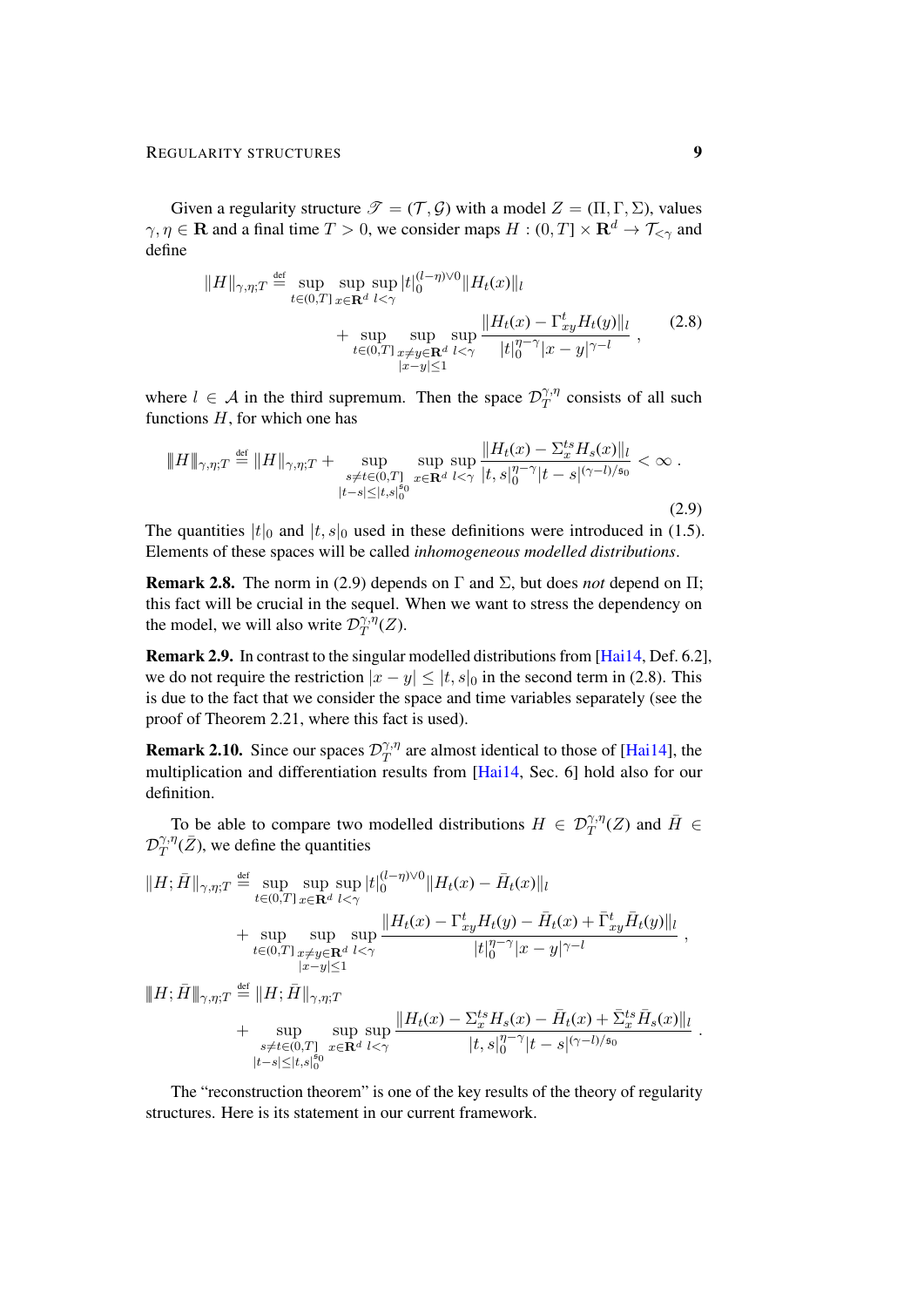Given a regularity structure $\mathscr{T} = (\mathcal{T}, \mathcal{G})$ with a model $Z = (\Pi, \Gamma, \Sigma)$, values $\gamma, \eta \in \mathbf{R}$ and a final time $T > 0$, we consider maps $H : (0, T] \times \mathbf{R}^d \to \mathcal{T}_{<\gamma}$ and define

$$
\begin{aligned}
\|H\|_{\gamma,\eta;T} \stackrel{\text{def}}{=} \sup_{t \in (0,T]} \sup_{x \in \mathbf{R}^d} \sup_{l < \gamma} |t|_0^{(l-\eta)\vee 0} \|H_t(x)\|_l \\
+ \sup_{t \in (0,T]} \sup_{\substack{x \neq y \in \mathbf{R}^d \\ |x-y| \leq 1}} \sup_{l<\gamma} \frac{\|H_t(x) - \Gamma^t_{xy} H_t(y)\|_l}{|t|_0^{\eta-\gamma} |x-y|^{\gamma-l}} \;,
\end{aligned}
\tag{2.8}
$$

where $l \in \mathcal{A}$ in the third supremum. Then the space $\mathcal{D}_T^{\gamma,\eta}$ consists of all such functions $H$, for which one has

$$
\|\!|H|\!\|_{\gamma,\eta;T} \stackrel{\text{def}}{=} \|H\|_{\gamma,\eta;T} + \sup_{\substack{s \neq t \in (0,T] \\ |t-s| \leq |t,s|_0^{\mathfrak{s}_0}}} \sup_{x \in \mathbf{R}^d} \sup_{l<\gamma} \frac{\|H_t(x) - \Sigma^{ts}_x H_s(x)\|_l}{|t,s|_0^{\eta-\gamma} |t-s|^{(\gamma-l)/\mathfrak{s}_0}} < \infty \;.
\tag{2.9}
$$

The quantities $|t|_0$ and $|t,s|_0$ used in these definitions were introduced in (1.5). Elements of these spaces will be called *inhomogeneous modelled distributions*.

**Remark 2.8.** The norm in (2.9) depends on $\Gamma$ and $\Sigma$, but does *not* depend on $\Pi$; this fact will be crucial in the sequel. When we want to stress the dependency on the model, we will also write $\mathcal{D}_T^{\gamma,\eta}(Z)$.

**Remark 2.9.** In contrast to the singular modelled distributions from [Hai14, Def. 6.2], we do not require the restriction $|x - y| \leq |t, s|_0$ in the second term in (2.8). This is due to the fact that we consider the space and time variables separately (see the proof of Theorem 2.21, where this fact is used).

**Remark 2.10.** Since our spaces $\mathcal{D}_T^{\gamma,\eta}$ are almost identical to those of [Hai14], the multiplication and differentiation results from [Hai14, Sec. 6] hold also for our definition.

To be able to compare two modelled distributions $H \in \mathcal{D}_T^{\gamma,\eta}(Z)$ and $\bar{H} \in \mathcal{D}_T^{\gamma,\eta}(\bar{Z})$, we define the quantities

$$
\begin{aligned}
\|H; \bar{H}\|_{\gamma,\eta;T} &\stackrel{\text{def}}{=} \sup_{t \in (0,T]} \sup_{x \in \mathbf{R}^d} \sup_{l<\gamma} |t|_0^{(l-\eta)\vee 0} \|H_t(x) - \bar{H}_t(x)\|_l \\
&\quad + \sup_{t \in (0,T]} \sup_{\substack{x \neq y \in \mathbf{R}^d \\ |x-y| \leq 1}} \sup_{l<\gamma} \frac{\|H_t(x) - \Gamma^t_{xy} H_t(y) - \bar{H}_t(x) + \bar{\Gamma}^t_{xy} \bar{H}_t(y)\|_l}{|t|_0^{\eta-\gamma} |x-y|^{\gamma-l}} \;, \\
\|\!|H; \bar{H}|\!\|_{\gamma,\eta;T} &\stackrel{\text{def}}{=} \|H; \bar{H}\|_{\gamma,\eta;T} \\
&\quad + \sup_{\substack{s \neq t \in (0,T] \\ |t-s| \leq |t,s|_0^{\mathfrak{s}_0}}} \sup_{x \in \mathbf{R}^d} \sup_{l<\gamma} \frac{\|H_t(x) - \Sigma^{ts}_x H_s(x) - \bar{H}_t(x) + \bar{\Sigma}^{ts}_x \bar{H}_s(x)\|_l}{|t,s|_0^{\eta-\gamma} |t-s|^{(\gamma-l)/\mathfrak{s}_0}} \;.
\end{aligned}
$$

The "reconstruction theorem" is one of the key results of the theory of regularity structures. Here is its statement in our current framework.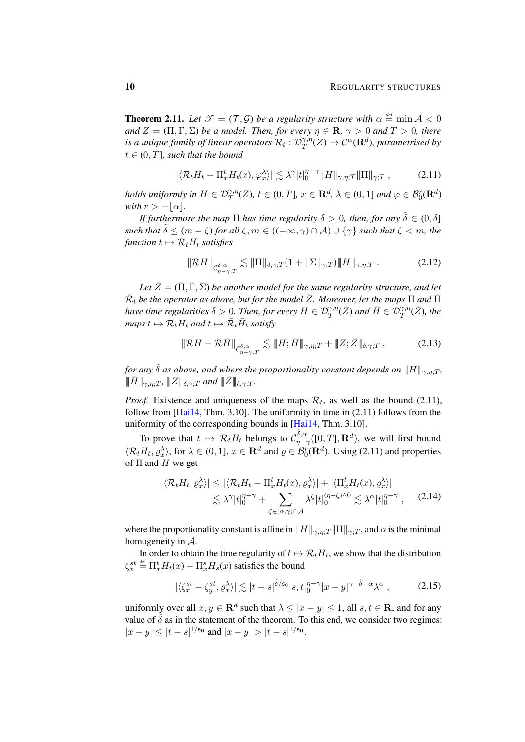**Theorem 2.11.** *Let $\mathscr{T} = (\mathcal{T}, \mathcal{G})$ be a regularity structure with $\alpha \stackrel{\text{def}}{=} \min \mathcal{A} < 0$ and $Z = (\Pi, \Gamma, \Sigma)$ be a model. Then, for every $\eta \in \mathbf{R}$, $\gamma > 0$ and $T > 0$, there is a unique family of linear operators $\mathcal{R}_t : \mathcal{D}_T^{\gamma,\eta}(Z) \to \mathcal{C}^\alpha(\mathbf{R}^d)$, parametrised by $t \in (0, T]$, such that the bound*

$$|\langle \mathcal{R}_t H_t - \Pi_x^t H_t(x), \varphi_x^\lambda \rangle| \lesssim \lambda^\gamma |t|_0^{\eta-\gamma} \|H\|_{\gamma,\eta;T} \|\Pi\|_{\gamma;T} , \tag{2.11}$$

*holds uniformly in $H \in \mathcal{D}_T^{\gamma,\eta}(Z)$, $t \in (0, T]$, $x \in \mathbf{R}^d$, $\lambda \in (0, 1]$ and $\varphi \in \mathcal{B}_0^r(\mathbf{R}^d)$ with $r > -\lfloor \alpha \rfloor$.*

*If furthermore the map $\Pi$ has time regularity $\delta > 0$, then, for any $\tilde{\delta} \in (0, \delta]$ such that $\tilde{\delta} \le (m - \zeta)$ for all $\zeta, m \in ((-\infty, \gamma) \cap \mathcal{A}) \cup \{\gamma\}$ such that $\zeta < m$, the function $t \mapsto \mathcal{R}_t H_t$ satisfies*

$$\|\mathcal{R}H\|_{\mathcal{C}^{\tilde{\delta},\alpha}_{\eta-\gamma,T}} \lesssim \|\Pi\|_{\delta,\gamma;T}(1 + \|\Sigma\|_{\gamma;T}) \|H\|_{\gamma,\eta;T} . \tag{2.12}$$

*Let $\bar{Z} = (\bar{\Pi}, \bar{\Gamma}, \bar{\Sigma})$ be another model for the same regularity structure, and let $\bar{\mathcal{R}}_t$ be the operator as above, but for the model $\bar{Z}$. Moreover, let the maps $\Pi$ and $\bar{\Pi}$ have time regularities $\delta > 0$. Then, for every $H \in \mathcal{D}_T^{\gamma,\eta}(Z)$ and $\bar{H} \in \mathcal{D}_T^{\gamma,\eta}(\bar{Z})$, the maps $t \mapsto \mathcal{R}_t H_t$ and $t \mapsto \bar{\mathcal{R}}_t \bar{H}_t$ satisfy*

$$\|\mathcal{R}H - \bar{\mathcal{R}}\bar{H}\|_{\mathcal{C}^{\tilde{\delta},\alpha}_{\eta-\gamma,T}} \lesssim \|H; \bar{H}\|_{\gamma,\eta;T} + \|Z; \bar{Z}\|_{\delta,\gamma;T} , \tag{2.13}$$

*for any $\tilde{\delta}$ as above, and where the proportionality constant depends on $\|H\|_{\gamma,\eta;T}$, $\|\bar{H}\|_{\gamma,\eta;T}$, $\|Z\|_{\delta,\gamma;T}$ and $\|\bar{Z}\|_{\delta,\gamma;T}$.*

*Proof.* Existence and uniqueness of the maps $\mathcal{R}_t$, as well as the bound (2.11), follow from [Hai14, Thm. 3.10]. The uniformity in time in (2.11) follows from the uniformity of the corresponding bounds in [Hai14, Thm. 3.10].

To prove that $t \mapsto \mathcal{R}_t H_t$ belongs to $\mathcal{C}^{\tilde{\delta},\alpha}_{\eta-\gamma}([0,T], \mathbf{R}^d)$, we will first bound $\langle \mathcal{R}_t H_t, \varrho_x^\lambda \rangle$, for $\lambda \in (0, 1]$, $x \in \mathbf{R}^d$ and $\varrho \in \mathcal{B}_0^r(\mathbf{R}^d)$. Using (2.11) and properties of $\Pi$ and $H$ we get

$$\begin{aligned} |\langle \mathcal{R}_t H_t, \varrho_x^\lambda \rangle| &\le |\langle \mathcal{R}_t H_t - \Pi_x^t H_t(x), \varrho_x^\lambda \rangle| + |\langle \Pi_x^t H_t(x), \varrho_x^\lambda \rangle| \\ &\lesssim \lambda^\gamma |t|_0^{\eta-\gamma} + \sum_{\zeta \in [\alpha, \gamma) \cap \mathcal{A}} \lambda^\zeta |t|_0^{(\eta-\zeta)\wedge 0} \lesssim \lambda^\alpha |t|_0^{\eta-\gamma} , \end{aligned} \tag{2.14}$$

where the proportionality constant is affine in $\|H\|_{\gamma,\eta;T} \|\Pi\|_{\gamma;T}$, and $\alpha$ is the minimal homogeneity in $\mathcal{A}$.

In order to obtain the time regularity of $t \mapsto \mathcal{R}_t H_t$, we show that the distribution $\zeta_x^{st} \stackrel{\text{def}}{=} \Pi_x^t H_t(x) - \Pi_x^s H_s(x)$ satisfies the bound

$$|\langle \zeta_x^{st} - \zeta_y^{st}, \varrho_x^\lambda \rangle| \lesssim |t - s|^{\tilde{\delta}/\mathfrak{s}_0} |s, t|_0^{\eta-\gamma} |x - y|^{\gamma - \tilde{\delta} - \alpha} \lambda^\alpha , \tag{2.15}$$

uniformly over all $x, y \in \mathbf{R}^d$ such that $\lambda \le |x - y| \le 1$, all $s, t \in \mathbf{R}$, and for any value of $\tilde{\delta}$ as in the statement of the theorem. To this end, we consider two regimes: $|x - y| \le |t - s|^{1/\mathfrak{s}_0}$ and $|x - y| > |t - s|^{1/\mathfrak{s}_0}$.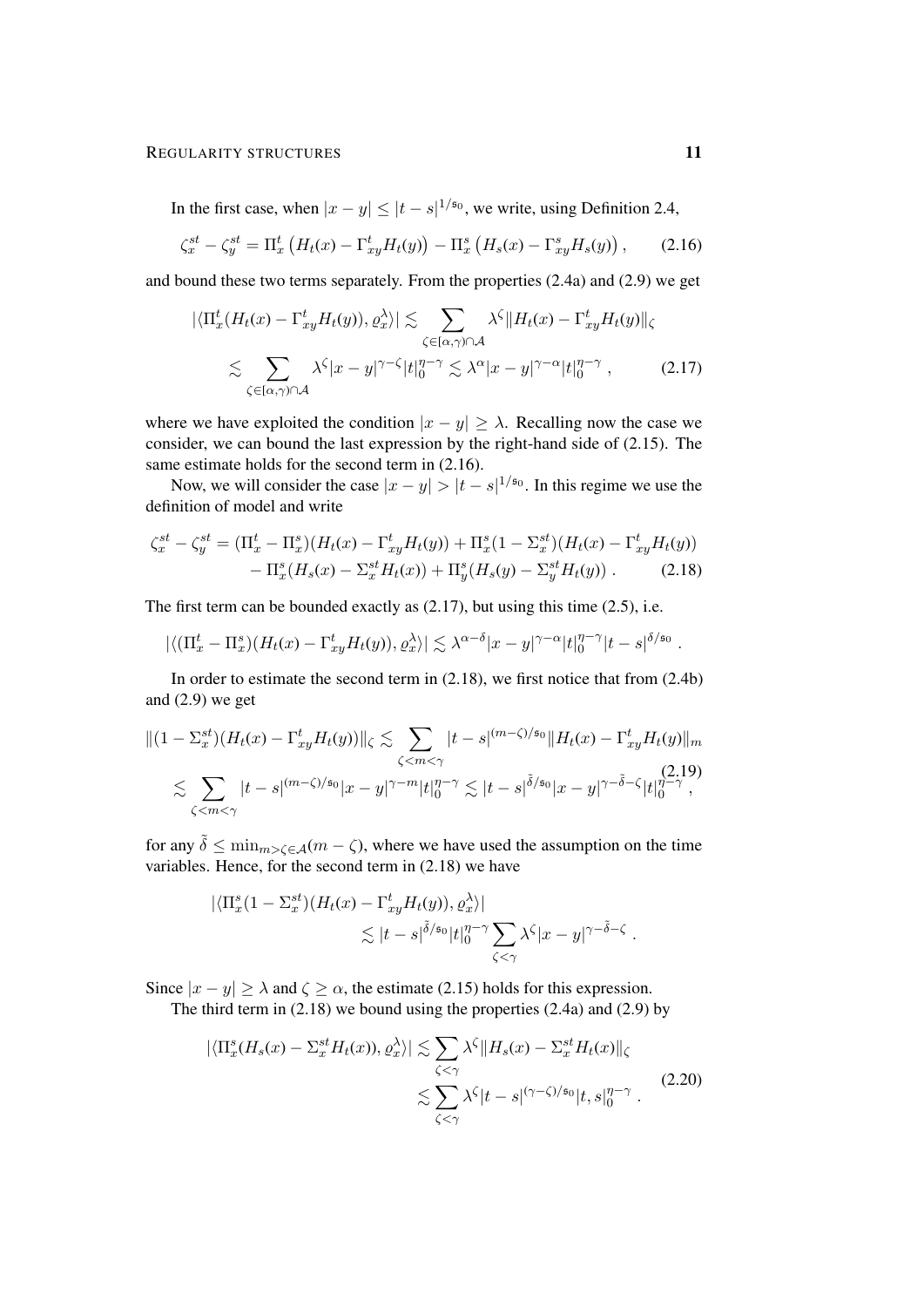In the first case, when $|x-y| \le |t-s|^{1/\mathfrak{s}_0}$, we write, using Definition 2.4,

$$\zeta_x^{st} - \zeta_y^{st} = \Pi_x^t \left(H_t(x) - \Gamma_{xy}^t H_t(y)\right) - \Pi_x^s \left(H_s(x) - \Gamma_{xy}^s H_s(y)\right), \tag{2.16}$$

and bound these two terms separately. From the properties (2.4a) and (2.9) we get

$$\begin{aligned}
|\langle \Pi_x^t (H_t(x) - \Gamma_{xy}^t H_t(y)), \varrho_x^\lambda \rangle| &\lesssim \sum_{\zeta \in [\alpha, \gamma) \cap \mathcal{A}} \lambda^\zeta \| H_t(x) - \Gamma_{xy}^t H_t(y) \|_\zeta \\
&\lesssim \sum_{\zeta \in [\alpha, \gamma) \cap \mathcal{A}} \lambda^\zeta |x-y|^{\gamma - \zeta} |t|_0^{\eta - \gamma} \lesssim \lambda^\alpha |x-y|^{\gamma - \alpha} |t|_0^{\eta - \gamma}, \qquad (2.17)
\end{aligned}$$

where we have exploited the condition $|x-y| \ge \lambda$. Recalling now the case we consider, we can bound the last expression by the right-hand side of (2.15). The same estimate holds for the second term in (2.16).

Now, we will consider the case $|x-y| > |t-s|^{1/\mathfrak{s}_0}$. In this regime we use the definition of model and write

$$\begin{aligned}
\zeta_x^{st} - \zeta_y^{st} &= (\Pi_x^t - \Pi_x^s)(H_t(x) - \Gamma_{xy}^t H_t(y)) + \Pi_x^s (1 - \Sigma_x^{st})(H_t(x) - \Gamma_{xy}^t H_t(y)) \\
&\quad - \Pi_x^s (H_s(x) - \Sigma_x^{st} H_t(x)) + \Pi_y^s (H_s(y) - \Sigma_y^{st} H_t(y)). \qquad (2.18)
\end{aligned}$$

The first term can be bounded exactly as (2.17), but using this time (2.5), i.e.

$$|\langle (\Pi_x^t - \Pi_x^s)(H_t(x) - \Gamma_{xy}^t H_t(y)), \varrho_x^\lambda \rangle| \lesssim \lambda^{\alpha - \delta} |x-y|^{\gamma - \alpha} |t|_0^{\eta - \gamma} |t-s|^{\delta / \mathfrak{s}_0}.$$

In order to estimate the second term in (2.18), we first notice that from (2.4b) and (2.9) we get

$$\begin{aligned}
\|(1 - \Sigma_x^{st})(H_t(x) - \Gamma_{xy}^t H_t(y))\|_\zeta &\lesssim \sum_{\zeta < m < \gamma} |t-s|^{(m - \zeta)/\mathfrak{s}_0} \|H_t(x) - \Gamma_{xy}^t H_t(y)\|_m \\
&\lesssim \sum_{\zeta < m < \gamma} |t-s|^{(m - \zeta)/\mathfrak{s}_0} |x-y|^{\gamma - m} |t|_0^{\eta - \gamma} \lesssim |t-s|^{\tilde{\delta}/\mathfrak{s}_0} |x-y|^{\gamma - \tilde{\delta} - \zeta} |t|_0^{\eta - \gamma}, \qquad (2.19)
\end{aligned}$$

for any $\tilde{\delta} \le \min_{m > \zeta \in \mathcal{A}} (m - \zeta)$, where we have used the assumption on the time variables. Hence, for the second term in (2.18) we have

$$\begin{aligned}
&|\langle \Pi_x^s (1 - \Sigma_x^{st})(H_t(x) - \Gamma_{xy}^t H_t(y)), \varrho_x^\lambda \rangle| \\
&\qquad\qquad \lesssim |t-s|^{\tilde{\delta}/\mathfrak{s}_0} |t|_0^{\eta - \gamma} \sum_{\zeta < \gamma} \lambda^\zeta |x-y|^{\gamma - \tilde{\delta} - \zeta}.
\end{aligned}$$

Since $|x-y| \ge \lambda$ and $\zeta \ge \alpha$, the estimate (2.15) holds for this expression.

The third term in (2.18) we bound using the properties (2.4a) and (2.9) by

$$\begin{aligned}
|\langle \Pi_x^s (H_s(x) - \Sigma_x^{st} H_t(x)), \varrho_x^\lambda \rangle| &\lesssim \sum_{\zeta < \gamma} \lambda^\zeta \|H_s(x) - \Sigma_x^{st} H_t(x)\|_\zeta \\
&\lesssim \sum_{\zeta < \gamma} \lambda^\zeta |t-s|^{(\gamma - \zeta)/\mathfrak{s}_0} |t, s|_0^{\eta - \gamma}. \qquad (2.20)
\end{aligned}$$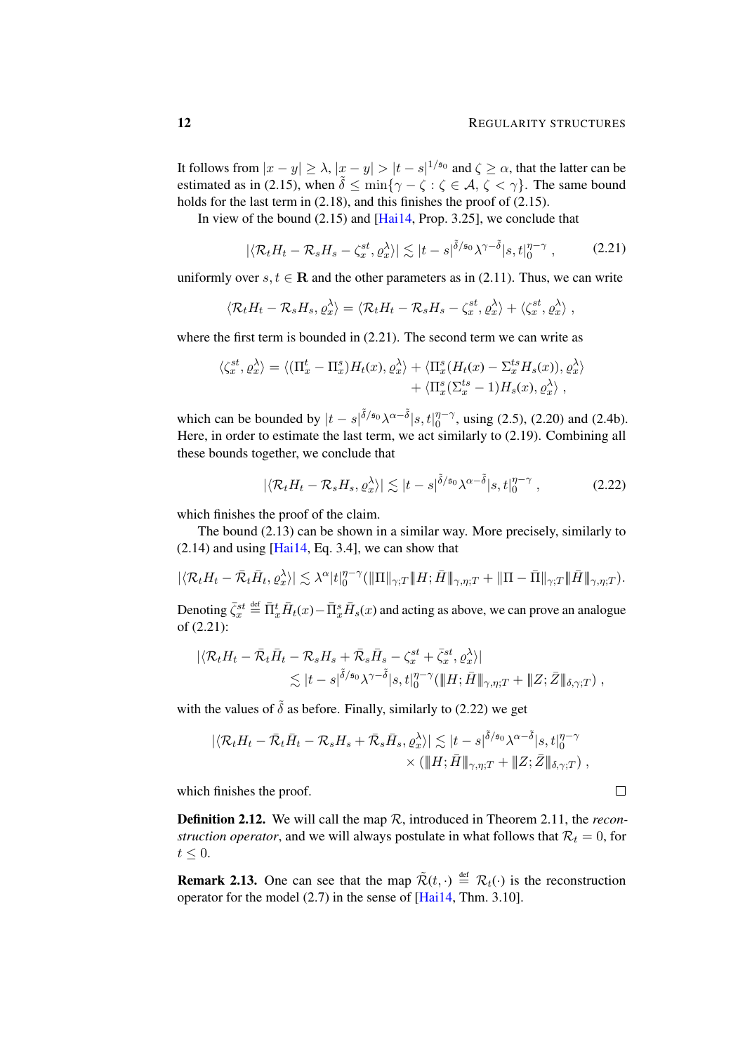It follows from $|x - y| \geq \lambda$, $|x - y| > |t - s|^{1/\mathfrak{s}_0}$ and $\zeta \geq \alpha$, that the latter can be estimated as in (2.15), when $\tilde{\delta} \leq \min\{\gamma - \zeta : \zeta \in \mathcal{A},\, \zeta < \gamma\}$. The same bound holds for the last term in (2.18), and this finishes the proof of (2.15).

In view of the bound (2.15) and [Hai14, Prop. 3.25], we conclude that

$$|\langle \mathcal{R}_t H_t - \mathcal{R}_s H_s - \zeta_x^{st}, \varrho_x^\lambda \rangle| \lesssim |t - s|^{\tilde{\delta}/\mathfrak{s}_0} \lambda^{\gamma - \tilde{\delta}} |s, t|_0^{\eta - \gamma} , \tag{2.21}$$

uniformly over $s, t \in \mathbf{R}$ and the other parameters as in (2.11). Thus, we can write

$$\langle \mathcal{R}_t H_t - \mathcal{R}_s H_s, \varrho_x^\lambda \rangle = \langle \mathcal{R}_t H_t - \mathcal{R}_s H_s - \zeta_x^{st}, \varrho_x^\lambda \rangle + \langle \zeta_x^{st}, \varrho_x^\lambda \rangle ,$$

where the first term is bounded in (2.21). The second term we can write as

$$\begin{aligned} \langle \zeta_x^{st}, \varrho_x^\lambda \rangle = \langle (\Pi_x^t - \Pi_x^s) H_t(x), \varrho_x^\lambda \rangle + \langle \Pi_x^s (H_t(x) - \Sigma_x^{ts} H_s(x)), \varrho_x^\lambda \rangle \\ + \langle \Pi_x^s (\Sigma_x^{ts} - 1) H_s(x), \varrho_x^\lambda \rangle , \end{aligned}$$

which can be bounded by $|t - s|^{\tilde{\delta}/\mathfrak{s}_0} \lambda^{\alpha - \tilde{\delta}} |s, t|_0^{\eta - \gamma}$, using (2.5), (2.20) and (2.4b). Here, in order to estimate the last term, we act similarly to (2.19). Combining all these bounds together, we conclude that

$$|\langle \mathcal{R}_t H_t - \mathcal{R}_s H_s, \varrho_x^\lambda \rangle| \lesssim |t - s|^{\tilde{\delta}/\mathfrak{s}_0} \lambda^{\alpha - \tilde{\delta}} |s, t|_0^{\eta - \gamma} , \tag{2.22}$$

which finishes the proof of the claim.

The bound (2.13) can be shown in a similar way. More precisely, similarly to (2.14) and using [Hai14, Eq. 3.4], we can show that

$$|\langle \mathcal{R}_t H_t - \bar{\mathcal{R}}_t \bar{H}_t, \varrho_x^\lambda \rangle| \lesssim \lambda^\alpha |t|_0^{\eta - \gamma} (\|\Pi\|_{\gamma;T} \|H; \bar{H}\|_{\gamma,\eta;T} + \|\Pi - \bar{\Pi}\|_{\gamma;T} \|\bar{H}\|_{\gamma,\eta;T}).$$

Denoting $\bar{\zeta}_x^{st} \stackrel{\text{def}}{=} \bar{\Pi}_x^t \bar{H}_t(x) - \bar{\Pi}_x^s \bar{H}_s(x)$ and acting as above, we can prove an analogue of (2.21):

$$\begin{aligned} |\langle \mathcal{R}_t H_t - \bar{\mathcal{R}}_t \bar{H}_t - \mathcal{R}_s H_s + \bar{\mathcal{R}}_s \bar{H}_s - \zeta_x^{st} + \bar{\zeta}_x^{st}, \varrho_x^\lambda \rangle| \\ \lesssim |t - s|^{\tilde{\delta}/\mathfrak{s}_0} \lambda^{\gamma - \tilde{\delta}} |s, t|_0^{\eta - \gamma} (\|H; \bar{H}\|_{\gamma,\eta;T} + \|Z; \bar{Z}\|_{\delta,\gamma;T}) , \end{aligned}$$

with the values of $\tilde{\delta}$ as before. Finally, similarly to (2.22) we get

$$\begin{aligned} |\langle \mathcal{R}_t H_t - \bar{\mathcal{R}}_t \bar{H}_t - \mathcal{R}_s H_s + \bar{\mathcal{R}}_s \bar{H}_s, \varrho_x^\lambda \rangle| \lesssim |t - s|^{\tilde{\delta}/\mathfrak{s}_0} \lambda^{\alpha - \tilde{\delta}} |s, t|_0^{\eta - \gamma} \\ \times (\|H; \bar{H}\|_{\gamma,\eta;T} + \|Z; \bar{Z}\|_{\delta,\gamma;T}) , \end{aligned}$$

which finishes the proof. $\square$

**Definition 2.12.** We will call the map $\mathcal{R}$, introduced in Theorem 2.11, the *reconstruction operator*, and we will always postulate in what follows that $\mathcal{R}_t = 0$, for $t \leq 0$.

**Remark 2.13.** One can see that the map $\tilde{\mathcal{R}}(t, \cdot) \stackrel{\text{def}}{=} \mathcal{R}_t(\cdot)$ is the reconstruction operator for the model (2.7) in the sense of [Hai14, Thm. 3.10].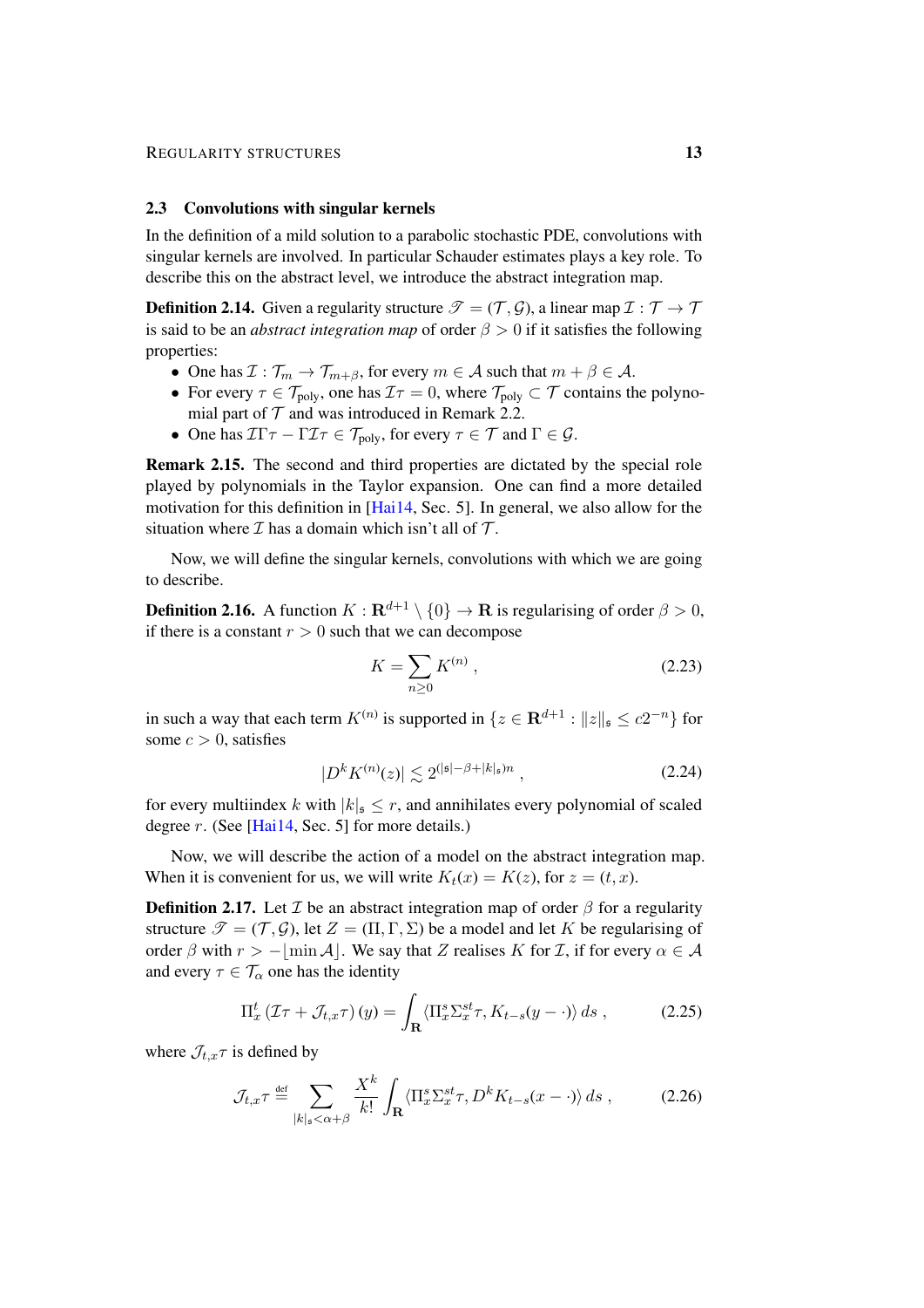## 2.3 Convolutions with singular kernels

In the definition of a mild solution to a parabolic stochastic PDE, convolutions with singular kernels are involved. In particular Schauder estimates plays a key role. To describe this on the abstract level, we introduce the abstract integration map.

**Definition 2.14.** Given a regularity structure $\mathscr{T} = (\mathcal{T}, \mathcal{G})$, a linear map $\mathcal{I} : \mathcal{T} \to \mathcal{T}$ is said to be an *abstract integration map* of order $\beta > 0$ if it satisfies the following properties:

- One has $\mathcal{I} : \mathcal{T}_m \to \mathcal{T}_{m+\beta}$, for every $m \in \mathcal{A}$ such that $m + \beta \in \mathcal{A}$.
- For every $\tau \in \mathcal{T}_{\text{poly}}$, one has $\mathcal{I}\tau = 0$, where $\mathcal{T}_{\text{poly}} \subset \mathcal{T}$ contains the polynomial part of $\mathcal{T}$ and was introduced in Remark 2.2.
- One has $\mathcal{I}\Gamma\tau - \Gamma\mathcal{I}\tau \in \mathcal{T}_{\text{poly}}$, for every $\tau \in \mathcal{T}$ and $\Gamma \in \mathcal{G}$.

**Remark 2.15.** The second and third properties are dictated by the special role played by polynomials in the Taylor expansion. One can find a more detailed motivation for this definition in [Hai14, Sec. 5]. In general, we also allow for the situation where $\mathcal{I}$ has a domain which isn't all of $\mathcal{T}$.

Now, we will define the singular kernels, convolutions with which we are going to describe.

**Definition 2.16.** A function $K : \mathbf{R}^{d+1} \setminus \{0\} \to \mathbf{R}$ is regularising of order $\beta > 0$, if there is a constant $r > 0$ such that we can decompose

$$K = \sum_{n \geq 0} K^{(n)} , \tag{2.23}$$

in such a way that each term $K^{(n)}$ is supported in $\{z \in \mathbf{R}^{d+1} : \|z\|_{\mathfrak{s}} \leq c2^{-n}\}$ for some $c > 0$, satisfies

$$|D^k K^{(n)}(z)| \lesssim 2^{(|\mathfrak{s}| - \beta + |k|_{\mathfrak{s}})n} , \tag{2.24}$$

for every multiindex $k$ with $|k|_{\mathfrak{s}} \leq r$, and annihilates every polynomial of scaled degree $r$. (See [Hai14, Sec. 5] for more details.)

Now, we will describe the action of a model on the abstract integration map. When it is convenient for us, we will write $K_t(x) = K(z)$, for $z = (t, x)$.

**Definition 2.17.** Let $\mathcal{I}$ be an abstract integration map of order $\beta$ for a regularity structure $\mathscr{T} = (\mathcal{T}, \mathcal{G})$, let $Z = (\Pi, \Gamma, \Sigma)$ be a model and let $K$ be regularising of order $\beta$ with $r > -\lfloor \min \mathcal{A} \rfloor$. We say that $Z$ realises $K$ for $\mathcal{I}$, if for every $\alpha \in \mathcal{A}$ and every $\tau \in \mathcal{T}_\alpha$ one has the identity

$$\Pi^t_x \left(\mathcal{I}\tau + \mathcal{J}_{t,x}\tau\right)(y) = \int_{\mathbf{R}} \langle \Pi^s_x \Sigma^{st}_x \tau, K_{t-s}(y - \cdot)\rangle \, ds , \tag{2.25}$$

where $\mathcal{J}_{t,x}\tau$ is defined by

$$\mathcal{J}_{t,x}\tau \stackrel{\text{def}}{=} \sum_{|k|_{\mathfrak{s}} < \alpha + \beta} \frac{X^k}{k!} \int_{\mathbf{R}} \langle \Pi^s_x \Sigma^{st}_x \tau, D^k K_{t-s}(x - \cdot)\rangle \, ds , \tag{2.26}$$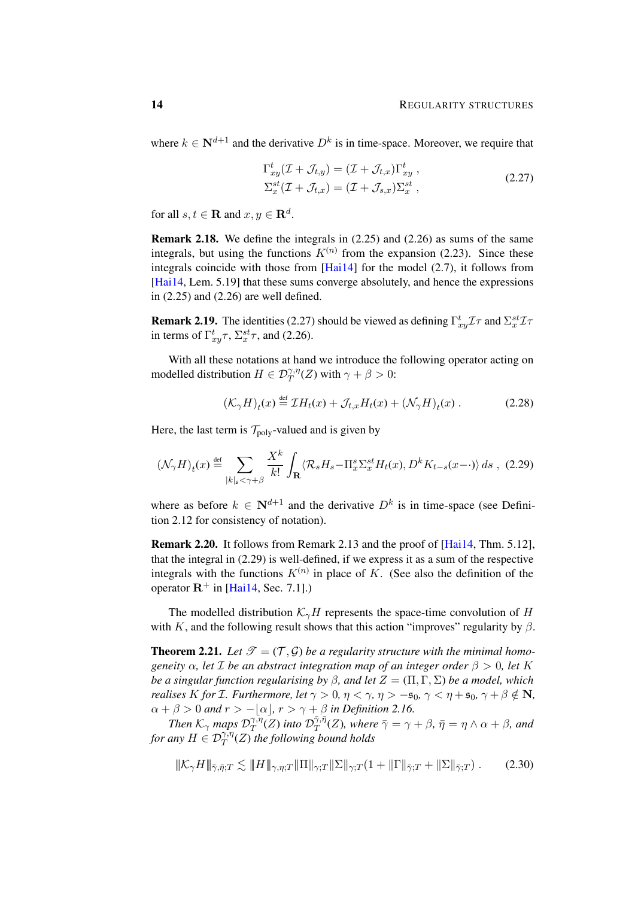where $k \in \mathbf{N}^{d+1}$ and the derivative $D^k$ is in time-space. Moreover, we require that

$$
\begin{aligned}
\Gamma^t_{xy}(\mathcal{I} + \mathcal{J}_{t,y}) &= (\mathcal{I} + \mathcal{J}_{t,x})\Gamma^t_{xy} \;, \\
\Sigma^{st}_x(\mathcal{I} + \mathcal{J}_{t,x}) &= (\mathcal{I} + \mathcal{J}_{s,x})\Sigma^{st}_x \;,
\end{aligned}
\tag{2.27}
$$

for all $s, t \in \mathbf{R}$ and $x, y \in \mathbf{R}^d$.

**Remark 2.18.** We define the integrals in (2.25) and (2.26) as sums of the same integrals, but using the functions $K^{(n)}$ from the expansion (2.23). Since these integrals coincide with those from [Hai14] for the model (2.7), it follows from [Hai14, Lem. 5.19] that these sums converge absolutely, and hence the expressions in (2.25) and (2.26) are well defined.

**Remark 2.19.** The identities (2.27) should be viewed as defining $\Gamma^t_{xy}\mathcal{I}\tau$ and $\Sigma^{st}_x\mathcal{I}\tau$ in terms of $\Gamma^t_{xy}\tau$, $\Sigma^{st}_x\tau$, and (2.26).

With all these notations at hand we introduce the following operator acting on modelled distribution $H \in \mathcal{D}^{\gamma,\eta}_T(Z)$ with $\gamma + \beta > 0$:

$$
(\mathcal{K}_\gamma H)_t(x) \stackrel{\text{def}}{=} \mathcal{I} H_t(x) + \mathcal{J}_{t,x} H_t(x) + (\mathcal{N}_\gamma H)_t(x) \;. \tag{2.28}
$$

Here, the last term is $\mathcal{T}_{\text{poly}}$-valued and is given by

$$
(\mathcal{N}_\gamma H)_t(x) \stackrel{\text{def}}{=} \sum_{|k|_\mathfrak{s} < \gamma + \beta} \frac{X^k}{k!} \int_{\mathbf{R}} \langle \mathcal{R}_s H_s - \Pi^s_x \Sigma^{st}_x H_t(x), D^k K_{t-s}(x - \cdot) \rangle \, ds \;, \tag{2.29}
$$

where as before $k \in \mathbf{N}^{d+1}$ and the derivative $D^k$ is in time-space (see Definition 2.12 for consistency of notation).

**Remark 2.20.** It follows from Remark 2.13 and the proof of [Hai14, Thm. 5.12], that the integral in (2.29) is well-defined, if we express it as a sum of the respective integrals with the functions $K^{(n)}$ in place of $K$. (See also the definition of the operator $\mathbf{R}^+$ in [Hai14, Sec. 7.1].)

The modelled distribution $\mathcal{K}_\gamma H$ represents the space-time convolution of $H$ with $K$, and the following result shows that this action "improves" regularity by $\beta$.

**Theorem 2.21.** *Let $\mathscr{T} = (\mathcal{T}, \mathcal{G})$ be a regularity structure with the minimal homogeneity $\alpha$, let $\mathcal{I}$ be an abstract integration map of an integer order $\beta > 0$, let $K$ be a singular function regularising by $\beta$, and let $Z = (\Pi, \Gamma, \Sigma)$ be a model, which realises $K$ for $\mathcal{I}$. Furthermore, let $\gamma > 0$, $\eta < \gamma$, $\eta > -\mathfrak{s}_0$, $\gamma < \eta + \mathfrak{s}_0$, $\gamma + \beta \notin \mathbf{N}$, $\alpha + \beta > 0$ and $r > -\lfloor \alpha \rfloor$, $r > \gamma + \beta$ in Definition 2.16.*

*Then $\mathcal{K}_\gamma$ maps $\mathcal{D}^{\gamma,\eta}_T(Z)$ into $\mathcal{D}^{\bar\gamma,\bar\eta}_T(Z)$, where $\bar\gamma = \gamma + \beta$, $\bar\eta = \eta \wedge \alpha + \beta$, and for any $H \in \mathcal{D}^{\gamma,\eta}_T(Z)$ the following bound holds*

$$
|\!|\!| \mathcal{K}_\gamma H |\!|\!|_{\bar\gamma,\bar\eta;T} \lesssim |\!|\!| H |\!|\!|_{\gamma,\eta;T} \|\Pi\|_{\gamma;T} \|\Sigma\|_{\gamma;T} (1 + \|\Gamma\|_{\bar\gamma;T} + \|\Sigma\|_{\bar\gamma;T}) \;. \tag{2.30}
$$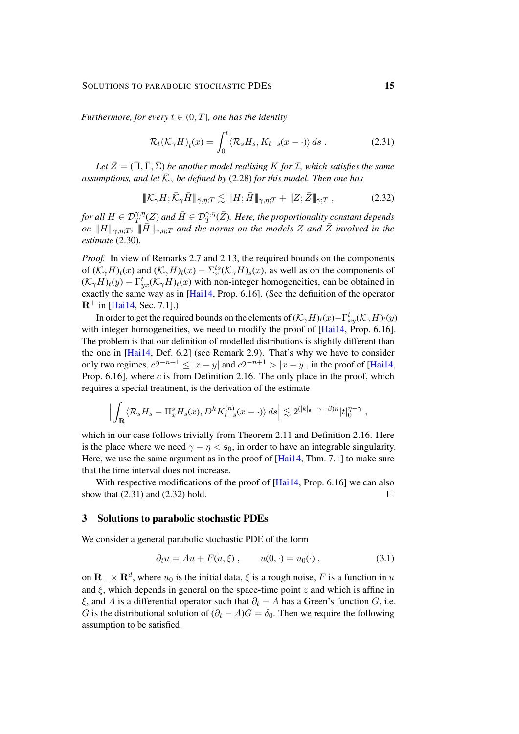*Furthermore, for every $t \in (0, T]$, one has the identity*

$$\mathcal{R}_t(\mathcal{K}_\gamma H)_t(x) = \int_0^t \langle \mathcal{R}_s H_s, K_{t-s}(x - \cdot)\rangle \, ds \; . \tag{2.31}$$

*Let $\bar{Z} = (\bar{\Pi}, \bar{\Gamma}, \bar{\Sigma})$ be another model realising $K$ for $\mathcal{I}$, which satisfies the same assumptions, and let $\bar{\mathcal{K}}_\gamma$ be defined by* (2.28) *for this model. Then one has*

$$\|\!|\mathcal{K}_\gamma H; \bar{\mathcal{K}}_\gamma \bar{H}|\!\|_{\bar{\gamma}, \bar{\eta}; T} \lesssim \|\!|H; \bar{H}|\!\|_{\gamma, \eta; T} + \|\!|Z; \bar{Z}|\!\|_{\bar{\gamma}; T} \; , \tag{2.32}$$

*for all $H \in \mathcal{D}_T^{\gamma,\eta}(Z)$ and $\bar{H} \in \mathcal{D}_T^{\gamma,\eta}(\bar{Z})$. Here, the proportionality constant depends on $\|\!|H|\!\|_{\gamma,\eta;T}$, $\|\!|\bar{H}|\!\|_{\gamma,\eta;T}$ and the norms on the models $Z$ and $\bar{Z}$ involved in the estimate* (2.30)*.*

*Proof.* In view of Remarks 2.7 and 2.13, the required bounds on the components of $(\mathcal{K}_\gamma H)_t(x)$ and $(\mathcal{K}_\gamma H)_t(x) - \Sigma_x^{ts}(\mathcal{K}_\gamma H)_s(x)$, as well as on the components of $(\mathcal{K}_\gamma H)_t(y) - \Gamma_{yx}^t(\mathcal{K}_\gamma H)_t(x)$ with non-integer homogeneities, can be obtained in exactly the same way as in [Hai14, Prop. 6.16]. (See the definition of the operator $\mathbf{R}^+$ in [Hai14, Sec. 7.1].)

In order to get the required bounds on the elements of $(\mathcal{K}_\gamma H)_t(x) - \Gamma_{xy}^t(\mathcal{K}_\gamma H)_t(y)$ with integer homogeneities, we need to modify the proof of [Hai14, Prop. 6.16]. The problem is that our definition of modelled distributions is slightly different than the one in [Hai14, Def. 6.2] (see Remark 2.9). That's why we have to consider only two regimes, $c2^{-n+1} \leq |x - y|$ and $c2^{-n+1} > |x - y|$, in the proof of [Hai14, Prop. 6.16], where $c$ is from Definition 2.16. The only place in the proof, which requires a special treatment, is the derivation of the estimate

$$\Big| \int_{\mathbf{R}} \langle \mathcal{R}_s H_s - \Pi_x^s H_s(x), D^k K_{t-s}^{(n)}(x - \cdot)\rangle \, ds \Big| \lesssim 2^{(|k|_\mathfrak{s} - \gamma - \beta)n} |t|_0^{\eta - \gamma} \; ,$$

which in our case follows trivially from Theorem 2.11 and Definition 2.16. Here is the place where we need $\gamma - \eta < \mathfrak{s}_0$, in order to have an integrable singularity. Here, we use the same argument as in the proof of [Hai14, Thm. 7.1] to make sure that the time interval does not increase.

With respective modifications of the proof of [Hai14, Prop. 6.16] we can also show that (2.31) and (2.32) hold. $\square$

## 3 Solutions to parabolic stochastic PDEs

We consider a general parabolic stochastic PDE of the form

$$\partial_t u = Au + F(u, \xi) \; , \qquad u(0, \cdot) = u_0(\cdot) \; , \tag{3.1}$$

on $\mathbf{R}_+ \times \mathbf{R}^d$, where $u_0$ is the initial data, $\xi$ is a rough noise, $F$ is a function in $u$ and $\xi$, which depends in general on the space-time point $z$ and which is affine in $\xi$, and $A$ is a differential operator such that $\partial_t - A$ has a Green's function $G$, i.e. $G$ is the distributional solution of $(\partial_t - A)G = \delta_0$. Then we require the following assumption to be satisfied.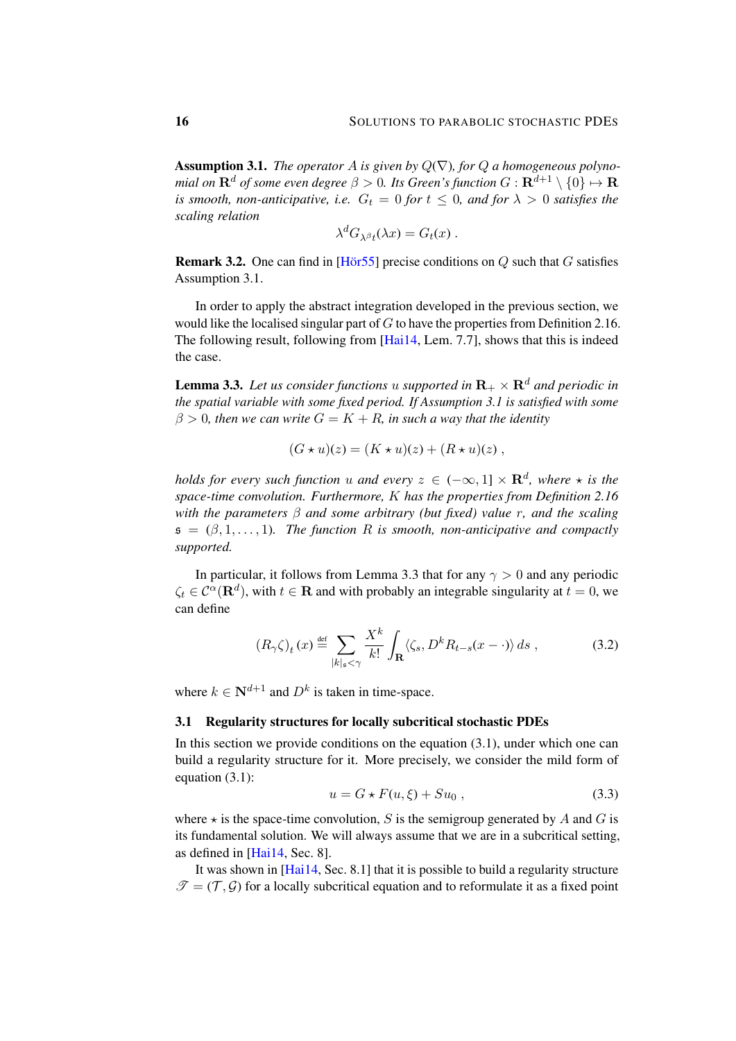**Assumption 3.1.** *The operator $A$ is given by $Q(\nabla)$, for $Q$ a homogeneous polynomial on $\mathbf{R}^d$ of some even degree $\beta > 0$. Its Green's function $G : \mathbf{R}^{d+1} \setminus \{0\} \mapsto \mathbf{R}$ is smooth, non-anticipative, i.e. $G_t = 0$ for $t \leq 0$, and for $\lambda > 0$ satisfies the scaling relation*

$$\lambda^d G_{\lambda^\beta t}(\lambda x) = G_t(x) \;.$$

**Remark 3.2.** One can find in [Hör55] precise conditions on $Q$ such that $G$ satisfies Assumption 3.1.

In order to apply the abstract integration developed in the previous section, we would like the localised singular part of $G$ to have the properties from Definition 2.16. The following result, following from [Hai14, Lem. 7.7], shows that this is indeed the case.

**Lemma 3.3.** *Let us consider functions $u$ supported in $\mathbf{R}_+ \times \mathbf{R}^d$ and periodic in the spatial variable with some fixed period. If Assumption 3.1 is satisfied with some $\beta > 0$, then we can write $G = K + R$, in such a way that the identity*

$$(G \star u)(z) = (K \star u)(z) + (R \star u)(z) \;,$$

*holds for every such function $u$ and every $z \in (-\infty, 1] \times \mathbf{R}^d$, where $\star$ is the space-time convolution. Furthermore, $K$ has the properties from Definition 2.16 with the parameters $\beta$ and some arbitrary (but fixed) value $r$, and the scaling $\mathfrak{s} = (\beta, 1, \ldots, 1)$. The function $R$ is smooth, non-anticipative and compactly supported.*

In particular, it follows from Lemma 3.3 that for any $\gamma > 0$ and any periodic $\zeta_t \in \mathcal{C}^\alpha(\mathbf{R}^d)$, with $t \in \mathbf{R}$ and with probably an integrable singularity at $t = 0$, we can define

$$\left(R_\gamma \zeta\right)_t(x) \stackrel{\text{def}}{=} \sum_{|k|_\mathfrak{s} < \gamma} \frac{X^k}{k!} \int_\mathbf{R} \langle \zeta_s, D^k R_{t-s}(x - \cdot) \rangle \, ds \;, \tag{3.2}$$

where $k \in \mathbf{N}^{d+1}$ and $D^k$ is taken in time-space.

### 3.1 Regularity structures for locally subcritical stochastic PDEs

In this section we provide conditions on the equation (3.1), under which one can build a regularity structure for it. More precisely, we consider the mild form of equation (3.1):

$$u = G \star F(u, \xi) + S u_0 \;, \tag{3.3}$$

where $\star$ is the space-time convolution, $S$ is the semigroup generated by $A$ and $G$ is its fundamental solution. We will always assume that we are in a subcritical setting, as defined in [Hai14, Sec. 8].

It was shown in [Hai14, Sec. 8.1] that it is possible to build a regularity structure $\mathscr{T} = (\mathcal{T}, \mathcal{G})$ for a locally subcritical equation and to reformulate it as a fixed point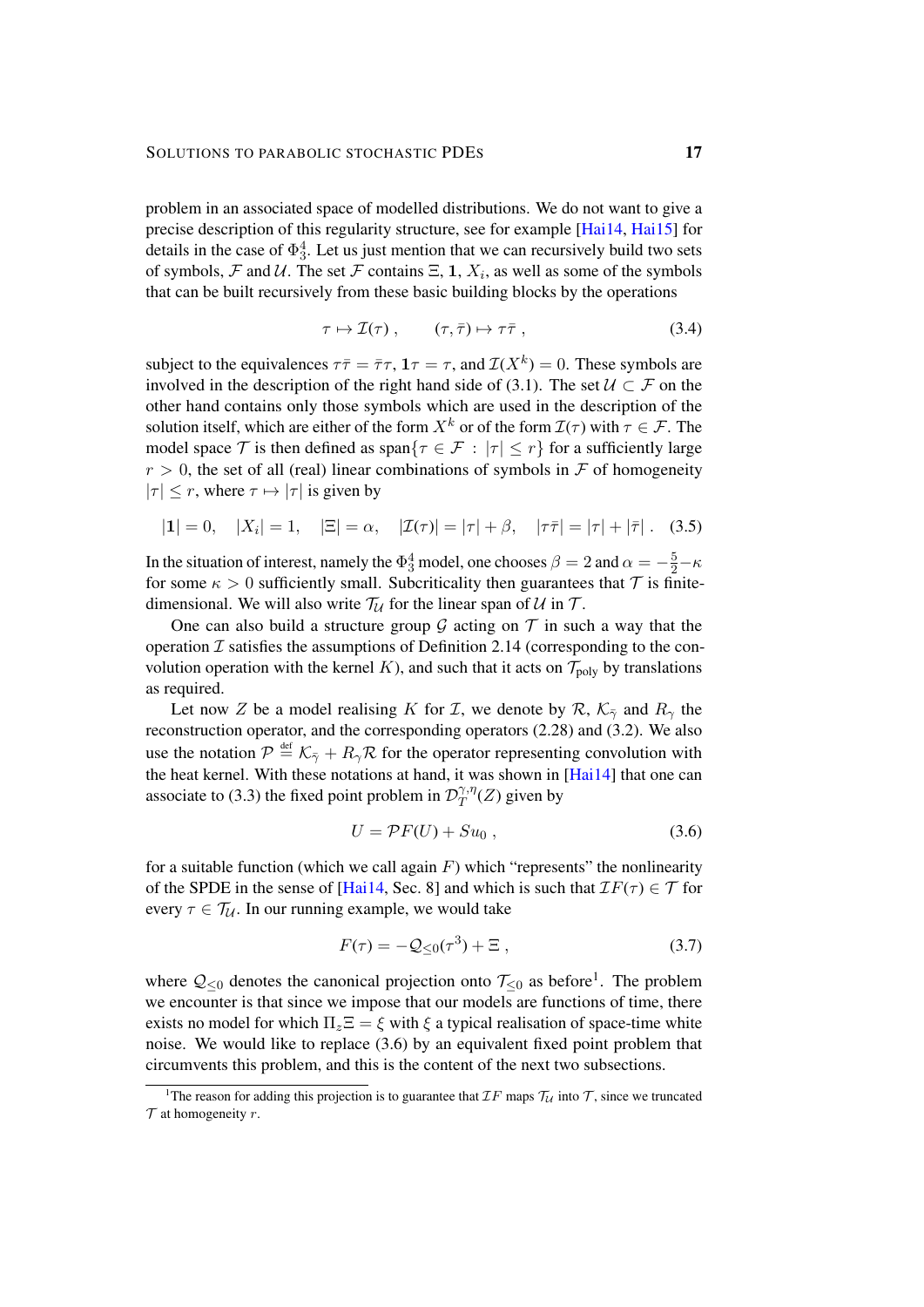problem in an associated space of modelled distributions. We do not want to give a precise description of this regularity structure, see for example [Hai14, Hai15] for details in the case of $\Phi^4_3$. Let us just mention that we can recursively build two sets of symbols, $\mathcal{F}$ and $\mathcal{U}$. The set $\mathcal{F}$ contains $\Xi$, $\mathbf{1}$, $X_i$, as well as some of the symbols that can be built recursively from these basic building blocks by the operations

$$\tau \mapsto \mathcal{I}(\tau) , \qquad (\tau, \bar\tau) \mapsto \tau\bar\tau , \tag{3.4}$$

subject to the equivalences $\tau\bar\tau = \bar\tau\tau$, $\mathbf{1}\tau = \tau$, and $\mathcal{I}(X^k) = 0$. These symbols are involved in the description of the right hand side of (3.1). The set $\mathcal{U} \subset \mathcal{F}$ on the other hand contains only those symbols which are used in the description of the solution itself, which are either of the form $X^k$ or of the form $\mathcal{I}(\tau)$ with $\tau \in \mathcal{F}$. The model space $\mathcal{T}$ is then defined as $\mathrm{span}\{\tau \in \mathcal{F} : |\tau| \le r\}$ for a sufficiently large $r > 0$, the set of all (real) linear combinations of symbols in $\mathcal{F}$ of homogeneity $|\tau| \le r$, where $\tau \mapsto |\tau|$ is given by

$$|\mathbf{1}| = 0, \quad |X_i| = 1, \quad |\Xi| = \alpha, \quad |\mathcal{I}(\tau)| = |\tau| + \beta, \quad |\tau\bar\tau| = |\tau| + |\bar\tau| . \tag{3.5}$$

In the situation of interest, namely the $\Phi^4_3$ model, one chooses $\beta = 2$ and $\alpha = -\frac{5}{2} - \kappa$ for some $\kappa > 0$ sufficiently small. Subcriticality then guarantees that $\mathcal{T}$ is finite-dimensional. We will also write $\mathcal{T}_\mathcal{U}$ for the linear span of $\mathcal{U}$ in $\mathcal{T}$.

One can also build a structure group $\mathcal{G}$ acting on $\mathcal{T}$ in such a way that the operation $\mathcal{I}$ satisfies the assumptions of Definition 2.14 (corresponding to the convolution operation with the kernel $K$), and such that it acts on $\mathcal{T}_{\mathrm{poly}}$ by translations as required.

Let now $Z$ be a model realising $K$ for $\mathcal{I}$, we denote by $\mathcal{R}$, $\mathcal{K}_{\bar\gamma}$ and $R_\gamma$ the reconstruction operator, and the corresponding operators (2.28) and (3.2). We also use the notation $\mathcal{P} \stackrel{\mathrm{def}}{=} \mathcal{K}_{\bar\gamma} + R_\gamma \mathcal{R}$ for the operator representing convolution with the heat kernel. With these notations at hand, it was shown in [Hai14] that one can associate to (3.3) the fixed point problem in $\mathcal{D}^{\gamma,\eta}_T(Z)$ given by

$$U = \mathcal{P} F(U) + S u_0 , \tag{3.6}$$

for a suitable function (which we call again $F$) which "represents" the nonlinearity of the SPDE in the sense of [Hai14, Sec. 8] and which is such that $\mathcal{I}F(\tau) \in \mathcal{T}$ for every $\tau \in \mathcal{T}_\mathcal{U}$. In our running example, we would take

$$F(\tau) = -\mathcal{Q}_{\le 0}(\tau^3) + \Xi , \tag{3.7}$$

where $\mathcal{Q}_{\le 0}$ denotes the canonical projection onto $\mathcal{T}_{\le 0}$ as before[1]. The problem we encounter is that since we impose that our models are functions of time, there exists no model for which $\Pi_z \Xi = \xi$ with $\xi$ a typical realisation of space-time white noise. We would like to replace (3.6) by an equivalent fixed point problem that circumvents this problem, and this is the content of the next two subsections.

[1] The reason for adding this projection is to guarantee that $\mathcal{I}F$ maps $\mathcal{T}_\mathcal{U}$ into $\mathcal{T}$, since we truncated $\mathcal{T}$ at homogeneity $r$.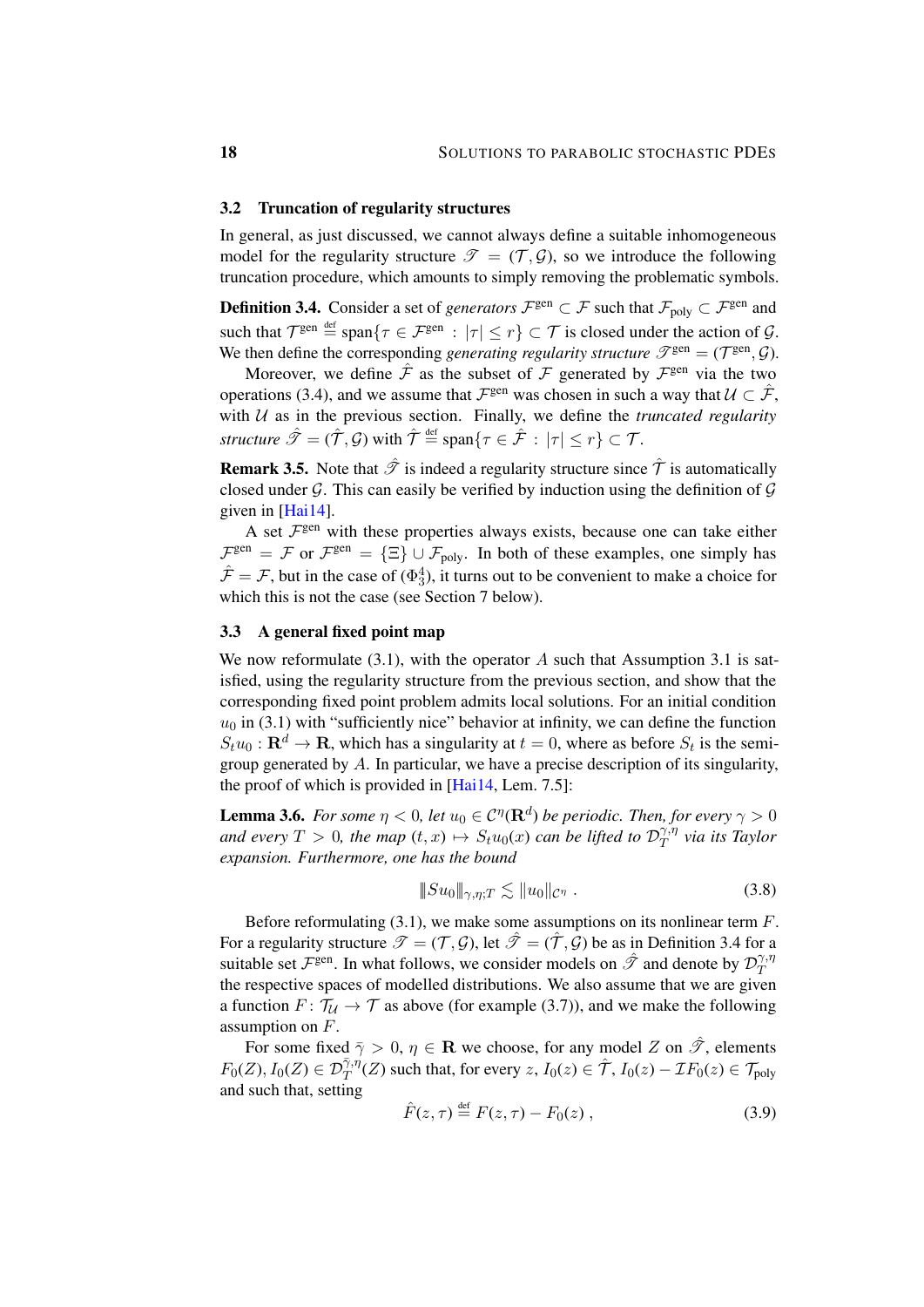### 3.2 Truncation of regularity structures

In general, as just discussed, we cannot always define a suitable inhomogeneous model for the regularity structure $\mathscr{T} = (\mathcal{T}, \mathcal{G})$, so we introduce the following truncation procedure, which amounts to simply removing the problematic symbols.

**Definition 3.4.** Consider a set of *generators* $\mathcal{F}^{\text{gen}} \subset \mathcal{F}$ such that $\mathcal{F}_{\text{poly}} \subset \mathcal{F}^{\text{gen}}$ and such that $\mathcal{T}^{\text{gen}} \stackrel{\text{def}}{=} \text{span}\{\tau \in \mathcal{F}^{\text{gen}} : |\tau| \leq r\} \subset \mathcal{T}$ is closed under the action of $\mathcal{G}$. We then define the corresponding *generating regularity structure* $\mathscr{T}^{\text{gen}} = (\mathcal{T}^{\text{gen}}, \mathcal{G})$.

Moreover, we define $\hat{\mathcal{F}}$ as the subset of $\mathcal{F}$ generated by $\mathcal{F}^{\text{gen}}$ via the two operations (3.4), and we assume that $\mathcal{F}^{\text{gen}}$ was chosen in such a way that $\mathcal{U} \subset \hat{\mathcal{F}}$, with $\mathcal{U}$ as in the previous section. Finally, we define the *truncated regularity structure* $\hat{\mathscr{T}} = (\hat{\mathcal{T}}, \mathcal{G})$ with $\hat{\mathcal{T}} \stackrel{\text{def}}{=} \text{span}\{\tau \in \hat{\mathcal{F}} : |\tau| \leq r\} \subset \mathcal{T}$.

**Remark 3.5.** Note that $\hat{\mathscr{T}}$ is indeed a regularity structure since $\hat{\mathcal{T}}$ is automatically closed under $\mathcal{G}$. This can easily be verified by induction using the definition of $\mathcal{G}$ given in [Hai14].

A set $\mathcal{F}^{\text{gen}}$ with these properties always exists, because one can take either $\mathcal{F}^{\text{gen}} = \mathcal{F}$ or $\mathcal{F}^{\text{gen}} = \{\Xi\} \cup \mathcal{F}_{\text{poly}}$. In both of these examples, one simply has $\hat{\mathcal{F}} = \mathcal{F}$, but in the case of $(\Phi^4_3)$, it turns out to be convenient to make a choice for which this is not the case (see Section 7 below).

### 3.3 A general fixed point map

We now reformulate (3.1), with the operator $A$ such that Assumption 3.1 is satisfied, using the regularity structure from the previous section, and show that the corresponding fixed point problem admits local solutions. For an initial condition $u_0$ in (3.1) with "sufficiently nice" behavior at infinity, we can define the function $S_t u_0 : \mathbf{R}^d \to \mathbf{R}$, which has a singularity at $t = 0$, where as before $S_t$ is the semigroup generated by $A$. In particular, we have a precise description of its singularity, the proof of which is provided in [Hai14, Lem. 7.5]:

**Lemma 3.6.** *For some $\eta < 0$, let $u_0 \in \mathcal{C}^\eta(\mathbf{R}^d)$ be periodic. Then, for every $\gamma > 0$ and every $T > 0$, the map $(t, x) \mapsto S_t u_0(x)$ can be lifted to $\mathcal{D}^{\gamma,\eta}_T$ via its Taylor expansion. Furthermore, one has the bound*

$$\|S u_0\|_{\gamma,\eta;T} \lesssim \|u_0\|_{\mathcal{C}^\eta} \; . \tag{3.8}$$

Before reformulating (3.1), we make some assumptions on its nonlinear term $F$. For a regularity structure $\mathscr{T} = (\mathcal{T}, \mathcal{G})$, let $\hat{\mathscr{T}} = (\hat{\mathcal{T}}, \mathcal{G})$ be as in Definition 3.4 for a suitable set $\mathcal{F}^{\text{gen}}$. In what follows, we consider models on $\hat{\mathscr{T}}$ and denote by $\mathcal{D}^{\gamma,\eta}_T$ the respective spaces of modelled distributions. We also assume that we are given a function $F \colon \mathcal{T}_{\mathcal{U}} \to \mathcal{T}$ as above (for example (3.7)), and we make the following assumption on $F$.

For some fixed $\bar{\gamma} > 0$, $\eta \in \mathbf{R}$ we choose, for any model $Z$ on $\hat{\mathscr{T}}$, elements $F_0(Z), I_0(Z) \in \mathcal{D}^{\bar{\gamma},\eta}_T(Z)$ such that, for every $z$, $I_0(z) \in \hat{\mathcal{T}}$, $I_0(z) - \mathcal{I} F_0(z) \in \mathcal{T}_{\text{poly}}$ and such that, setting

$$\hat{F}(z, \tau) \stackrel{\text{def}}{=} F(z, \tau) - F_0(z) \; , \tag{3.9}$$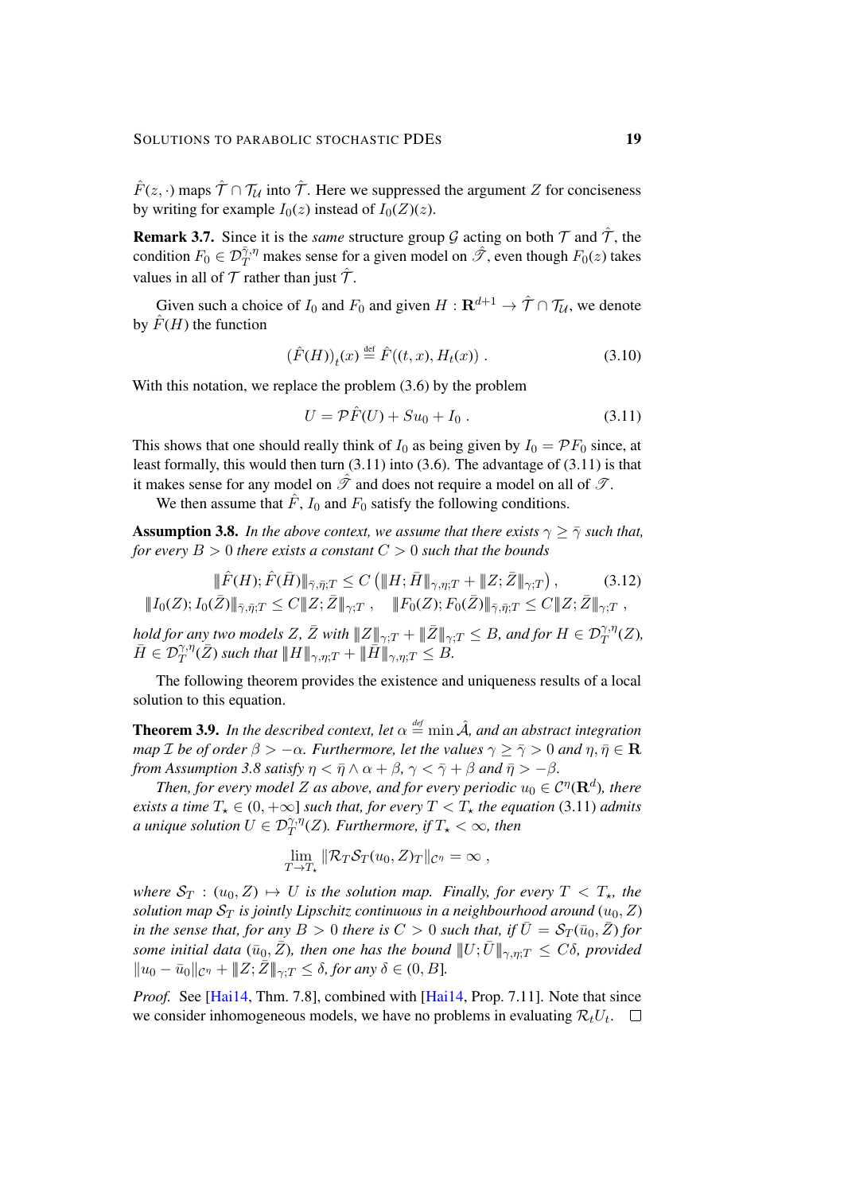$\hat{F}(z, \cdot)$ maps $\hat{\mathcal{T}} \cap \mathcal{T}_{\mathcal{U}}$ into $\hat{\mathcal{T}}$. Here we suppressed the argument $Z$ for conciseness by writing for example $I_0(z)$ instead of $I_0(Z)(z)$.

**Remark 3.7.** Since it is the *same* structure group $\mathcal{G}$ acting on both $\mathcal{T}$ and $\hat{\mathcal{T}}$, the condition $F_0 \in \mathcal{D}_T^{\bar{\gamma},\eta}$ makes sense for a given model on $\hat{\mathscr{T}}$, even though $F_0(z)$ takes values in all of $\mathcal{T}$ rather than just $\hat{\mathcal{T}}$.

Given such a choice of $I_0$ and $F_0$ and given $H : \mathbf{R}^{d+1} \to \hat{\mathcal{T}} \cap \mathcal{T}_{\mathcal{U}}$, we denote by $\hat{F}(H)$ the function

$$\big(\hat{F}(H)\big)_t(x) \stackrel{\text{def}}{=} \hat{F}((t,x), H_t(x)) \; . \tag{3.10}$$

With this notation, we replace the problem (3.6) by the problem

$$U = \mathcal{P}\hat{F}(U) + S u_0 + I_0 \; . \tag{3.11}$$

This shows that one should really think of $I_0$ as being given by $I_0 = \mathcal{P}F_0$ since, at least formally, this would then turn (3.11) into (3.6). The advantage of (3.11) is that it makes sense for any model on $\hat{\mathscr{T}}$ and does not require a model on all of $\mathscr{T}$.

We then assume that $\hat{F}$, $I_0$ and $F_0$ satisfy the following conditions.

**Assumption 3.8.** *In the above context, we assume that there exists $\gamma \geq \bar{\gamma}$ such that, for every $B > 0$ there exists a constant $C > 0$ such that the bounds*

$$\begin{gathered}
|\!|\!| \hat{F}(H); \hat{F}(\bar{H}) |\!|\!|_{\bar{\gamma},\bar{\eta};T} \leq C \left( |\!|\!| H; \bar{H} |\!|\!|_{\gamma,\eta;T} + |\!|\!| Z; \bar{Z} |\!|\!|_{\gamma;T} \right) , \\
|\!|\!| I_0(Z); I_0(\bar{Z}) |\!|\!|_{\bar{\gamma},\bar{\eta};T} \leq C |\!|\!| Z; \bar{Z} |\!|\!|_{\gamma;T} \;, \quad |\!|\!| F_0(Z); F_0(\bar{Z}) |\!|\!|_{\bar{\gamma},\bar{\eta};T} \leq C |\!|\!| Z; \bar{Z} |\!|\!|_{\gamma;T} \;,
\end{gathered} \tag{3.12}$$

*hold for any two models $Z$, $\bar{Z}$ with $|\!|\!| Z |\!|\!|_{\gamma;T} + |\!|\!| \bar{Z} |\!|\!|_{\gamma;T} \leq B$, and for $H \in \mathcal{D}_T^{\gamma,\eta}(Z)$, $\bar{H} \in \mathcal{D}_T^{\gamma,\eta}(\bar{Z})$ such that $|\!|\!| H |\!|\!|_{\gamma,\eta;T} + |\!|\!| \bar{H} |\!|\!|_{\gamma,\eta;T} \leq B$.*

The following theorem provides the existence and uniqueness results of a local solution to this equation.

**Theorem 3.9.** *In the described context, let $\alpha \stackrel{\text{def}}{=} \min \hat{\mathcal{A}}$, and an abstract integration map $\mathcal{I}$ be of order $\beta > -\alpha$. Furthermore, let the values $\gamma \geq \bar{\gamma} > 0$ and $\eta, \bar{\eta} \in \mathbf{R}$ from Assumption 3.8 satisfy $\eta < \bar{\eta} \wedge \alpha + \beta$, $\gamma < \bar{\gamma} + \beta$ and $\bar{\eta} > -\beta$.*

*Then, for every model $Z$ as above, and for every periodic $u_0 \in \mathcal{C}^\eta(\mathbf{R}^d)$, there exists a time $T_\star \in (0, +\infty]$ such that, for every $T < T_\star$ the equation (3.11) admits a unique solution $U \in \mathcal{D}_T^{\gamma,\eta}(Z)$. Furthermore, if $T_\star < \infty$, then*

$$\lim_{T \to T_\star} \|\mathcal{R}_T \mathcal{S}_T(u_0, Z)_T\|_{\mathcal{C}^\eta} = \infty \; ,$$

*where $\mathcal{S}_T : (u_0, Z) \mapsto U$ is the solution map. Finally, for every $T < T_\star$, the solution map $\mathcal{S}_T$ is jointly Lipschitz continuous in a neighbourhood around $(u_0, Z)$ in the sense that, for any $B > 0$ there is $C > 0$ such that, if $\bar{U} = \mathcal{S}_T(\bar{u}_0, \bar{Z})$ for some initial data $(\bar{u}_0, \bar{Z})$, then one has the bound $|\!|\!| U; \bar{U} |\!|\!|_{\gamma,\eta;T} \leq C\delta$, provided $\|u_0 - \bar{u}_0\|_{\mathcal{C}^\eta} + |\!|\!| Z; \bar{Z} |\!|\!|_{\gamma;T} \leq \delta$, for any $\delta \in (0, B]$.*

*Proof.* See [Hai14, Thm. 7.8], combined with [Hai14, Prop. 7.11]. Note that since we consider inhomogeneous models, we have no problems in evaluating $\mathcal{R}_t U_t$. $\square$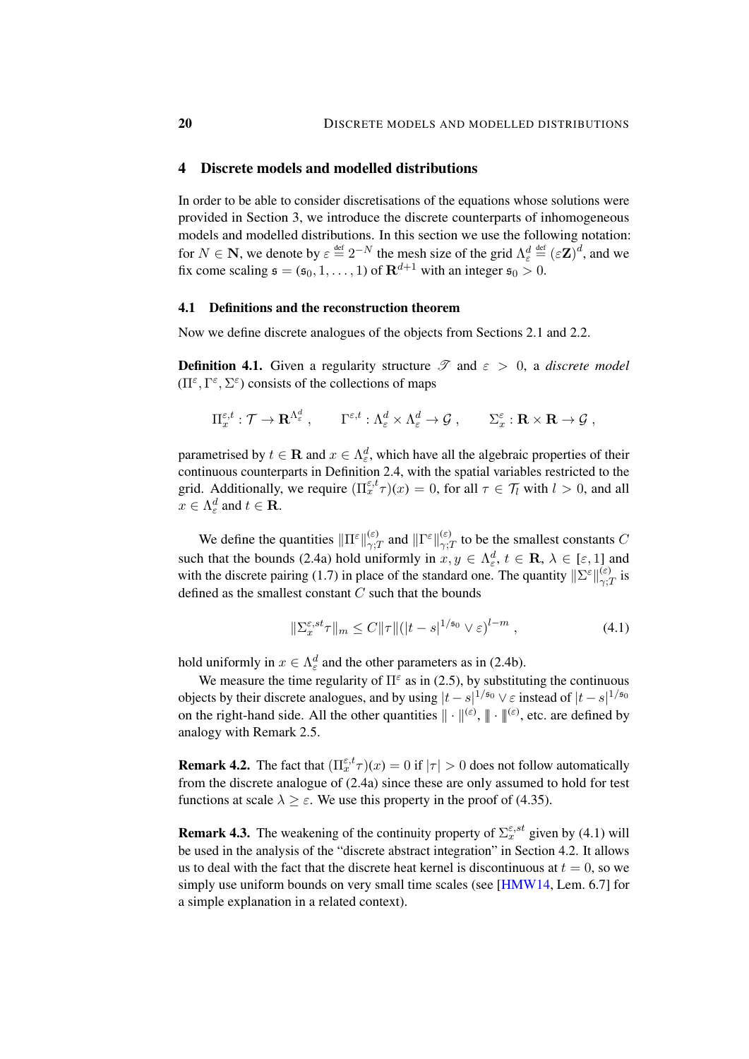## 4 Discrete models and modelled distributions

In order to be able to consider discretisations of the equations whose solutions were provided in Section 3, we introduce the discrete counterparts of inhomogeneous models and modelled distributions. In this section we use the following notation: for $N \in \mathbf{N}$, we denote by $\varepsilon \stackrel{\text{def}}{=} 2^{-N}$ the mesh size of the grid $\Lambda_\varepsilon^d \stackrel{\text{def}}{=} (\varepsilon \mathbf{Z})^d$, and we fix come scaling $\mathfrak{s} = (\mathfrak{s}_0, 1, \ldots, 1)$ of $\mathbf{R}^{d+1}$ with an integer $\mathfrak{s}_0 > 0$.

### 4.1 Definitions and the reconstruction theorem

Now we define discrete analogues of the objects from Sections 2.1 and 2.2.

**Definition 4.1.** Given a regularity structure $\mathscr{T}$ and $\varepsilon > 0$, a *discrete model* $(\Pi^\varepsilon, \Gamma^\varepsilon, \Sigma^\varepsilon)$ consists of the collections of maps

$$
\Pi_x^{\varepsilon,t} : \mathcal{T} \to \mathbf{R}^{\Lambda_\varepsilon^d} , \qquad \Gamma^{\varepsilon,t} : \Lambda_\varepsilon^d \times \Lambda_\varepsilon^d \to \mathcal{G} , \qquad \Sigma_x^\varepsilon : \mathbf{R} \times \mathbf{R} \to \mathcal{G} ,
$$

parametrised by $t \in \mathbf{R}$ and $x \in \Lambda_\varepsilon^d$, which have all the algebraic properties of their continuous counterparts in Definition 2.4, with the spatial variables restricted to the grid. Additionally, we require $(\Pi_x^{\varepsilon,t} \tau)(x) = 0$, for all $\tau \in \mathcal{T}_l$ with $l > 0$, and all $x \in \Lambda_\varepsilon^d$ and $t \in \mathbf{R}$.

We define the quantities $\|\Pi^\varepsilon\|_{\gamma;T}^{(\varepsilon)}$ and $\|\Gamma^\varepsilon\|_{\gamma;T}^{(\varepsilon)}$ to be the smallest constants $C$ such that the bounds (2.4a) hold uniformly in $x, y \in \Lambda_\varepsilon^d$, $t \in \mathbf{R}$, $\lambda \in [\varepsilon, 1]$ and with the discrete pairing (1.7) in place of the standard one. The quantity $\|\Sigma^\varepsilon\|_{\gamma;T}^{(\varepsilon)}$ is defined as the smallest constant $C$ such that the bounds

$$
\|\Sigma_x^{\varepsilon,st} \tau\|_m \leq C \|\tau\| (|t-s|^{1/\mathfrak{s}_0} \vee \varepsilon)^{l-m} , \tag{4.1}
$$

hold uniformly in $x \in \Lambda_\varepsilon^d$ and the other parameters as in (2.4b).

We measure the time regularity of $\Pi^\varepsilon$ as in (2.5), by substituting the continuous objects by their discrete analogues, and by using $|t-s|^{1/\mathfrak{s}_0} \vee \varepsilon$ instead of $|t-s|^{1/\mathfrak{s}_0}$ on the right-hand side. All the other quantities $\|\cdot\|^{(\varepsilon)}$, $⦀\cdot⦀^{(\varepsilon)}$, etc. are defined by analogy with Remark 2.5.

**Remark 4.2.** The fact that $(\Pi_x^{\varepsilon,t} \tau)(x) = 0$ if $|\tau| > 0$ does not follow automatically from the discrete analogue of (2.4a) since these are only assumed to hold for test functions at scale $\lambda \geq \varepsilon$. We use this property in the proof of (4.35).

**Remark 4.3.** The weakening of the continuity property of $\Sigma_x^{\varepsilon,st}$ given by (4.1) will be used in the analysis of the "discrete abstract integration" in Section 4.2. It allows us to deal with the fact that the discrete heat kernel is discontinuous at $t = 0$, so we simply use uniform bounds on very small time scales (see [HMW14, Lem. 6.7] for a simple explanation in a related context).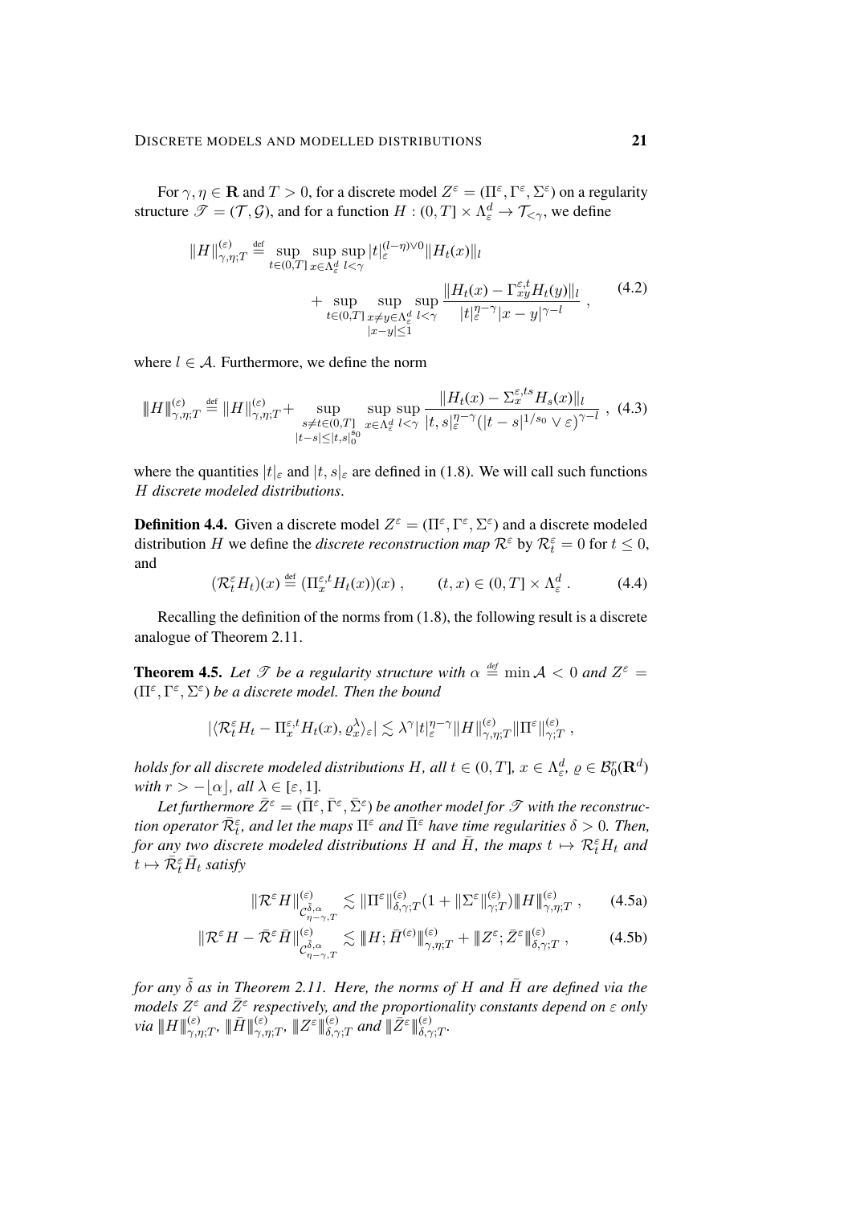For $\gamma, \eta \in \mathbf{R}$ and $T > 0$, for a discrete model $Z^\varepsilon = (\Pi^\varepsilon, \Gamma^\varepsilon, \Sigma^\varepsilon)$ on a regularity structure $\mathscr{T} = (\mathcal{T}, \mathcal{G})$, and for a function $H : (0,T] \times \Lambda_\varepsilon^d \to \mathcal{T}_{<\gamma}$, we define

$$
\begin{aligned}
\|H\|^{(\varepsilon)}_{\gamma,\eta;T} \stackrel{\text{def}}{=} &\sup_{t \in (0,T]} \sup_{x \in \Lambda_\varepsilon^d} \sup_{l < \gamma} |t|_\varepsilon^{(l-\eta)\vee 0} \|H_t(x)\|_l \\
&+ \sup_{t \in (0,T]} \sup_{\substack{x \neq y \in \Lambda_\varepsilon^d \\ |x-y| \leq 1}} \sup_{l<\gamma} \frac{\|H_t(x) - \Gamma^{\varepsilon,t}_{xy} H_t(y)\|_l}{|t|_\varepsilon^{\eta-\gamma} |x-y|^{\gamma-l}} ,
\end{aligned} \tag{4.2}
$$

where $l \in \mathcal{A}$. Furthermore, we define the norm

$$
|\!|\!| H |\!|\!|^{(\varepsilon)}_{\gamma,\eta;T} \stackrel{\text{def}}{=} \|H\|^{(\varepsilon)}_{\gamma,\eta;T} + \sup_{\substack{s \neq t \in (0,T] \\ |t-s| \leq |t,s|_0^{s_0}}} \sup_{x \in \Lambda_\varepsilon^d} \sup_{l<\gamma} \frac{\|H_t(x) - \Sigma_x^{\varepsilon,ts} H_s(x)\|_l}{|t,s|_\varepsilon^{\eta-\gamma} (|t-s|^{1/s_0} \vee \varepsilon)^{\gamma-l}} , \tag{4.3}
$$

where the quantities $|t|_\varepsilon$ and $|t,s|_\varepsilon$ are defined in (1.8). We will call such functions $H$ *discrete modeled distributions*.

**Definition 4.4.** Given a discrete model $Z^\varepsilon = (\Pi^\varepsilon, \Gamma^\varepsilon, \Sigma^\varepsilon)$ and a discrete modeled distribution $H$ we define the *discrete reconstruction map* $\mathcal{R}^\varepsilon$ by $\mathcal{R}^\varepsilon_t = 0$ for $t \leq 0$, and

$$
(\mathcal{R}^\varepsilon_t H_t)(x) \stackrel{\text{def}}{=} (\Pi^{\varepsilon,t}_x H_t(x))(x) , \qquad (t,x) \in (0,T] \times \Lambda_\varepsilon^d . \tag{4.4}
$$

Recalling the definition of the norms from (1.8), the following result is a discrete analogue of Theorem 2.11.

**Theorem 4.5.** *Let $\mathscr{T}$ be a regularity structure with $\alpha \stackrel{\text{def}}{=} \min \mathcal{A} < 0$ and $Z^\varepsilon = (\Pi^\varepsilon, \Gamma^\varepsilon, \Sigma^\varepsilon)$ be a discrete model. Then the bound*

$$
|\langle \mathcal{R}^\varepsilon_t H_t - \Pi^{\varepsilon,t}_x H_t(x), \varrho_x^\lambda \rangle_\varepsilon| \lesssim \lambda^\gamma |t|_\varepsilon^{\eta-\gamma} \|H\|^{(\varepsilon)}_{\gamma,\eta;T} \|\Pi^\varepsilon\|^{(\varepsilon)}_{\gamma;T} ,
$$

*holds for all discrete modeled distributions $H$, all $t \in (0,T]$, $x \in \Lambda_\varepsilon^d$, $\varrho \in \mathcal{B}^r_0(\mathbf{R}^d)$ with $r > -\lfloor \alpha \rfloor$, all $\lambda \in [\varepsilon, 1]$.*

*Let furthermore $\bar{Z}^\varepsilon = (\bar{\Pi}^\varepsilon, \bar{\Gamma}^\varepsilon, \bar{\Sigma}^\varepsilon)$ be another model for $\mathscr{T}$ with the reconstruction operator $\bar{\mathcal{R}}^\varepsilon_t$, and let the maps $\Pi^\varepsilon$ and $\bar{\Pi}^\varepsilon$ have time regularities $\delta > 0$. Then, for any two discrete modeled distributions $H$ and $\bar{H}$, the maps $t \mapsto \mathcal{R}^\varepsilon_t H_t$ and $t \mapsto \bar{\mathcal{R}}^\varepsilon_t \bar{H}_t$ satisfy*

$$
\|\mathcal{R}^\varepsilon H\|^{(\varepsilon)}_{\mathcal{C}^{\tilde{\delta},\alpha}_{\eta-\gamma,T}} \lesssim \|\Pi^\varepsilon\|^{(\varepsilon)}_{\delta,\gamma;T} (1 + \|\Sigma^\varepsilon\|^{(\varepsilon)}_{\gamma;T}) |\!|\!| H |\!|\!|^{(\varepsilon)}_{\gamma,\eta;T} , \tag{4.5a}
$$

$$
\|\mathcal{R}^\varepsilon H - \bar{\mathcal{R}}^\varepsilon \bar{H}\|^{(\varepsilon)}_{\mathcal{C}^{\tilde{\delta},\alpha}_{\eta-\gamma,T}} \lesssim |\!|\!| H; \bar{H}^{(\varepsilon)} |\!|\!|^{(\varepsilon)}_{\gamma,\eta;T} + |\!|\!| Z^\varepsilon; \bar{Z}^\varepsilon |\!|\!|^{(\varepsilon)}_{\delta,\gamma;T} , \tag{4.5b}
$$

*for any $\tilde{\delta}$ as in Theorem 2.11. Here, the norms of $H$ and $\bar{H}$ are defined via the models $Z^\varepsilon$ and $\bar{Z}^\varepsilon$ respectively, and the proportionality constants depend on $\varepsilon$ only via $|\!|\!| H |\!|\!|^{(\varepsilon)}_{\gamma,\eta;T}$, $|\!|\!| \bar{H} |\!|\!|^{(\varepsilon)}_{\gamma,\eta;T}$, $|\!|\!| Z^\varepsilon |\!|\!|^{(\varepsilon)}_{\delta,\gamma;T}$ and $|\!|\!| \bar{Z}^\varepsilon |\!|\!|^{(\varepsilon)}_{\delta,\gamma;T}$.*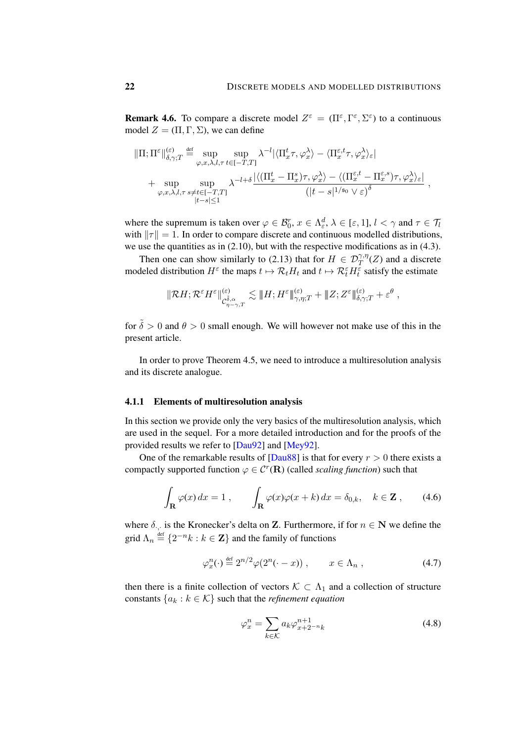**Remark 4.6.** To compare a discrete model $Z^\varepsilon = (\Pi^\varepsilon, \Gamma^\varepsilon, \Sigma^\varepsilon)$ to a continuous model $Z = (\Pi, \Gamma, \Sigma)$, we can define

$$
\begin{aligned}
\|\Pi; \Pi^\varepsilon\|_{\delta,\gamma;T}^{(\varepsilon)} &\stackrel{\text{def}}{=} \sup_{\varphi, x, \lambda, l, \tau} \sup_{t \in [-T,T]} \lambda^{-l} |\langle \Pi_x^t \tau, \varphi_x^\lambda\rangle - \langle \Pi_x^{\varepsilon,t} \tau, \varphi_x^\lambda\rangle_\varepsilon| \\
&+ \sup_{\varphi, x, \lambda, l, \tau} \sup_{\substack{s \neq t \in [-T,T] \\ |t-s| \leq 1}} \lambda^{-l+\delta} \frac{|\langle (\Pi_x^t - \Pi_x^s)\tau, \varphi_x^\lambda\rangle - \langle (\Pi_x^{\varepsilon,t} - \Pi_x^{\varepsilon,s})\tau, \varphi_x^\lambda\rangle_\varepsilon|}{(|t-s|^{1/\mathfrak{s}_0} \vee \varepsilon)^\delta} ,
\end{aligned}
$$

where the supremum is taken over $\varphi \in \mathcal{B}_0^r$, $x \in \Lambda_\varepsilon^d$, $\lambda \in [\varepsilon, 1]$, $l < \gamma$ and $\tau \in \mathcal{T}_l$ with $\|\tau\| = 1$. In order to compare discrete and continuous modelled distributions, we use the quantities as in (2.10), but with the respective modifications as in (4.3).

Then one can show similarly to (2.13) that for $H \in \mathcal{D}_T^{\gamma,\eta}(Z)$ and a discrete modeled distribution $H^\varepsilon$ the maps $t \mapsto \mathcal{R}_t H_t$ and $t \mapsto \mathcal{R}_t^\varepsilon H_t^\varepsilon$ satisfy the estimate

$$
\|\mathcal{R}H; \mathcal{R}^\varepsilon H^\varepsilon\|_{\mathcal{C}_{\eta-\gamma,T}^{\tilde{\delta},\alpha}}^{(\varepsilon)} \lesssim \|H; H^\varepsilon\|_{\gamma,\eta;T}^{(\varepsilon)} + \|Z; Z^\varepsilon\|_{\delta,\gamma;T}^{(\varepsilon)} + \varepsilon^\theta ,
$$

for $\tilde{\delta} > 0$ and $\theta > 0$ small enough. We will however not make use of this in the present article.

In order to prove Theorem 4.5, we need to introduce a multiresolution analysis and its discrete analogue.

#### 4.1.1 Elements of multiresolution analysis

In this section we provide only the very basics of the multiresolution analysis, which are used in the sequel. For a more detailed introduction and for the proofs of the provided results we refer to [Dau92] and [Mey92].

One of the remarkable results of [Dau88] is that for every $r > 0$ there exists a compactly supported function $\varphi \in \mathcal{C}^r(\mathbf{R})$ (called *scaling function*) such that

$$
\int_{\mathbf{R}} \varphi(x)\, dx = 1 , \qquad \int_{\mathbf{R}} \varphi(x)\varphi(x+k)\, dx = \delta_{0,k}, \quad k \in \mathbf{Z} , \tag{4.6}
$$

where $\delta_{\cdot,\cdot}$ is the Kronecker's delta on $\mathbf{Z}$. Furthermore, if for $n \in \mathbf{N}$ we define the grid $\Lambda_n \stackrel{\text{def}}{=} \{2^{-n}k : k \in \mathbf{Z}\}$ and the family of functions

$$
\varphi_x^n(\cdot) \stackrel{\text{def}}{=} 2^{n/2}\varphi(2^n(\cdot - x)) , \qquad x \in \Lambda_n , \tag{4.7}
$$

then there is a finite collection of vectors $\mathcal{K} \subset \Lambda_1$ and a collection of structure constants $\{a_k : k \in \mathcal{K}\}$ such that the *refinement equation*

$$
\varphi_x^n = \sum_{k \in \mathcal{K}} a_k \varphi_{x+2^{-n}k}^{n+1} \tag{4.8}
$$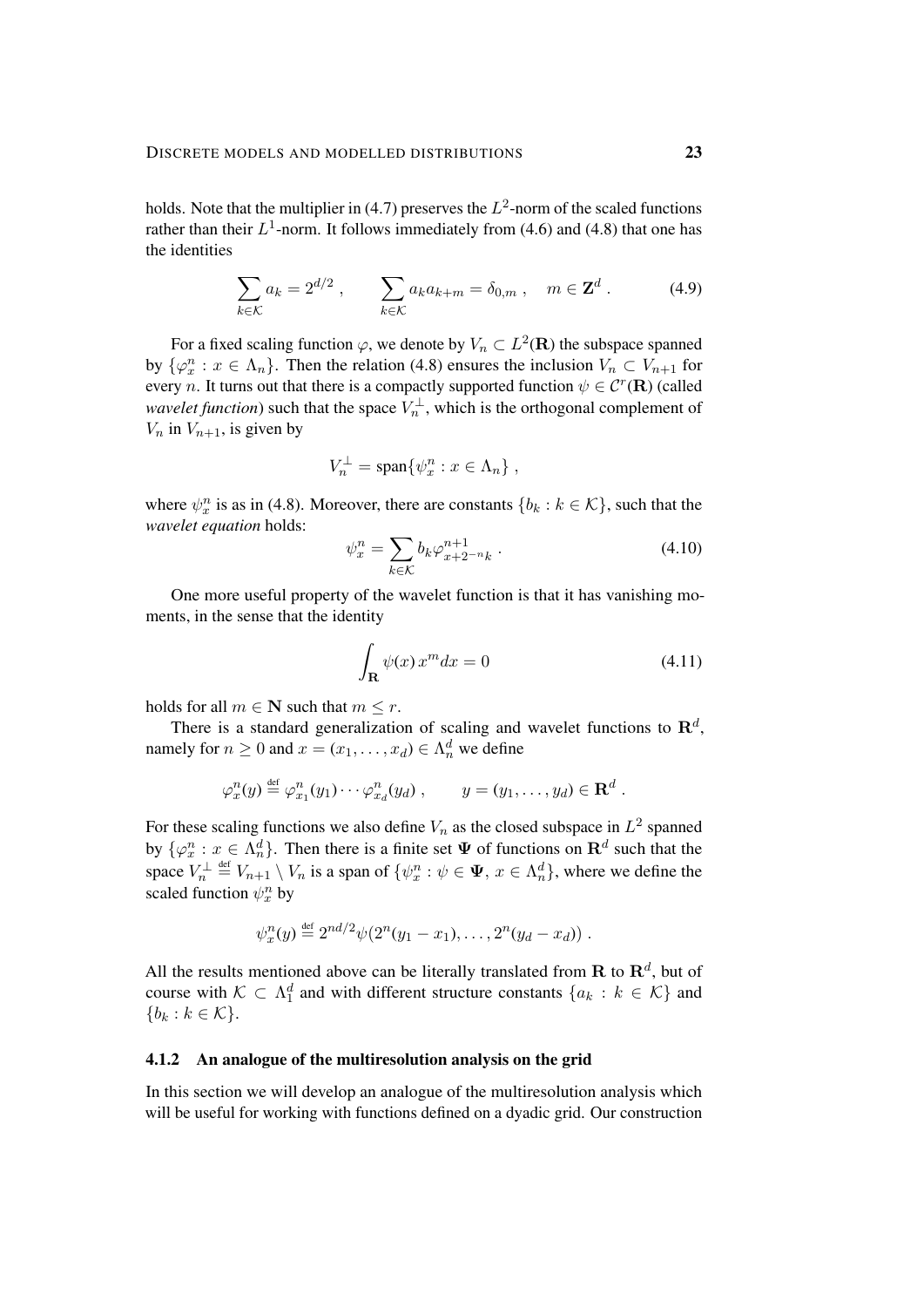holds. Note that the multiplier in (4.7) preserves the $L^2$-norm of the scaled functions rather than their $L^1$-norm. It follows immediately from (4.6) and (4.8) that one has the identities

$$\sum_{k\in\mathcal{K}} a_k = 2^{d/2}\;, \qquad \sum_{k\in\mathcal{K}} a_k a_{k+m} = \delta_{0,m}\;, \quad m \in \mathbf{Z}^d\;. \tag{4.9}$$

For a fixed scaling function $\varphi$, we denote by $V_n \subset L^2(\mathbf{R})$ the subspace spanned by $\{\varphi_x^n : x \in \Lambda_n\}$. Then the relation (4.8) ensures the inclusion $V_n \subset V_{n+1}$ for every $n$. It turns out that there is a compactly supported function $\psi \in \mathcal{C}^r(\mathbf{R})$ (called *wavelet function*) such that the space $V_n^\perp$, which is the orthogonal complement of $V_n$ in $V_{n+1}$, is given by

$$V_n^\perp = \operatorname{span}\{\psi_x^n : x \in \Lambda_n\}\;,$$

where $\psi_x^n$ is as in (4.8). Moreover, there are constants $\{b_k : k \in \mathcal{K}\}$, such that the *wavelet equation* holds:

$$\psi_x^n = \sum_{k\in\mathcal{K}} b_k \varphi_{x+2^{-n}k}^{n+1}\;. \tag{4.10}$$

One more useful property of the wavelet function is that it has vanishing moments, in the sense that the identity

$$\int_{\mathbf{R}} \psi(x)\, x^m dx = 0 \tag{4.11}$$

holds for all $m \in \mathbf{N}$ such that $m \le r$.

There is a standard generalization of scaling and wavelet functions to $\mathbf{R}^d$, namely for $n \ge 0$ and $x = (x_1, \ldots, x_d) \in \Lambda_n^d$ we define

$$\varphi_x^n(y) \stackrel{\text{def}}{=} \varphi_{x_1}^n(y_1) \cdots \varphi_{x_d}^n(y_d)\;, \qquad y = (y_1, \ldots, y_d) \in \mathbf{R}^d\;.$$

For these scaling functions we also define $V_n$ as the closed subspace in $L^2$ spanned by $\{\varphi_x^n : x \in \Lambda_n^d\}$. Then there is a finite set $\mathbf{\Psi}$ of functions on $\mathbf{R}^d$ such that the space $V_n^\perp \stackrel{\text{def}}{=} V_{n+1} \setminus V_n$ is a span of $\{\psi_x^n : \psi \in \mathbf{\Psi},\, x \in \Lambda_n^d\}$, where we define the scaled function $\psi_x^n$ by

$$\psi_x^n(y) \stackrel{\text{def}}{=} 2^{nd/2} \psi(2^n(y_1 - x_1), \ldots, 2^n(y_d - x_d))\;.$$

All the results mentioned above can be literally translated from $\mathbf{R}$ to $\mathbf{R}^d$, but of course with $\mathcal{K} \subset \Lambda_1^d$ and with different structure constants $\{a_k : k \in \mathcal{K}\}$ and $\{b_k : k \in \mathcal{K}\}$.

### 4.1.2 An analogue of the multiresolution analysis on the grid

In this section we will develop an analogue of the multiresolution analysis which will be useful for working with functions defined on a dyadic grid. Our construction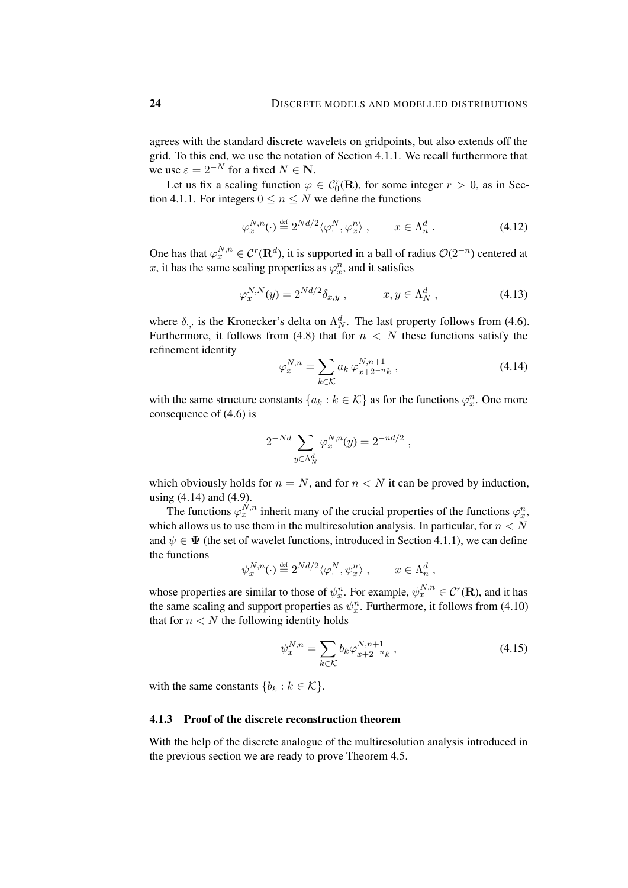agrees with the standard discrete wavelets on gridpoints, but also extends off the grid. To this end, we use the notation of Section 4.1.1. We recall furthermore that we use $\varepsilon = 2^{-N}$ for a fixed $N \in \mathbf{N}$.

Let us fix a scaling function $\varphi \in \mathcal{C}_0^r(\mathbf{R})$, for some integer $r > 0$, as in Section 4.1.1. For integers $0 \le n \le N$ we define the functions

$$\varphi_x^{N,n}(\cdot) \stackrel{\text{def}}{=} 2^{Nd/2} \langle \varphi_\cdot^N, \varphi_x^n \rangle , \qquad x \in \Lambda_n^d . \tag{4.12}$$

One has that $\varphi_x^{N,n} \in \mathcal{C}^r(\mathbf{R}^d)$, it is supported in a ball of radius $\mathcal{O}(2^{-n})$ centered at $x$, it has the same scaling properties as $\varphi_x^n$, and it satisfies

$$\varphi_x^{N,N}(y) = 2^{Nd/2} \delta_{x,y} , \qquad x, y \in \Lambda_N^d , \tag{4.13}$$

where $\delta_{\cdot,\cdot}$ is the Kronecker's delta on $\Lambda_N^d$. The last property follows from (4.6). Furthermore, it follows from (4.8) that for $n < N$ these functions satisfy the refinement identity

$$\varphi_x^{N,n} = \sum_{k \in \mathcal{K}} a_k \, \varphi_{x+2^{-n}k}^{N,n+1} , \tag{4.14}$$

with the same structure constants $\{a_k : k \in \mathcal{K}\}$ as for the functions $\varphi_x^n$. One more consequence of (4.6) is

$$2^{-Nd} \sum_{y \in \Lambda_N^d} \varphi_x^{N,n}(y) = 2^{-nd/2} ,$$

which obviously holds for $n = N$, and for $n < N$ it can be proved by induction, using (4.14) and (4.9).

The functions $\varphi_x^{N,n}$ inherit many of the crucial properties of the functions $\varphi_x^n$, which allows us to use them in the multiresolution analysis. In particular, for $n < N$ and $\psi \in \mathbf{\Psi}$ (the set of wavelet functions, introduced in Section 4.1.1), we can define the functions

$$\psi_x^{N,n}(\cdot) \stackrel{\text{def}}{=} 2^{Nd/2} \langle \varphi_\cdot^N, \psi_x^n \rangle , \qquad x \in \Lambda_n^d ,$$

whose properties are similar to those of $\psi_x^n$. For example, $\psi_x^{N,n} \in \mathcal{C}^r(\mathbf{R})$, and it has the same scaling and support properties as $\psi_x^n$. Furthermore, it follows from (4.10) that for $n < N$ the following identity holds

$$\psi_x^{N,n} = \sum_{k \in \mathcal{K}} b_k \varphi_{x+2^{-n}k}^{N,n+1} , \tag{4.15}$$

with the same constants $\{b_k : k \in \mathcal{K}\}$.

### 4.1.3 Proof of the discrete reconstruction theorem

With the help of the discrete analogue of the multiresolution analysis introduced in the previous section we are ready to prove Theorem 4.5.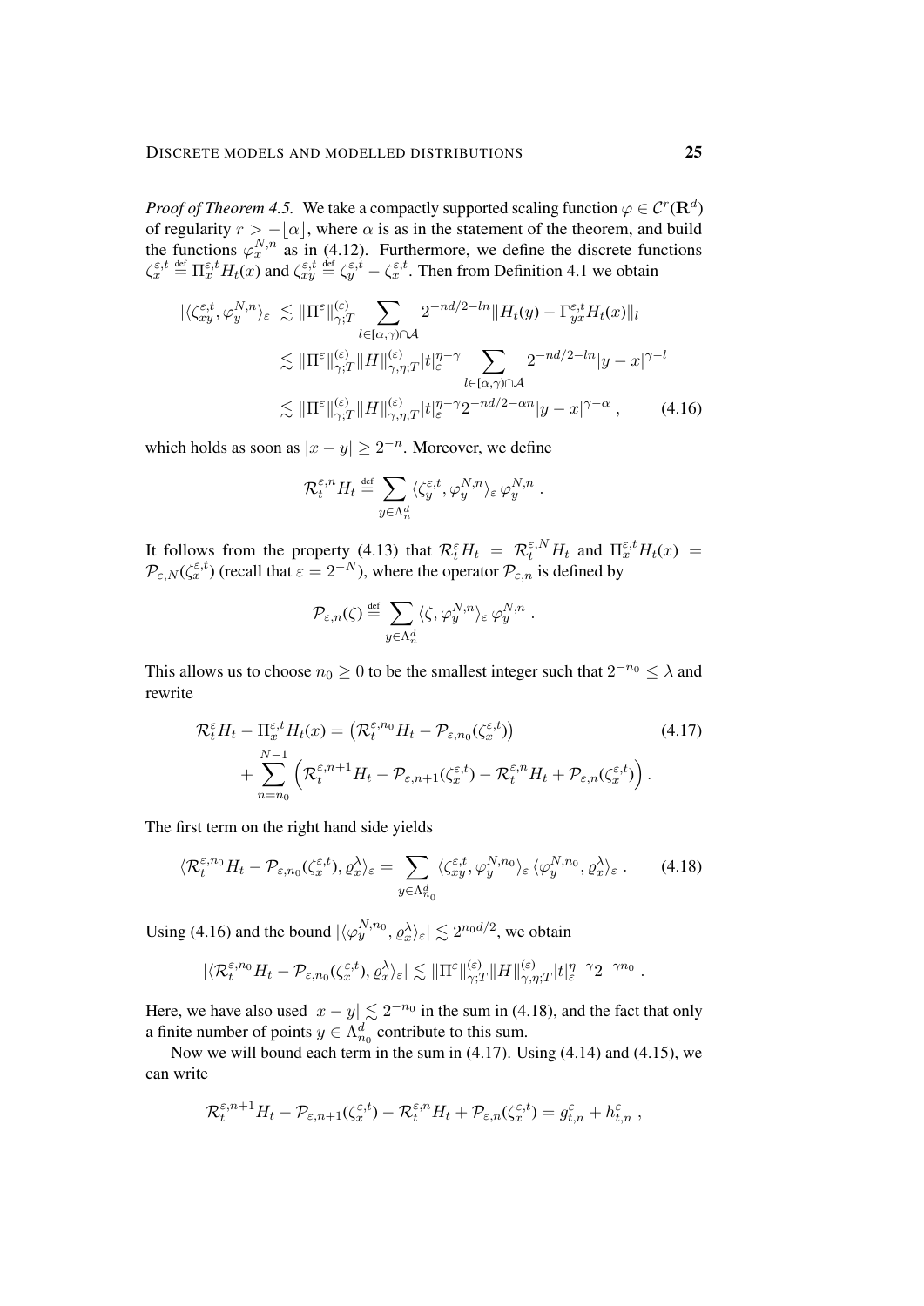*Proof of Theorem 4.5.* We take a compactly supported scaling function $\varphi \in \mathcal{C}^r(\mathbf{R}^d)$ of regularity $r > -\lfloor \alpha \rfloor$, where $\alpha$ is as in the statement of the theorem, and build the functions $\varphi_x^{N,n}$ as in (4.12). Furthermore, we define the discrete functions $\zeta_x^{\varepsilon,t} \stackrel{\text{def}}{=} \Pi_x^{\varepsilon,t} H_t(x)$ and $\zeta_{xy}^{\varepsilon,t} \stackrel{\text{def}}{=} \zeta_y^{\varepsilon,t} - \zeta_x^{\varepsilon,t}$. Then from Definition 4.1 we obtain

$$
\begin{aligned}
|\langle \zeta_{xy}^{\varepsilon,t}, \varphi_y^{N,n} \rangle_\varepsilon| &\lesssim \|\Pi^\varepsilon\|_{\gamma;T}^{(\varepsilon)} \sum_{l \in [\alpha,\gamma) \cap \mathcal{A}} 2^{-nd/2 - ln} \|H_t(y) - \Gamma_{yx}^{\varepsilon,t} H_t(x)\|_l \\
&\lesssim \|\Pi^\varepsilon\|_{\gamma;T}^{(\varepsilon)} \|H\|_{\gamma,\eta;T}^{(\varepsilon)} |t|_\varepsilon^{\eta-\gamma} \sum_{l \in [\alpha,\gamma) \cap \mathcal{A}} 2^{-nd/2 - ln} |y-x|^{\gamma - l} \\
&\lesssim \|\Pi^\varepsilon\|_{\gamma;T}^{(\varepsilon)} \|H\|_{\gamma,\eta;T}^{(\varepsilon)} |t|_\varepsilon^{\eta-\gamma} 2^{-nd/2 - \alpha n} |y-x|^{\gamma-\alpha} ,
\end{aligned}
\tag{4.16}
$$

which holds as soon as $|x-y| \geq 2^{-n}$. Moreover, we define

$$
\mathcal{R}_t^{\varepsilon,n} H_t \stackrel{\text{def}}{=} \sum_{y \in \Lambda_n^d} \langle \zeta_y^{\varepsilon,t}, \varphi_y^{N,n} \rangle_\varepsilon \, \varphi_y^{N,n} .
$$

It follows from the property (4.13) that $\mathcal{R}_t^\varepsilon H_t = \mathcal{R}_t^{\varepsilon,N} H_t$ and $\Pi_x^{\varepsilon,t} H_t(x) = \mathcal{P}_{\varepsilon,N}(\zeta_x^{\varepsilon,t})$ (recall that $\varepsilon = 2^{-N}$), where the operator $\mathcal{P}_{\varepsilon,n}$ is defined by

$$
\mathcal{P}_{\varepsilon,n}(\zeta) \stackrel{\text{def}}{=} \sum_{y \in \Lambda_n^d} \langle \zeta, \varphi_y^{N,n} \rangle_\varepsilon \, \varphi_y^{N,n} .
$$

This allows us to choose $n_0 \geq 0$ to be the smallest integer such that $2^{-n_0} \leq \lambda$ and rewrite

$$
\begin{aligned}
\mathcal{R}_t^\varepsilon H_t - \Pi_x^{\varepsilon,t} H_t(x) &= \big(\mathcal{R}_t^{\varepsilon,n_0} H_t - \mathcal{P}_{\varepsilon,n_0}(\zeta_x^{\varepsilon,t})\big) \\
&\quad + \sum_{n=n_0}^{N-1} \Big(\mathcal{R}_t^{\varepsilon,n+1} H_t - \mathcal{P}_{\varepsilon,n+1}(\zeta_x^{\varepsilon,t}) - \mathcal{R}_t^{\varepsilon,n} H_t + \mathcal{P}_{\varepsilon,n}(\zeta_x^{\varepsilon,t})\Big) .
\end{aligned}
\tag{4.17}
$$

The first term on the right hand side yields

$$
\langle \mathcal{R}_t^{\varepsilon,n_0} H_t - \mathcal{P}_{\varepsilon,n_0}(\zeta_x^{\varepsilon,t}), \varrho_x^\lambda \rangle_\varepsilon = \sum_{y \in \Lambda_{n_0}^d} \langle \zeta_{xy}^{\varepsilon,t}, \varphi_y^{N,n_0} \rangle_\varepsilon \, \langle \varphi_y^{N,n_0}, \varrho_x^\lambda \rangle_\varepsilon . \tag{4.18}
$$

Using (4.16) and the bound $|\langle \varphi_y^{N,n_0}, \varrho_x^\lambda \rangle_\varepsilon| \lesssim 2^{n_0 d/2}$, we obtain

$$
|\langle \mathcal{R}_t^{\varepsilon,n_0} H_t - \mathcal{P}_{\varepsilon,n_0}(\zeta_x^{\varepsilon,t}), \varrho_x^\lambda \rangle_\varepsilon| \lesssim \|\Pi^\varepsilon\|_{\gamma;T}^{(\varepsilon)} \|H\|_{\gamma,\eta;T}^{(\varepsilon)} |t|_\varepsilon^{\eta-\gamma} 2^{-\gamma n_0} .
$$

Here, we have also used $|x-y| \lesssim 2^{-n_0}$ in the sum in (4.18), and the fact that only a finite number of points $y \in \Lambda_{n_0}^d$ contribute to this sum.

Now we will bound each term in the sum in (4.17). Using (4.14) and (4.15), we can write

$$
\mathcal{R}_t^{\varepsilon,n+1} H_t - \mathcal{P}_{\varepsilon,n+1}(\zeta_x^{\varepsilon,t}) - \mathcal{R}_t^{\varepsilon,n} H_t + \mathcal{P}_{\varepsilon,n}(\zeta_x^{\varepsilon,t}) = g_{t,n}^\varepsilon + h_{t,n}^\varepsilon ,
$$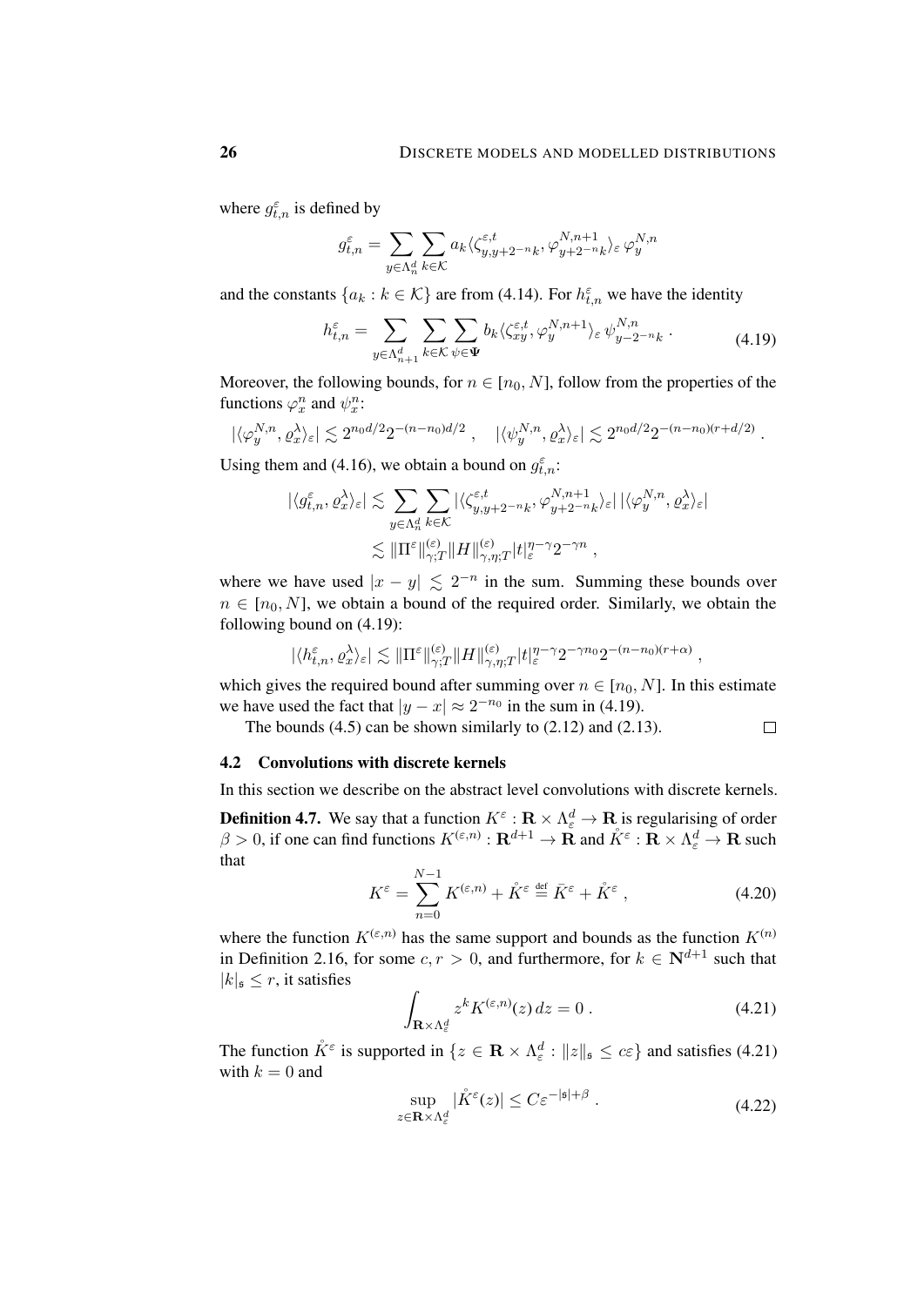where $g^\varepsilon_{t,n}$ is defined by

$$g^\varepsilon_{t,n} = \sum_{y \in \Lambda^d_n} \sum_{k \in \mathcal{K}} a_k \langle \zeta^{\varepsilon,t}_{y,y+2^{-n}k}, \varphi^{N,n+1}_{y+2^{-n}k} \rangle_\varepsilon \, \varphi^{N,n}_y$$

and the constants $\{a_k : k \in \mathcal{K}\}$ are from (4.14). For $h^\varepsilon_{t,n}$ we have the identity

$$h^\varepsilon_{t,n} = \sum_{y \in \Lambda^d_{n+1}} \sum_{k \in \mathcal{K}} \sum_{\psi \in \Psi} b_k \langle \zeta^{\varepsilon,t}_{xy}, \varphi^{N,n+1}_y \rangle_\varepsilon \, \psi^{N,n}_{y-2^{-n}k} \,. \tag{4.19}$$

Moreover, the following bounds, for $n \in [n_0, N]$, follow from the properties of the functions $\varphi^n_x$ and $\psi^n_x$:

$$|\langle \varphi^{N,n}_y, \varrho^\lambda_x \rangle_\varepsilon| \lesssim 2^{n_0 d/2} 2^{-(n-n_0)d/2} \,, \quad |\langle \psi^{N,n}_y, \varrho^\lambda_x \rangle_\varepsilon| \lesssim 2^{n_0 d/2} 2^{-(n-n_0)(r+d/2)} \,.$$

Using them and (4.16), we obtain a bound on $g^\varepsilon_{t,n}$:

$$\begin{aligned} |\langle g^\varepsilon_{t,n}, \varrho^\lambda_x \rangle_\varepsilon| &\lesssim \sum_{y \in \Lambda^d_n} \sum_{k \in \mathcal{K}} |\langle \zeta^{\varepsilon,t}_{y,y+2^{-n}k}, \varphi^{N,n+1}_{y+2^{-n}k} \rangle_\varepsilon| \, |\langle \varphi^{N,n}_y, \varrho^\lambda_x \rangle_\varepsilon| \\ &\lesssim \|\Pi^\varepsilon\|^{(\varepsilon)}_{\gamma;T} \|H\|^{(\varepsilon)}_{\gamma,\eta;T} |t|^{\eta-\gamma}_\varepsilon 2^{-\gamma n} \,, \end{aligned}$$

where we have used $|x - y| \lesssim 2^{-n}$ in the sum. Summing these bounds over $n \in [n_0, N]$, we obtain a bound of the required order. Similarly, we obtain the following bound on (4.19):

$$|\langle h^\varepsilon_{t,n}, \varrho^\lambda_x \rangle_\varepsilon| \lesssim \|\Pi^\varepsilon\|^{(\varepsilon)}_{\gamma;T} \|H\|^{(\varepsilon)}_{\gamma,\eta;T} |t|^{\eta-\gamma}_\varepsilon 2^{-\gamma n_0} 2^{-(n-n_0)(r+\alpha)} \,,$$

which gives the required bound after summing over $n \in [n_0, N]$. In this estimate we have used the fact that $|y - x| \approx 2^{-n_0}$ in the sum in (4.19).

The bounds (4.5) can be shown similarly to (2.12) and (2.13). $\square$

## 4.2 Convolutions with discrete kernels

In this section we describe on the abstract level convolutions with discrete kernels.

**Definition 4.7.** We say that a function $K^\varepsilon : \mathbf{R} \times \Lambda^d_\varepsilon \to \mathbf{R}$ is regularising of order $\beta > 0$, if one can find functions $K^{(\varepsilon,n)} : \mathbf{R}^{d+1} \to \mathbf{R}$ and $\mathring{K}^\varepsilon : \mathbf{R} \times \Lambda^d_\varepsilon \to \mathbf{R}$ such that

$$K^\varepsilon = \sum_{n=0}^{N-1} K^{(\varepsilon,n)} + \mathring{K}^\varepsilon \stackrel{\text{def}}{=} \bar{K}^\varepsilon + \mathring{K}^\varepsilon \,, \tag{4.20}$$

where the function $K^{(\varepsilon,n)}$ has the same support and bounds as the function $K^{(n)}$ in Definition 2.16, for some $c, r > 0$, and furthermore, for $k \in \mathbf{N}^{d+1}$ such that $|k|_\mathfrak{s} \leq r$, it satisfies

$$\int_{\mathbf{R} \times \Lambda^d_\varepsilon} z^k K^{(\varepsilon,n)}(z) \, dz = 0 \,. \tag{4.21}$$

The function $\mathring{K}^\varepsilon$ is supported in $\{z \in \mathbf{R} \times \Lambda^d_\varepsilon : \|z\|_\mathfrak{s} \leq c\varepsilon\}$ and satisfies (4.21) with $k = 0$ and

$$\sup_{z \in \mathbf{R} \times \Lambda^d_\varepsilon} |\mathring{K}^\varepsilon(z)| \leq C \varepsilon^{-|\mathfrak{s}|+\beta} \,. \tag{4.22}$$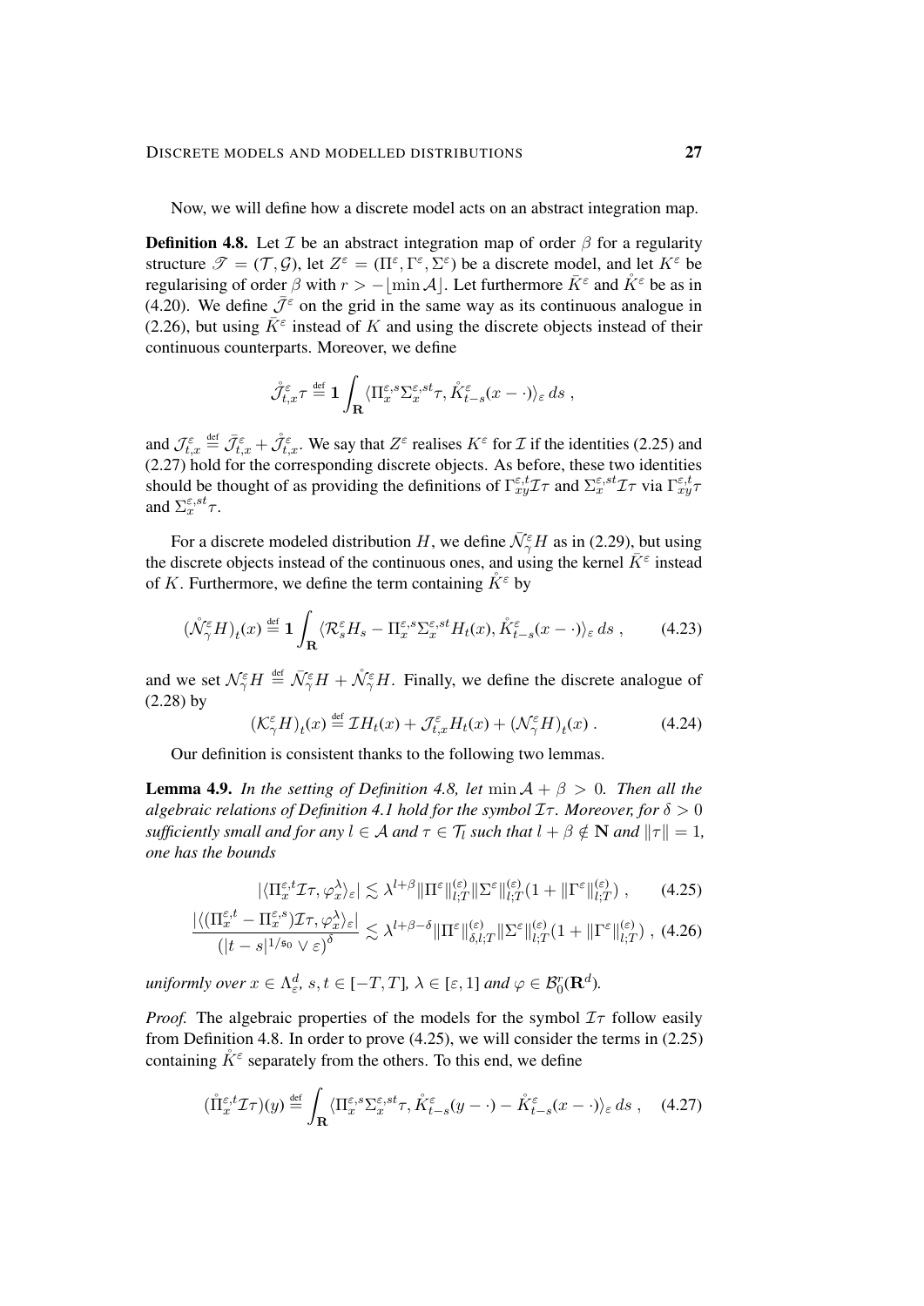Now, we will define how a discrete model acts on an abstract integration map.

**Definition 4.8.** Let $\mathcal{I}$ be an abstract integration map of order $\beta$ for a regularity structure $\mathscr{T} = (\mathcal{T}, \mathcal{G})$, let $Z^\varepsilon = (\Pi^\varepsilon, \Gamma^\varepsilon, \Sigma^\varepsilon)$ be a discrete model, and let $K^\varepsilon$ be regularising of order $\beta$ with $r > -\lfloor \min \mathcal{A} \rfloor$. Let furthermore $\bar{K}^\varepsilon$ and $\mathring{K}^\varepsilon$ be as in (4.20). We define $\bar{\mathcal{J}}^\varepsilon$ on the grid in the same way as its continuous analogue in (2.26), but using $\bar{K}^\varepsilon$ instead of $K$ and using the discrete objects instead of their continuous counterparts. Moreover, we define

$$\mathring{\mathcal{J}}^\varepsilon_{t,x} \tau \stackrel{\text{def}}{=} \mathbf{1} \int_{\mathbf{R}} \langle \Pi^{\varepsilon,s}_x \Sigma^{\varepsilon,st}_x \tau, \mathring{K}^\varepsilon_{t-s}(x - \cdot) \rangle_\varepsilon \, ds \;,$$

and $\mathcal{J}^\varepsilon_{t,x} \stackrel{\text{def}}{=} \bar{\mathcal{J}}^\varepsilon_{t,x} + \mathring{\mathcal{J}}^\varepsilon_{t,x}$. We say that $Z^\varepsilon$ realises $K^\varepsilon$ for $\mathcal{I}$ if the identities (2.25) and (2.27) hold for the corresponding discrete objects. As before, these two identities should be thought of as providing the definitions of $\Gamma^{\varepsilon,t}_{xy} \mathcal{I}\tau$ and $\Sigma^{\varepsilon,st}_x \mathcal{I}\tau$ via $\Gamma^{\varepsilon,t}_{xy}\tau$ and $\Sigma^{\varepsilon,st}_x \tau$.

For a discrete modeled distribution $H$, we define $\bar{\mathcal{N}}^\varepsilon_\gamma H$ as in (2.29), but using the discrete objects instead of the continuous ones, and using the kernel $\bar{K}^\varepsilon$ instead of $K$. Furthermore, we define the term containing $\mathring{K}^\varepsilon$ by

$$(\mathring{\mathcal{N}}^\varepsilon_\gamma H)_t(x) \stackrel{\text{def}}{=} \mathbf{1} \int_{\mathbf{R}} \langle \mathcal{R}^\varepsilon_s H_s - \Pi^{\varepsilon,s}_x \Sigma^{\varepsilon,st}_x H_t(x), \mathring{K}^\varepsilon_{t-s}(x - \cdot) \rangle_\varepsilon \, ds \;, \tag{4.23}$$

and we set $\mathcal{N}^\varepsilon_\gamma H \stackrel{\text{def}}{=} \bar{\mathcal{N}}^\varepsilon_\gamma H + \mathring{\mathcal{N}}^\varepsilon_\gamma H$. Finally, we define the discrete analogue of (2.28) by

$$(\mathcal{K}^\varepsilon_\gamma H)_t(x) \stackrel{\text{def}}{=} \mathcal{I} H_t(x) + \mathcal{J}^\varepsilon_{t,x} H_t(x) + (\mathcal{N}^\varepsilon_\gamma H)_t(x) \;. \tag{4.24}$$

Our definition is consistent thanks to the following two lemmas.

**Lemma 4.9.** *In the setting of Definition 4.8, let $\min \mathcal{A} + \beta > 0$. Then all the algebraic relations of Definition 4.1 hold for the symbol $\mathcal{I}\tau$. Moreover, for $\delta > 0$ sufficiently small and for any $l \in \mathcal{A}$ and $\tau \in \mathcal{T}_l$ such that $l + \beta \notin \mathbf{N}$ and $\|\tau\| = 1$, one has the bounds*

$$|\langle \Pi^{\varepsilon,t}_x \mathcal{I}\tau, \varphi^\lambda_x \rangle_\varepsilon| \lesssim \lambda^{l+\beta} |\!|\!| \Pi^\varepsilon |\!|\!|^{(\varepsilon)}_{l;T} \|\Sigma^\varepsilon\|^{(\varepsilon)}_{l;T} (1 + \|\Gamma^\varepsilon\|^{(\varepsilon)}_{l;T}) \;, \tag{4.25}$$

$$\frac{|\langle (\Pi^{\varepsilon,t}_x - \Pi^{\varepsilon,s}_x)\mathcal{I}\tau, \varphi^\lambda_x \rangle_\varepsilon|}{(|t-s|^{1/\mathfrak{s}_0} \vee \varepsilon)^\delta} \lesssim \lambda^{l+\beta-\delta} |\!|\!| \Pi^\varepsilon |\!|\!|^{(\varepsilon)}_{\delta,l;T} \|\Sigma^\varepsilon\|^{(\varepsilon)}_{l;T} (1 + \|\Gamma^\varepsilon\|^{(\varepsilon)}_{l;T}) \;, \tag{4.26}$$

*uniformly over $x \in \Lambda^d_\varepsilon$, $s, t \in [-T, T]$, $\lambda \in [\varepsilon, 1]$ and $\varphi \in \mathcal{B}^r_0(\mathbf{R}^d)$.*

*Proof.* The algebraic properties of the models for the symbol $\mathcal{I}\tau$ follow easily from Definition 4.8. In order to prove (4.25), we will consider the terms in (2.25) containing $\mathring{K}^\varepsilon$ separately from the others. To this end, we define

$$(\mathring{\Pi}^{\varepsilon,t}_x \mathcal{I}\tau)(y) \stackrel{\text{def}}{=} \int_{\mathbf{R}} \langle \Pi^{\varepsilon,s}_x \Sigma^{\varepsilon,st}_x \tau, \mathring{K}^\varepsilon_{t-s}(y - \cdot) - \mathring{K}^\varepsilon_{t-s}(x - \cdot) \rangle_\varepsilon \, ds \;, \tag{4.27}$$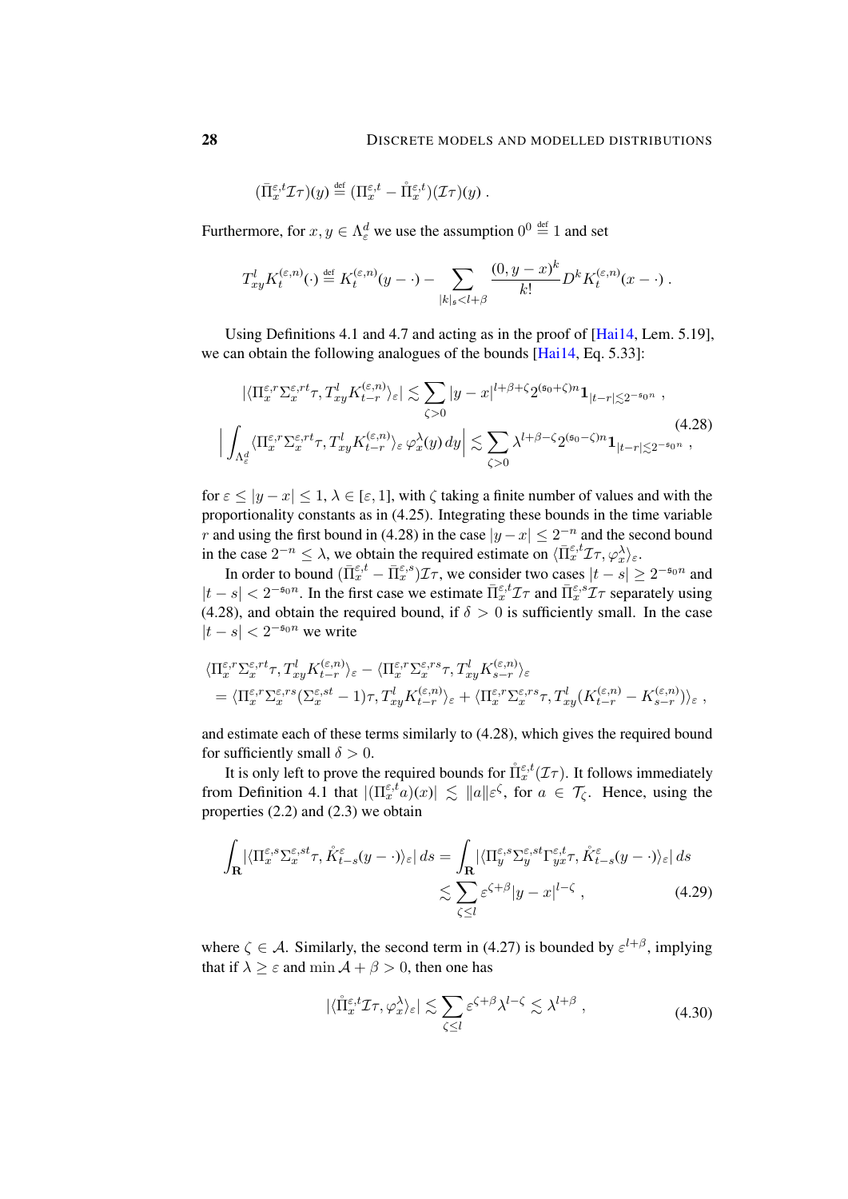$$(\bar{\Pi}^{\varepsilon,t}_x \mathcal{I}\tau)(y) \stackrel{\text{def}}{=} (\Pi^{\varepsilon,t}_x - \mathring{\Pi}^{\varepsilon,t}_x)(\mathcal{I}\tau)(y) .$$

Furthermore, for $x, y \in \Lambda^d_\varepsilon$ we use the assumption $0^0 \stackrel{\text{def}}{=} 1$ and set

$$T^l_{xy} K^{(\varepsilon,n)}_t(\cdot) \stackrel{\text{def}}{=} K^{(\varepsilon,n)}_t(y - \cdot) - \sum_{|k|_\mathfrak{s} < l+\beta} \frac{(0, y-x)^k}{k!} D^k K^{(\varepsilon,n)}_t(x - \cdot) .$$

Using Definitions 4.1 and 4.7 and acting as in the proof of [Hai14, Lem. 5.19], we can obtain the following analogues of the bounds [Hai14, Eq. 5.33]:

$$\begin{aligned} |\langle \Pi^{\varepsilon,r}_x \Sigma^{\varepsilon,rt}_x \tau, T^l_{xy} K^{(\varepsilon,n)}_{t-r} \rangle_\varepsilon| &\lesssim \sum_{\zeta > 0} |y-x|^{l+\beta+\zeta} 2^{(\mathfrak{s}_0+\zeta)n} \mathbf{1}_{|t-r| \lesssim 2^{-\mathfrak{s}_0 n}} , \\ \Big| \int_{\Lambda^d_\varepsilon} \langle \Pi^{\varepsilon,r}_x \Sigma^{\varepsilon,rt}_x \tau, T^l_{xy} K^{(\varepsilon,n)}_{t-r} \rangle_\varepsilon \, \varphi^\lambda_x(y)\, dy \Big| &\lesssim \sum_{\zeta > 0} \lambda^{l+\beta-\zeta} 2^{(\mathfrak{s}_0-\zeta)n} \mathbf{1}_{|t-r| \lesssim 2^{-\mathfrak{s}_0 n}} , \end{aligned} \tag{4.28}$$

for $\varepsilon \leq |y-x| \leq 1$, $\lambda \in [\varepsilon, 1]$, with $\zeta$ taking a finite number of values and with the proportionality constants as in (4.25). Integrating these bounds in the time variable $r$ and using the first bound in (4.28) in the case $|y-x| \leq 2^{-n}$ and the second bound in the case $2^{-n} \leq \lambda$, we obtain the required estimate on $\langle \bar{\Pi}^{\varepsilon,t}_x \mathcal{I}\tau, \varphi^\lambda_x \rangle_\varepsilon$.

In order to bound $(\bar{\Pi}^{\varepsilon,t}_x - \bar{\Pi}^{\varepsilon,s}_x)\mathcal{I}\tau$, we consider two cases $|t-s| \geq 2^{-\mathfrak{s}_0 n}$ and $|t-s| < 2^{-\mathfrak{s}_0 n}$. In the first case we estimate $\bar{\Pi}^{\varepsilon,t}_x \mathcal{I}\tau$ and $\bar{\Pi}^{\varepsilon,s}_x \mathcal{I}\tau$ separately using (4.28), and obtain the required bound, if $\delta > 0$ is sufficiently small. In the case $|t-s| < 2^{-\mathfrak{s}_0 n}$ we write

$$\begin{aligned} &\langle \Pi^{\varepsilon,r}_x \Sigma^{\varepsilon,rt}_x \tau, T^l_{xy} K^{(\varepsilon,n)}_{t-r} \rangle_\varepsilon - \langle \Pi^{\varepsilon,r}_x \Sigma^{\varepsilon,rs}_x \tau, T^l_{xy} K^{(\varepsilon,n)}_{s-r} \rangle_\varepsilon \\ &\quad = \langle \Pi^{\varepsilon,r}_x \Sigma^{\varepsilon,rs}_x (\Sigma^{\varepsilon,st}_x - 1)\tau, T^l_{xy} K^{(\varepsilon,n)}_{t-r} \rangle_\varepsilon + \langle \Pi^{\varepsilon,r}_x \Sigma^{\varepsilon,rs}_x \tau, T^l_{xy} (K^{(\varepsilon,n)}_{t-r} - K^{(\varepsilon,n)}_{s-r}) \rangle_\varepsilon , \end{aligned}$$

and estimate each of these terms similarly to (4.28), which gives the required bound for sufficiently small $\delta > 0$.

It is only left to prove the required bounds for $\mathring{\Pi}^{\varepsilon,t}_x(\mathcal{I}\tau)$. It follows immediately from Definition 4.1 that $|(\Pi^{\varepsilon,t}_x a)(x)| \lesssim \|a\| \varepsilon^\zeta$, for $a \in \mathcal{T}_\zeta$. Hence, using the properties (2.2) and (2.3) we obtain

$$\begin{aligned} \int_{\mathbf{R}} |\langle \Pi^{\varepsilon,s}_x \Sigma^{\varepsilon,st}_x \tau, \mathring{K}^\varepsilon_{t-s}(y - \cdot) \rangle_\varepsilon|\, ds &= \int_{\mathbf{R}} |\langle \Pi^{\varepsilon,s}_y \Sigma^{\varepsilon,st}_y \Gamma^{\varepsilon,t}_{yx} \tau, \mathring{K}^\varepsilon_{t-s}(y - \cdot) \rangle_\varepsilon|\, ds \\ &\lesssim \sum_{\zeta \leq l} \varepsilon^{\zeta+\beta} |y-x|^{l-\zeta} , \end{aligned} \tag{4.29}$$

where $\zeta \in \mathcal{A}$. Similarly, the second term in (4.27) is bounded by $\varepsilon^{l+\beta}$, implying that if $\lambda \geq \varepsilon$ and $\min \mathcal{A} + \beta > 0$, then one has

$$|\langle \mathring{\Pi}^{\varepsilon,t}_x \mathcal{I}\tau, \varphi^\lambda_x \rangle_\varepsilon| \lesssim \sum_{\zeta \leq l} \varepsilon^{\zeta+\beta} \lambda^{l-\zeta} \lesssim \lambda^{l+\beta} , \tag{4.30}$$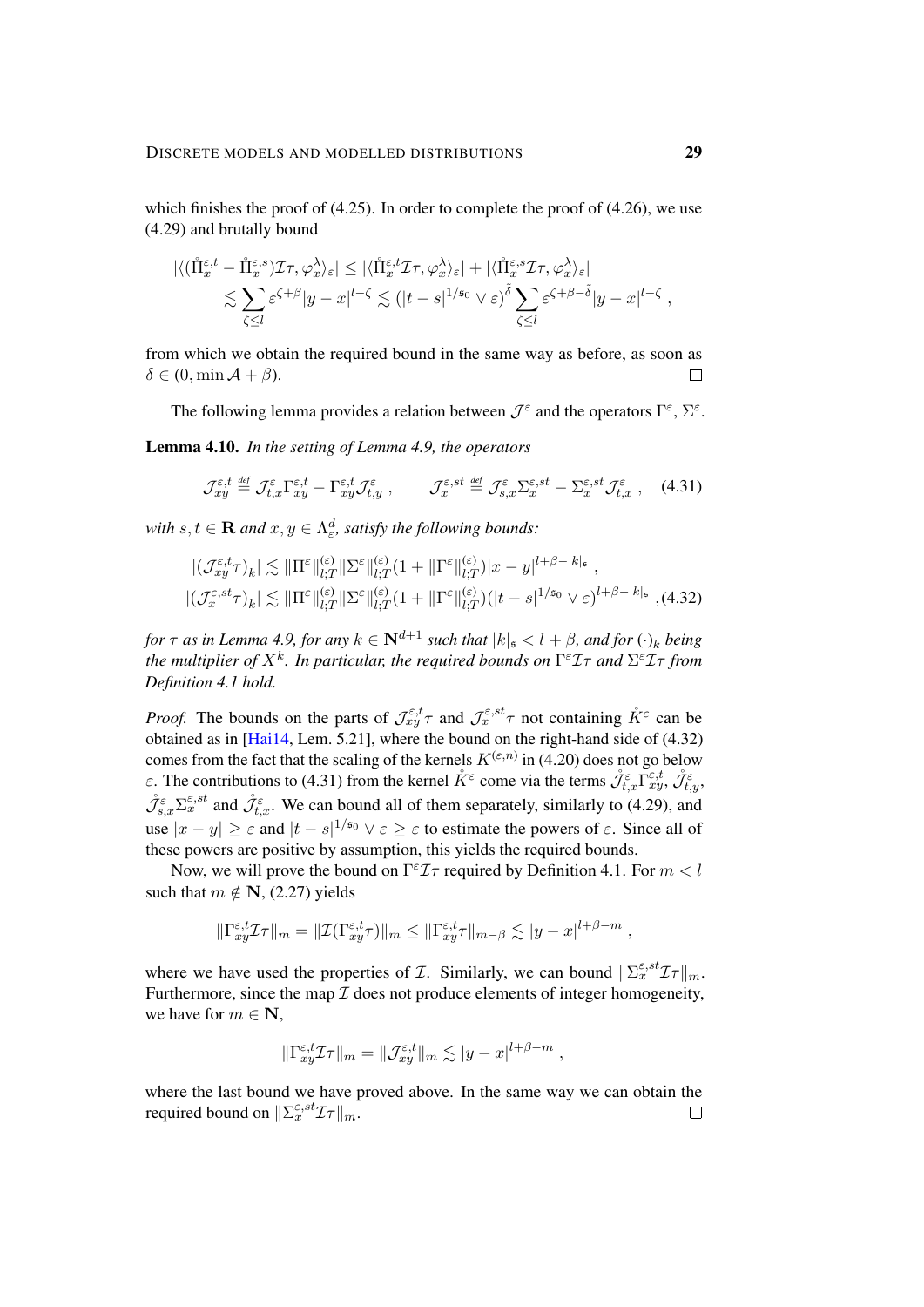which finishes the proof of (4.25). In order to complete the proof of (4.26), we use (4.29) and brutally bound

$$
\begin{aligned}
|\langle (\mathring{\Pi}^{\varepsilon,t}_x - \mathring{\Pi}^{\varepsilon,s}_x)\mathcal{I}\tau, \varphi^\lambda_x\rangle_\varepsilon| &\leq |\langle \mathring{\Pi}^{\varepsilon,t}_x \mathcal{I}\tau, \varphi^\lambda_x\rangle_\varepsilon| + |\langle \mathring{\Pi}^{\varepsilon,s}_x \mathcal{I}\tau, \varphi^\lambda_x\rangle_\varepsilon| \\
&\lesssim \sum_{\zeta \leq l} \varepsilon^{\zeta+\beta} |y-x|^{l-\zeta} \lesssim (|t-s|^{1/\mathfrak{s}_0} \vee \varepsilon)^{\tilde{\delta}} \sum_{\zeta \leq l} \varepsilon^{\zeta+\beta-\tilde{\delta}} |y-x|^{l-\zeta} ,
\end{aligned}
$$

from which we obtain the required bound in the same way as before, as soon as $\delta \in (0, \min \mathcal{A} + \beta)$. ∎

The following lemma provides a relation between $\mathcal{J}^\varepsilon$ and the operators $\Gamma^\varepsilon$, $\Sigma^\varepsilon$.

**Lemma 4.10.** *In the setting of Lemma 4.9, the operators*

$$
\mathcal{J}^{\varepsilon,t}_{xy} \stackrel{\text{def}}{=} \mathcal{J}^\varepsilon_{t,x}\Gamma^{\varepsilon,t}_{xy} - \Gamma^{\varepsilon,t}_{xy}\mathcal{J}^\varepsilon_{t,y} , \qquad \mathcal{J}^{\varepsilon,st}_{x} \stackrel{\text{def}}{=} \mathcal{J}^\varepsilon_{s,x}\Sigma^{\varepsilon,st}_{x} - \Sigma^{\varepsilon,st}_{x}\mathcal{J}^\varepsilon_{t,x} , \quad (4.31)
$$

*with $s, t \in \mathbf{R}$ and $x, y \in \Lambda^d_\varepsilon$, satisfy the following bounds:*

$$
\begin{aligned}
|(\mathcal{J}^{\varepsilon,t}_{xy}\tau)_k| &\lesssim \|\Pi^\varepsilon\|^{(\varepsilon)}_{l;T} \|\Sigma^\varepsilon\|^{(\varepsilon)}_{l;T} (1 + \|\Gamma^\varepsilon\|^{(\varepsilon)}_{l;T}) |x-y|^{l+\beta-|k|_\mathfrak{s}} , \\
|(\mathcal{J}^{\varepsilon,st}_{x}\tau)_k| &\lesssim \|\Pi^\varepsilon\|^{(\varepsilon)}_{l;T} \|\Sigma^\varepsilon\|^{(\varepsilon)}_{l;T} (1 + \|\Gamma^\varepsilon\|^{(\varepsilon)}_{l;T}) (|t-s|^{1/\mathfrak{s}_0} \vee \varepsilon)^{l+\beta-|k|_\mathfrak{s}} , \quad (4.32)
\end{aligned}
$$

*for $\tau$ as in Lemma 4.9, for any $k \in \mathbf{N}^{d+1}$ such that $|k|_\mathfrak{s} < l + \beta$, and for $(\cdot)_k$ being the multiplier of $X^k$. In particular, the required bounds on $\Gamma^\varepsilon\mathcal{I}\tau$ and $\Sigma^\varepsilon\mathcal{I}\tau$ from Definition 4.1 hold.*

*Proof.* The bounds on the parts of $\mathcal{J}^{\varepsilon,t}_{xy}\tau$ and $\mathcal{J}^{\varepsilon,st}_{x}\tau$ not containing $\mathring{K}^\varepsilon$ can be obtained as in [Hai14, Lem. 5.21], where the bound on the right-hand side of (4.32) comes from the fact that the scaling of the kernels $K^{(\varepsilon,n)}$ in (4.20) does not go below $\varepsilon$. The contributions to (4.31) from the kernel $\mathring{K}^\varepsilon$ come via the terms $\mathring{\mathcal{J}}^\varepsilon_{t,x}\Gamma^{\varepsilon,t}_{xy}$, $\mathring{\mathcal{J}}^\varepsilon_{t,y}$, $\mathring{\mathcal{J}}^\varepsilon_{s,x}\Sigma^{\varepsilon,st}_{x}$ and $\mathring{\mathcal{J}}^\varepsilon_{t,x}$. We can bound all of them separately, similarly to (4.29), and use $|x-y| \geq \varepsilon$ and $|t-s|^{1/\mathfrak{s}_0} \vee \varepsilon \geq \varepsilon$ to estimate the powers of $\varepsilon$. Since all of these powers are positive by assumption, this yields the required bounds.

Now, we will prove the bound on $\Gamma^\varepsilon\mathcal{I}\tau$ required by Definition 4.1. For $m < l$ such that $m \notin \mathbf{N}$, (2.27) yields

$$
\|\Gamma^{\varepsilon,t}_{xy}\mathcal{I}\tau\|_m = \|\mathcal{I}(\Gamma^{\varepsilon,t}_{xy}\tau)\|_m \leq \|\Gamma^{\varepsilon,t}_{xy}\tau\|_{m-\beta} \lesssim |y-x|^{l+\beta-m} ,
$$

where we have used the properties of $\mathcal{I}$. Similarly, we can bound $\|\Sigma^{\varepsilon,st}_{x}\mathcal{I}\tau\|_m$. Furthermore, since the map $\mathcal{I}$ does not produce elements of integer homogeneity, we have for $m \in \mathbf{N}$,

$$
\|\Gamma^{\varepsilon,t}_{xy}\mathcal{I}\tau\|_m = \|\mathcal{J}^{\varepsilon,t}_{xy}\|_m \lesssim |y-x|^{l+\beta-m} ,
$$

where the last bound we have proved above. In the same way we can obtain the required bound on $\|\Sigma^{\varepsilon,st}_{x}\mathcal{I}\tau\|_m$. ∎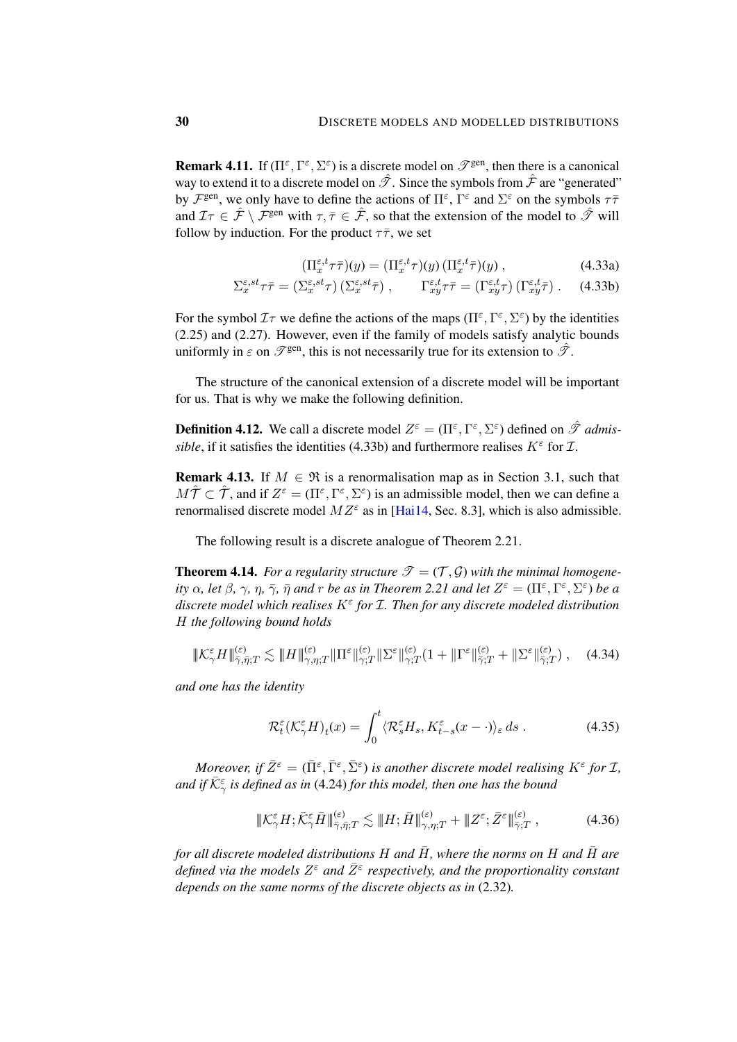**Remark 4.11.** If $(\Pi^\varepsilon, \Gamma^\varepsilon, \Sigma^\varepsilon)$ is a discrete model on $\mathscr{T}^{\text{gen}}$, then there is a canonical way to extend it to a discrete model on $\hat{\mathscr{T}}$. Since the symbols from $\hat{\mathcal{F}}$ are "generated" by $\mathcal{F}^{\text{gen}}$, we only have to define the actions of $\Pi^\varepsilon$, $\Gamma^\varepsilon$ and $\Sigma^\varepsilon$ on the symbols $\tau\bar\tau$ and $\mathcal{I}\tau \in \hat{\mathcal{F}} \setminus \mathcal{F}^{\text{gen}}$ with $\tau, \bar\tau \in \hat{\mathcal{F}}$, so that the extension of the model to $\hat{\mathscr{T}}$ will follow by induction. For the product $\tau\bar\tau$, we set

$$
(\Pi_x^{\varepsilon,t} \tau\bar\tau)(y) = (\Pi_x^{\varepsilon,t} \tau)(y)\, (\Pi_x^{\varepsilon,t} \bar\tau)(y)\;, \tag{4.33a}
$$

$$
\Sigma_x^{\varepsilon,st} \tau\bar\tau = (\Sigma_x^{\varepsilon,st} \tau)\, (\Sigma_x^{\varepsilon,st} \bar\tau)\;, \qquad \Gamma_{xy}^{\varepsilon,t} \tau\bar\tau = (\Gamma_{xy}^{\varepsilon,t} \tau)\, (\Gamma_{xy}^{\varepsilon,t} \bar\tau)\;. \tag{4.33b}
$$

For the symbol $\mathcal{I}\tau$ we define the actions of the maps $(\Pi^\varepsilon, \Gamma^\varepsilon, \Sigma^\varepsilon)$ by the identities (2.25) and (2.27). However, even if the family of models satisfy analytic bounds uniformly in $\varepsilon$ on $\mathscr{T}^{\text{gen}}$, this is not necessarily true for its extension to $\hat{\mathscr{T}}$.

The structure of the canonical extension of a discrete model will be important for us. That is why we make the following definition.

**Definition 4.12.** We call a discrete model $Z^\varepsilon = (\Pi^\varepsilon, \Gamma^\varepsilon, \Sigma^\varepsilon)$ defined on $\hat{\mathscr{T}}$ *admissible*, if it satisfies the identities (4.33b) and furthermore realises $K^\varepsilon$ for $\mathcal{I}$.

**Remark 4.13.** If $M \in \mathfrak{R}$ is a renormalisation map as in Section 3.1, such that $M\hat{\mathcal{T}} \subset \hat{\mathcal{T}}$, and if $Z^\varepsilon = (\Pi^\varepsilon, \Gamma^\varepsilon, \Sigma^\varepsilon)$ is an admissible model, then we can define a renormalised discrete model $MZ^\varepsilon$ as in [Hai14, Sec. 8.3], which is also admissible.

The following result is a discrete analogue of Theorem 2.21.

**Theorem 4.14.** *For a regularity structure $\mathscr{T} = (\mathcal{T}, \mathcal{G})$ with the minimal homogeneity $\alpha$, let $\beta$, $\gamma$, $\eta$, $\bar\gamma$, $\bar\eta$ and $r$ be as in Theorem 2.21 and let $Z^\varepsilon = (\Pi^\varepsilon, \Gamma^\varepsilon, \Sigma^\varepsilon)$ be a discrete model which realises $K^\varepsilon$ for $\mathcal{I}$. Then for any discrete modeled distribution $H$ the following bound holds*

$$
\|\mathcal{K}_\gamma^\varepsilon H\|_{\bar\gamma,\bar\eta;T}^{(\varepsilon)} \lesssim \|H\|_{\gamma,\eta;T}^{(\varepsilon)} \|\Pi^\varepsilon\|_{\gamma;T}^{(\varepsilon)} \|\Sigma^\varepsilon\|_{\gamma;T}^{(\varepsilon)} (1 + \|\Gamma^\varepsilon\|_{\bar\gamma;T}^{(\varepsilon)} + \|\Sigma^\varepsilon\|_{\bar\gamma;T}^{(\varepsilon)})\;, \tag{4.34}
$$

*and one has the identity*

$$
\mathcal{R}_t^\varepsilon (\mathcal{K}_\gamma^\varepsilon H)_t(x) = \int_0^t \langle \mathcal{R}_s^\varepsilon H_s, K_{t-s}^\varepsilon(x - \cdot)\rangle_\varepsilon \, ds\;. \tag{4.35}
$$

*Moreover, if $\bar Z^\varepsilon = (\bar\Pi^\varepsilon, \bar\Gamma^\varepsilon, \bar\Sigma^\varepsilon)$ is another discrete model realising $K^\varepsilon$ for $\mathcal{I}$, and if $\bar{\mathcal{K}}_\gamma^\varepsilon$ is defined as in (4.24) for this model, then one has the bound*

$$
\|\mathcal{K}_\gamma^\varepsilon H; \bar{\mathcal{K}}_\gamma^\varepsilon \bar H\|_{\bar\gamma,\bar\eta;T}^{(\varepsilon)} \lesssim \|H; \bar H\|_{\gamma,\eta;T}^{(\varepsilon)} + \|Z^\varepsilon; \bar Z^\varepsilon\|_{\bar\gamma;T}^{(\varepsilon)}\;, \tag{4.36}
$$

*for all discrete modeled distributions $H$ and $\bar H$, where the norms on $H$ and $\bar H$ are defined via the models $Z^\varepsilon$ and $\bar Z^\varepsilon$ respectively, and the proportionality constant depends on the same norms of the discrete objects as in (2.32).*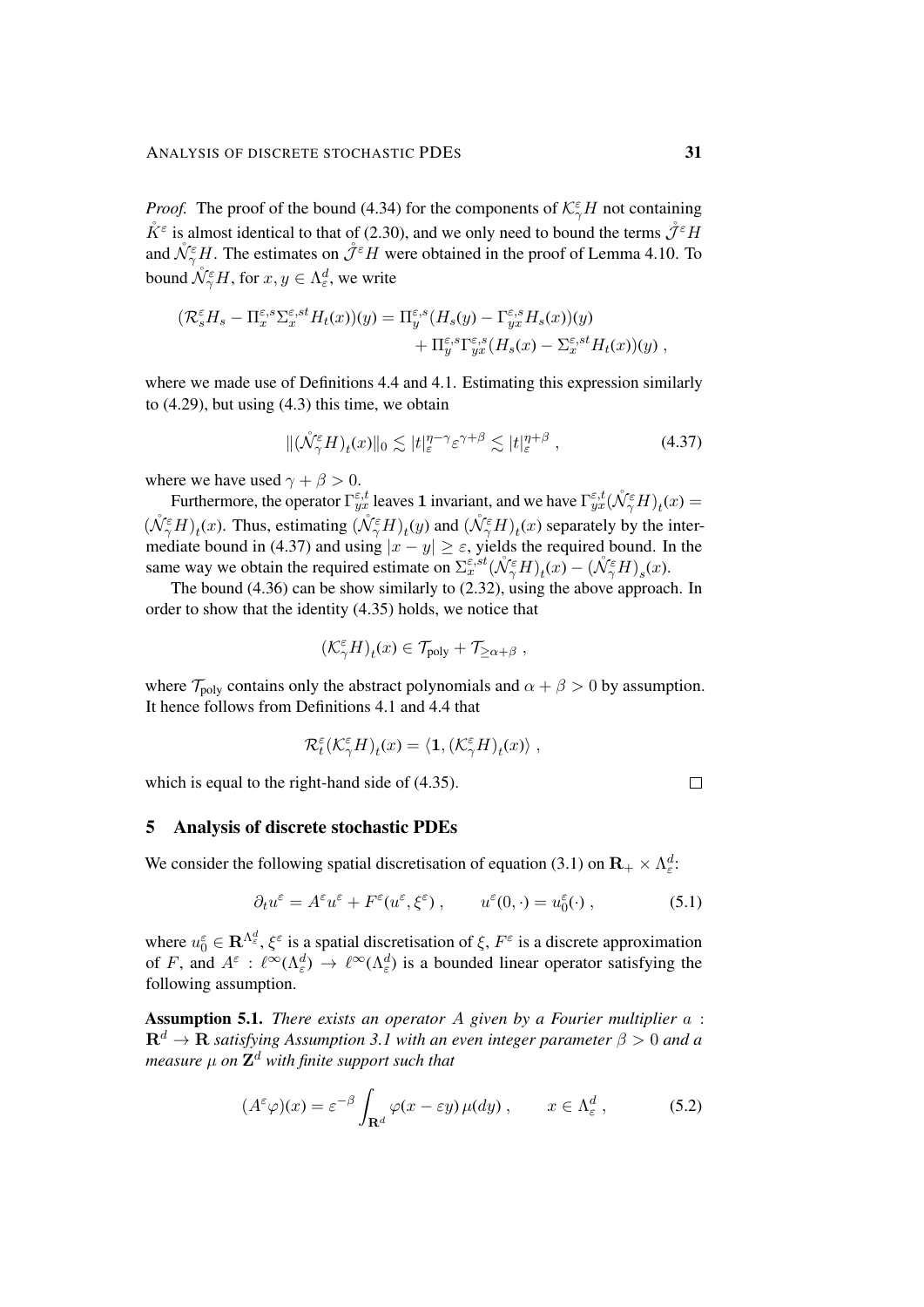*Proof.* The proof of the bound (4.34) for the components of $\mathcal{K}^\varepsilon_\gamma H$ not containing $\mathring{K}^\varepsilon$ is almost identical to that of (2.30), and we only need to bound the terms $\mathring{\mathcal{J}}^\varepsilon H$ and $\mathring{\mathcal{N}}^\varepsilon_\gamma H$. The estimates on $\mathring{\mathcal{J}}^\varepsilon H$ were obtained in the proof of Lemma 4.10. To bound $\mathring{\mathcal{N}}^\varepsilon_\gamma H$, for $x, y \in \Lambda^d_\varepsilon$, we write

$$
\begin{aligned}
(\mathcal{R}^\varepsilon_s H_s - \Pi^{\varepsilon,s}_x \Sigma^{\varepsilon,st}_x H_t(x))(y) = \Pi^{\varepsilon,s}_y (H_s(y) - \Gamma^{\varepsilon,s}_{yx} H_s(x))(y) \\
+ \Pi^{\varepsilon,s}_y \Gamma^{\varepsilon,s}_{yx} (H_s(x) - \Sigma^{\varepsilon,st}_x H_t(x))(y) ,
\end{aligned}
$$

where we made use of Definitions 4.4 and 4.1. Estimating this expression similarly to (4.29), but using (4.3) this time, we obtain

$$
\|(\mathring{\mathcal{N}}^\varepsilon_\gamma H)_t(x)\|_0 \lesssim |t|^{\eta-\gamma}_\varepsilon \varepsilon^{\gamma+\beta} \lesssim |t|^{\eta+\beta}_\varepsilon , \tag{4.37}
$$

where we have used $\gamma + \beta > 0$.

Furthermore, the operator $\Gamma^{\varepsilon,t}_{yx}$ leaves $\mathbf{1}$ invariant, and we have $\Gamma^{\varepsilon,t}_{yx}(\mathring{\mathcal{N}}^\varepsilon_\gamma H)_t(x) = (\mathring{\mathcal{N}}^\varepsilon_\gamma H)_t(x)$. Thus, estimating $(\mathring{\mathcal{N}}^\varepsilon_\gamma H)_t(y)$ and $(\mathring{\mathcal{N}}^\varepsilon_\gamma H)_t(x)$ separately by the intermediate bound in (4.37) and using $|x - y| \geq \varepsilon$, yields the required bound. In the same way we obtain the required estimate on $\Sigma^{\varepsilon,st}_x(\mathring{\mathcal{N}}^\varepsilon_\gamma H)_t(x) - (\mathring{\mathcal{N}}^\varepsilon_\gamma H)_s(x)$.

The bound (4.36) can be show similarly to (2.32), using the above approach. In order to show that the identity (4.35) holds, we notice that

$$
(\mathcal{K}^\varepsilon_\gamma H)_t(x) \in \mathcal{T}_{\text{poly}} + \mathcal{T}_{\geq \alpha+\beta} ,
$$

where $\mathcal{T}_{\text{poly}}$ contains only the abstract polynomials and $\alpha + \beta > 0$ by assumption. It hence follows from Definitions 4.1 and 4.4 that

$$
\mathcal{R}^\varepsilon_t(\mathcal{K}^\varepsilon_\gamma H)_t(x) = \langle \mathbf{1}, (\mathcal{K}^\varepsilon_\gamma H)_t(x) \rangle ,
$$

which is equal to the right-hand side of (4.35). ∎

## 5 Analysis of discrete stochastic PDEs

We consider the following spatial discretisation of equation (3.1) on $\mathbf{R}_+ \times \Lambda^d_\varepsilon$:

$$
\partial_t u^\varepsilon = A^\varepsilon u^\varepsilon + F^\varepsilon(u^\varepsilon, \xi^\varepsilon) , \qquad u^\varepsilon(0, \cdot) = u^\varepsilon_0(\cdot) , \tag{5.1}
$$

where $u^\varepsilon_0 \in \mathbf{R}^{\Lambda^d_\varepsilon}$, $\xi^\varepsilon$ is a spatial discretisation of $\xi$, $F^\varepsilon$ is a discrete approximation of $F$, and $A^\varepsilon : \ell^\infty(\Lambda^d_\varepsilon) \to \ell^\infty(\Lambda^d_\varepsilon)$ is a bounded linear operator satisfying the following assumption.

**Assumption 5.1.** *There exists an operator $A$ given by a Fourier multiplier $a : \mathbf{R}^d \to \mathbf{R}$ satisfying Assumption 3.1 with an even integer parameter $\beta > 0$ and a measure $\mu$ on $\mathbf{Z}^d$ with finite support such that*

$$
(A^\varepsilon \varphi)(x) = \varepsilon^{-\beta} \int_{\mathbf{R}^d} \varphi(x - \varepsilon y) \, \mu(dy) , \qquad x \in \Lambda^d_\varepsilon , \tag{5.2}
$$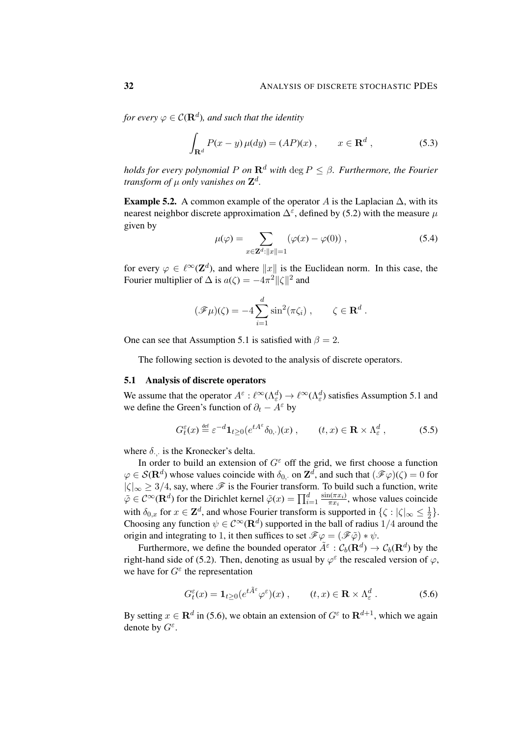*for every $\varphi \in \mathcal{C}(\mathbf{R}^d)$, and such that the identity*

$$\int_{\mathbf{R}^d} P(x-y)\,\mu(dy) = (AP)(x)\;, \qquad x \in \mathbf{R}^d\;, \tag{5.3}$$

*holds for every polynomial $P$ on $\mathbf{R}^d$ with $\deg P \leq \beta$. Furthermore, the Fourier transform of $\mu$ only vanishes on $\mathbf{Z}^d$.*

**Example 5.2.** A common example of the operator $A$ is the Laplacian $\Delta$, with its nearest neighbor discrete approximation $\Delta^\varepsilon$, defined by (5.2) with the measure $\mu$ given by

$$\mu(\varphi) = \sum_{x\in\mathbf{Z}^d : \|x\|=1} \bigl(\varphi(x) - \varphi(0)\bigr)\;, \tag{5.4}$$

for every $\varphi \in \ell^\infty(\mathbf{Z}^d)$, and where $\|x\|$ is the Euclidean norm. In this case, the Fourier multiplier of $\Delta$ is $a(\zeta) = -4\pi^2\|\zeta\|^2$ and

$$(\mathscr{F}\mu)(\zeta) = -4\sum_{i=1}^d \sin^2(\pi\zeta_i)\;, \qquad \zeta \in \mathbf{R}^d\;.$$

One can see that Assumption 5.1 is satisfied with $\beta = 2$.

The following section is devoted to the analysis of discrete operators.

### 5.1 Analysis of discrete operators

We assume that the operator $A^\varepsilon : \ell^\infty(\Lambda_\varepsilon^d) \to \ell^\infty(\Lambda_\varepsilon^d)$ satisfies Assumption 5.1 and we define the Green's function of $\partial_t - A^\varepsilon$ by

$$G_t^\varepsilon(x) \stackrel{\text{def}}{=} \varepsilon^{-d}\mathbf{1}_{t\geq 0}(e^{tA^\varepsilon}\delta_{0,\cdot})(x)\;, \qquad (t,x) \in \mathbf{R}\times\Lambda_\varepsilon^d\;, \tag{5.5}$$

where $\delta_{\cdot,\cdot}$ is the Kronecker's delta.

In order to build an extension of $G^\varepsilon$ off the grid, we first choose a function $\varphi \in \mathcal{S}(\mathbf{R}^d)$ whose values coincide with $\delta_{0,\cdot}$ on $\mathbf{Z}^d$, and such that $(\mathscr{F}\varphi)(\zeta) = 0$ for $|\zeta|_\infty \geq 3/4$, say, where $\mathscr{F}$ is the Fourier transform. To build such a function, write $\tilde\varphi \in \mathcal{C}^\infty(\mathbf{R}^d)$ for the Dirichlet kernel $\tilde\varphi(x) = \prod_{i=1}^d \frac{\sin(\pi x_i)}{\pi x_i}$, whose values coincide with $\delta_{0,x}$ for $x \in \mathbf{Z}^d$, and whose Fourier transform is supported in $\{\zeta : |\zeta|_\infty \leq \frac{1}{2}\}$. Choosing any function $\psi \in \mathcal{C}^\infty(\mathbf{R}^d)$ supported in the ball of radius $1/4$ around the origin and integrating to 1, it then suffices to set $\mathscr{F}\varphi = (\mathscr{F}\tilde\varphi) * \psi$.

Furthermore, we define the bounded operator $\tilde A^\varepsilon : \mathcal{C}_b(\mathbf{R}^d) \to \mathcal{C}_b(\mathbf{R}^d)$ by the right-hand side of (5.2). Then, denoting as usual by $\varphi^\varepsilon$ the rescaled version of $\varphi$, we have for $G^\varepsilon$ the representation

$$G_t^\varepsilon(x) = \mathbf{1}_{t\geq 0}(e^{t\tilde A^\varepsilon}\varphi^\varepsilon)(x)\;, \qquad (t,x) \in \mathbf{R}\times\Lambda_\varepsilon^d\;. \tag{5.6}$$

By setting $x \in \mathbf{R}^d$ in (5.6), we obtain an extension of $G^\varepsilon$ to $\mathbf{R}^{d+1}$, which we again denote by $G^\varepsilon$.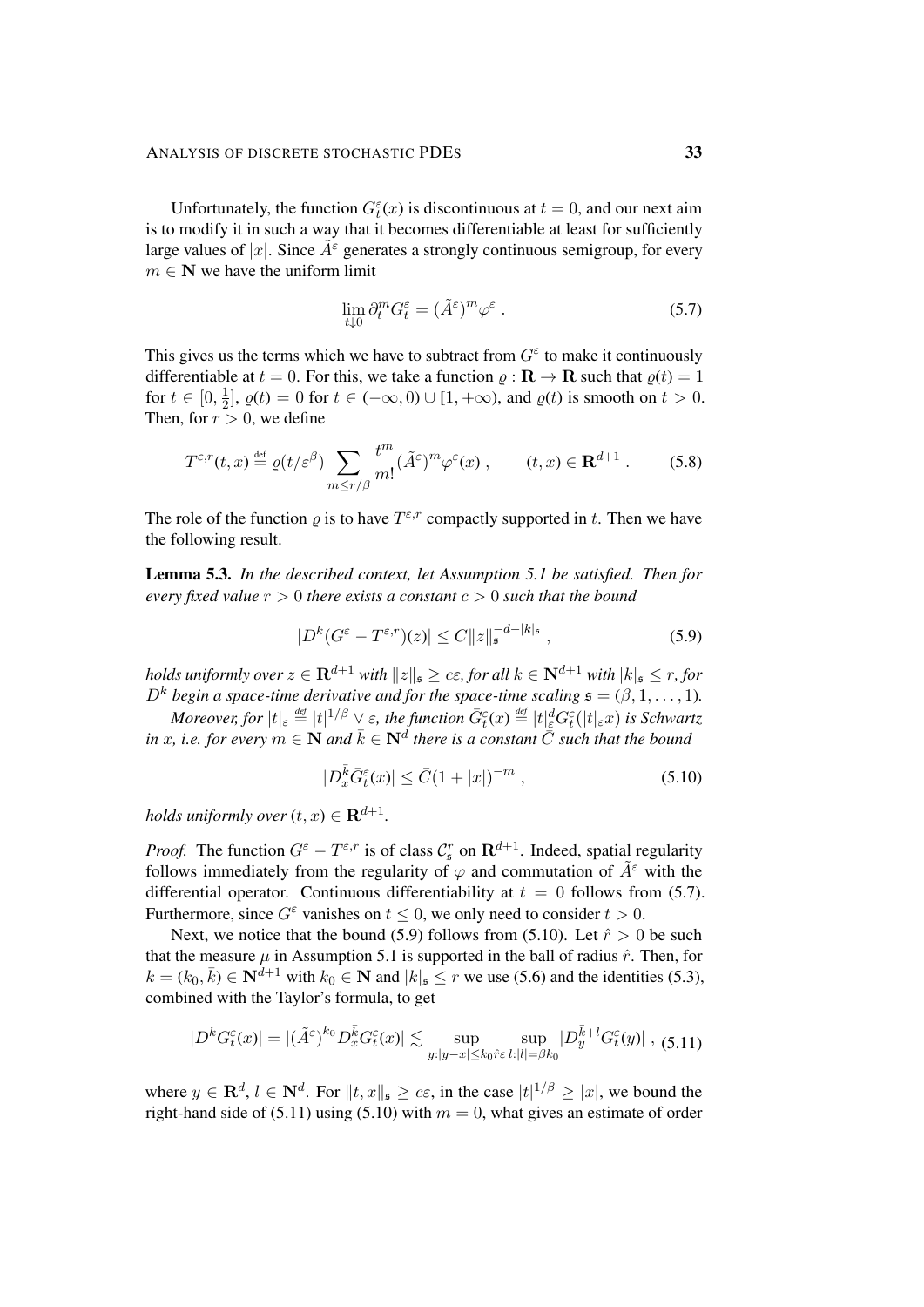Unfortunately, the function $G_t^\varepsilon(x)$ is discontinuous at $t = 0$, and our next aim is to modify it in such a way that it becomes differentiable at least for sufficiently large values of $|x|$. Since $\tilde{A}^\varepsilon$ generates a strongly continuous semigroup, for every $m \in \mathbf{N}$ we have the uniform limit

$$\lim_{t \downarrow 0} \partial_t^m G_t^\varepsilon = (\tilde{A}^\varepsilon)^m \varphi^\varepsilon \;. \tag{5.7}$$

This gives us the terms which we have to subtract from $G^\varepsilon$ to make it continuously differentiable at $t = 0$. For this, we take a function $\varrho : \mathbf{R} \to \mathbf{R}$ such that $\varrho(t) = 1$ for $t \in [0, \frac{1}{2}]$, $\varrho(t) = 0$ for $t \in (-\infty, 0) \cup [1, +\infty)$, and $\varrho(t)$ is smooth on $t > 0$. Then, for $r > 0$, we define

$$T^{\varepsilon, r}(t, x) \stackrel{\text{def}}{=} \varrho(t/\varepsilon^\beta) \sum_{m \leq r/\beta} \frac{t^m}{m!} (\tilde{A}^\varepsilon)^m \varphi^\varepsilon(x) \;, \qquad (t, x) \in \mathbf{R}^{d+1} \;. \tag{5.8}$$

The role of the function $\varrho$ is to have $T^{\varepsilon, r}$ compactly supported in $t$. Then we have the following result.

**Lemma 5.3.** *In the described context, let Assumption 5.1 be satisfied. Then for every fixed value $r > 0$ there exists a constant $c > 0$ such that the bound*

$$|D^k (G^\varepsilon - T^{\varepsilon, r})(z)| \leq C \|z\|_\mathfrak{s}^{-d - |k|_\mathfrak{s}} \;, \tag{5.9}$$

*holds uniformly over $z \in \mathbf{R}^{d+1}$ with $\|z\|_\mathfrak{s} \geq c\varepsilon$, for all $k \in \mathbf{N}^{d+1}$ with $|k|_\mathfrak{s} \leq r$, for $D^k$ begin a space-time derivative and for the space-time scaling $\mathfrak{s} = (\beta, 1, \ldots, 1)$.*

*Moreover, for $|t|_\varepsilon \stackrel{\text{def}}{=} |t|^{1/\beta} \vee \varepsilon$, the function $\bar{G}_t^\varepsilon(x) \stackrel{\text{def}}{=} |t|_\varepsilon^d G_t^\varepsilon(|t|_\varepsilon x)$ is Schwartz in $x$, i.e. for every $m \in \mathbf{N}$ and $\bar{k} \in \mathbf{N}^d$ there is a constant $\bar{C}$ such that the bound*

$$|D_x^{\bar{k}} \bar{G}_t^\varepsilon(x)| \leq \bar{C} (1 + |x|)^{-m} \;, \tag{5.10}$$

*holds uniformly over $(t, x) \in \mathbf{R}^{d+1}$.*

*Proof.* The function $G^\varepsilon - T^{\varepsilon, r}$ is of class $\mathcal{C}_\mathfrak{s}^r$ on $\mathbf{R}^{d+1}$. Indeed, spatial regularity follows immediately from the regularity of $\varphi$ and commutation of $\tilde{A}^\varepsilon$ with the differential operator. Continuous differentiability at $t = 0$ follows from (5.7). Furthermore, since $G^\varepsilon$ vanishes on $t \leq 0$, we only need to consider $t > 0$.

Next, we notice that the bound (5.9) follows from (5.10). Let $\hat{r} > 0$ be such that the measure $\mu$ in Assumption 5.1 is supported in the ball of radius $\hat{r}$. Then, for $k = (k_0, \bar{k}) \in \mathbf{N}^{d+1}$ with $k_0 \in \mathbf{N}$ and $|k|_\mathfrak{s} \leq r$ we use (5.6) and the identities (5.3), combined with the Taylor's formula, to get

$$|D^k G_t^\varepsilon(x)| = |(\tilde{A}^\varepsilon)^{k_0} D_x^{\bar{k}} G_t^\varepsilon(x)| \lesssim \sup_{y : |y - x| \leq k_0 \hat{r} \varepsilon} \sup_{l : |l| = \beta k_0} |D_y^{\bar{k} + l} G_t^\varepsilon(y)| \;, \tag{5.11}$$

where $y \in \mathbf{R}^d$, $l \in \mathbf{N}^d$. For $\|t, x\|_\mathfrak{s} \geq c\varepsilon$, in the case $|t|^{1/\beta} \geq |x|$, we bound the right-hand side of (5.11) using (5.10) with $m = 0$, what gives an estimate of order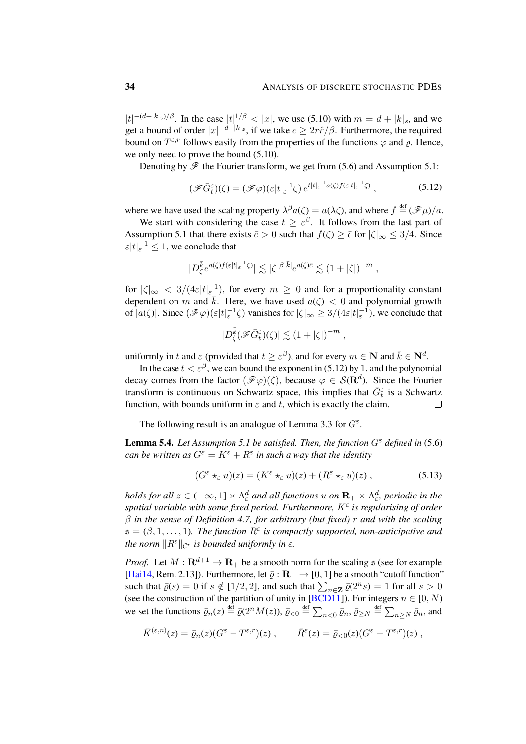$|t|^{-(d+|k|_\mathfrak{s})/\beta}$. In the case $|t|^{1/\beta} < |x|$, we use (5.10) with $m = d + |k|_s$, and we get a bound of order $|x|^{-d-|k|_\mathfrak{s}}$, if we take $c \geq 2r\hat{r}/\beta$. Furthermore, the required bound on $T^{\varepsilon,r}$ follows easily from the properties of the functions $\varphi$ and $\varrho$. Hence, we only need to prove the bound (5.10).

Denoting by $\mathscr{F}$ the Fourier transform, we get from (5.6) and Assumption 5.1:

$$(\mathscr{F}\bar{G}^\varepsilon_t)(\zeta) = (\mathscr{F}\varphi)(\varepsilon|t|_\varepsilon^{-1}\zeta)\, e^{t|t|_\varepsilon^{-1} a(\zeta) f(\varepsilon|t|_\varepsilon^{-1}\zeta)} , \tag{5.12}$$

where we have used the scaling property $\lambda^\beta a(\zeta) = a(\lambda\zeta)$, and where $f \stackrel{\text{def}}{=} (\mathscr{F}\mu)/a$.

We start with considering the case $t \geq \varepsilon^\beta$. It follows from the last part of Assumption 5.1 that there exists $\bar{c} > 0$ such that $f(\zeta) \geq \bar{c}$ for $|\zeta|_\infty \leq 3/4$. Since $\varepsilon|t|_\varepsilon^{-1} \leq 1$, we conclude that

$$|D_\zeta^{\bar{k}} e^{a(\zeta) f(\varepsilon|t|_\varepsilon^{-1}\zeta)}| \lesssim |\zeta|^{|\beta||\bar{k}|} e^{a(\zeta)\bar{c}} \lesssim (1 + |\zeta|)^{-m} ,$$

for $|\zeta|_\infty < 3/(4\varepsilon|t|_\varepsilon^{-1})$, for every $m \geq 0$ and for a proportionality constant dependent on $m$ and $\bar{k}$. Here, we have used $a(\zeta) < 0$ and polynomial growth of $|a(\zeta)|$. Since $(\mathscr{F}\varphi)(\varepsilon|t|_\varepsilon^{-1}\zeta)$ vanishes for $|\zeta|_\infty \geq 3/(4\varepsilon|t|_\varepsilon^{-1})$, we conclude that

$$|D_\zeta^{\bar{k}}(\mathscr{F}\bar{G}^\varepsilon_t)(\zeta)| \lesssim (1 + |\zeta|)^{-m} ,$$

uniformly in $t$ and $\varepsilon$ (provided that $t \geq \varepsilon^\beta$), and for every $m \in \mathbf{N}$ and $\bar{k} \in \mathbf{N}^d$.

In the case $t < \varepsilon^\beta$, we can bound the exponent in (5.12) by 1, and the polynomial decay comes from the factor $(\mathscr{F}\varphi)(\zeta)$, because $\varphi \in \mathcal{S}(\mathbf{R}^d)$. Since the Fourier transform is continuous on Schwartz space, this implies that $\bar{G}^\varepsilon_t$ is a Schwartz function, with bounds uniform in $\varepsilon$ and $t$, which is exactly the claim. □

The following result is an analogue of Lemma 3.3 for $G^\varepsilon$.

**Lemma 5.4.** *Let Assumption 5.1 be satisfied. Then, the function $G^\varepsilon$ defined in (5.6) can be written as $G^\varepsilon = K^\varepsilon + R^\varepsilon$ in such a way that the identity*

$$(G^\varepsilon \star_\varepsilon u)(z) = (K^\varepsilon \star_\varepsilon u)(z) + (R^\varepsilon \star_\varepsilon u)(z) , \tag{5.13}$$

*holds for all $z \in (-\infty, 1] \times \Lambda_\varepsilon^d$ and all functions $u$ on $\mathbf{R}_+ \times \Lambda_\varepsilon^d$, periodic in the spatial variable with some fixed period. Furthermore, $K^\varepsilon$ is regularising of order $\beta$ in the sense of Definition 4.7, for arbitrary (but fixed) $r$ and with the scaling $\mathfrak{s} = (\beta, 1, \ldots, 1)$. The function $R^\varepsilon$ is compactly supported, non-anticipative and the norm $\|R^\varepsilon\|_{\mathcal{C}^r}$ is bounded uniformly in $\varepsilon$.*

*Proof.* Let $M : \mathbf{R}^{d+1} \to \mathbf{R}_+$ be a smooth norm for the scaling $\mathfrak{s}$ (see for example [Hai14, Rem. 2.13]). Furthermore, let $\bar{\varrho} : \mathbf{R}_+ \to [0, 1]$ be a smooth "cutoff function" such that $\bar{\varrho}(s) = 0$ if $s \notin [1/2, 2]$, and such that $\sum_{n\in\mathbf{Z}} \bar{\varrho}(2^n s) = 1$ for all $s > 0$ (see the construction of the partition of unity in [BCD11]). For integers $n \in [0, N)$ we set the functions $\bar{\varrho}_n(z) \stackrel{\text{def}}{=} \bar{\varrho}(2^n M(z))$, $\bar{\varrho}_{<0} \stackrel{\text{def}}{=} \sum_{n<0} \bar{\varrho}_n$, $\bar{\varrho}_{\geq N} \stackrel{\text{def}}{=} \sum_{n\geq N} \bar{\varrho}_n$, and

$$\bar{K}^{(\varepsilon,n)}(z) = \bar{\varrho}_n(z)(G^\varepsilon - T^{\varepsilon,r})(z) , \qquad \bar{R}^\varepsilon(z) = \bar{\varrho}_{<0}(z)(G^\varepsilon - T^{\varepsilon,r})(z) ,$$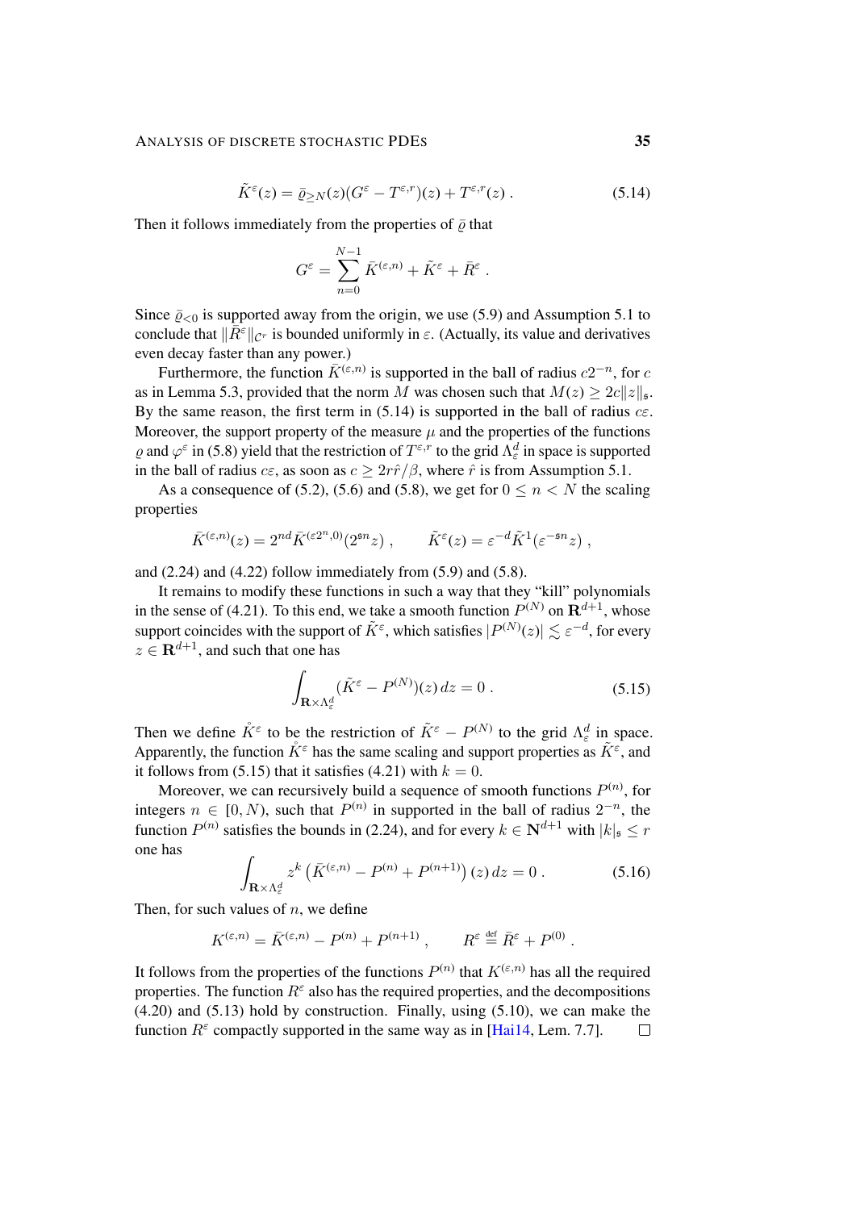$$\tilde{K}^\varepsilon(z) = \bar{\varrho}_{\geq N}(z)(G^\varepsilon - T^{\varepsilon,r})(z) + T^{\varepsilon,r}(z) \;. \tag{5.14}$$

Then it follows immediately from the properties of $\bar{\varrho}$ that

$$G^\varepsilon = \sum_{n=0}^{N-1} \bar{K}^{(\varepsilon,n)} + \tilde{K}^\varepsilon + \bar{R}^\varepsilon \;.$$

Since $\bar{\varrho}_{<0}$ is supported away from the origin, we use (5.9) and Assumption 5.1 to conclude that $\|\bar{R}^\varepsilon\|_{\mathcal{C}^r}$ is bounded uniformly in $\varepsilon$. (Actually, its value and derivatives even decay faster than any power.)

Furthermore, the function $\bar{K}^{(\varepsilon,n)}$ is supported in the ball of radius $c2^{-n}$, for $c$ as in Lemma 5.3, provided that the norm $M$ was chosen such that $M(z) \geq 2c\|z\|_\mathfrak{s}$. By the same reason, the first term in (5.14) is supported in the ball of radius $c\varepsilon$. Moreover, the support property of the measure $\mu$ and the properties of the functions $\varrho$ and $\varphi^\varepsilon$ in (5.8) yield that the restriction of $T^{\varepsilon,r}$ to the grid $\Lambda_\varepsilon^d$ in space is supported in the ball of radius $c\varepsilon$, as soon as $c \geq 2r\hat{r}/\beta$, where $\hat{r}$ is from Assumption 5.1.

As a consequence of (5.2), (5.6) and (5.8), we get for $0 \leq n < N$ the scaling properties

$$\bar{K}^{(\varepsilon,n)}(z) = 2^{nd}\bar{K}^{(\varepsilon 2^n,0)}(2^{\mathfrak{s}n}z) \;, \qquad \tilde{K}^\varepsilon(z) = \varepsilon^{-d}\tilde{K}^1(\varepsilon^{-\mathfrak{s}n}z) \;,$$

and (2.24) and (4.22) follow immediately from (5.9) and (5.8).

It remains to modify these functions in such a way that they "kill" polynomials in the sense of (4.21). To this end, we take a smooth function $P^{(N)}$ on $\mathbf{R}^{d+1}$, whose support coincides with the support of $\tilde{K}^\varepsilon$, which satisfies $|P^{(N)}(z)| \lesssim \varepsilon^{-d}$, for every $z \in \mathbf{R}^{d+1}$, and such that one has

$$\int_{\mathbf{R}\times\Lambda_\varepsilon^d} (\tilde{K}^\varepsilon - P^{(N)})(z)\,dz = 0 \;. \tag{5.15}$$

Then we define $\mathring{K}^\varepsilon$ to be the restriction of $\tilde{K}^\varepsilon - P^{(N)}$ to the grid $\Lambda_\varepsilon^d$ in space. Apparently, the function $\mathring{K}^\varepsilon$ has the same scaling and support properties as $\tilde{K}^\varepsilon$, and it follows from (5.15) that it satisfies (4.21) with $k = 0$.

Moreover, we can recursively build a sequence of smooth functions $P^{(n)}$, for integers $n \in [0, N)$, such that $P^{(n)}$ in supported in the ball of radius $2^{-n}$, the function $P^{(n)}$ satisfies the bounds in (2.24), and for every $k \in \mathbf{N}^{d+1}$ with $|k|_\mathfrak{s} \leq r$ one has

$$\int_{\mathbf{R}\times\Lambda_\varepsilon^d} z^k \left(\bar{K}^{(\varepsilon,n)} - P^{(n)} + P^{(n+1)}\right)(z)\,dz = 0 \;. \tag{5.16}$$

Then, for such values of $n$, we define

$$K^{(\varepsilon,n)} = \bar{K}^{(\varepsilon,n)} - P^{(n)} + P^{(n+1)} \;, \qquad R^\varepsilon \stackrel{\text{def}}{=} \bar{R}^\varepsilon + P^{(0)} \;.$$

It follows from the properties of the functions $P^{(n)}$ that $K^{(\varepsilon,n)}$ has all the required properties. The function $R^\varepsilon$ also has the required properties, and the decompositions (4.20) and (5.13) hold by construction. Finally, using (5.10), we can make the function $R^\varepsilon$ compactly supported in the same way as in [Hai14, Lem. 7.7]. □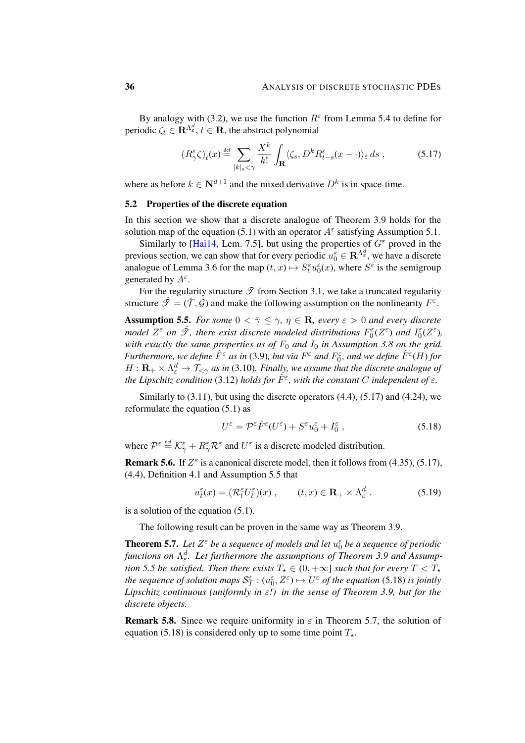By analogy with (3.2), we use the function $R^\varepsilon$ from Lemma 5.4 to define for periodic $\zeta_t \in \mathbf{R}^{\Lambda_\varepsilon^d}$, $t \in \mathbf{R}$, the abstract polynomial

$$(R^\varepsilon_\gamma \zeta)_t(x) \stackrel{\text{def}}{=} \sum_{|k|_\mathfrak{s} < \gamma} \frac{X^k}{k!} \int_{\mathbf{R}} \langle \zeta_s, D^k R^\varepsilon_{t-s}(x - \cdot)\rangle_\varepsilon \, ds \;, \tag{5.17}$$

where as before $k \in \mathbf{N}^{d+1}$ and the mixed derivative $D^k$ is in space-time.

## 5.2 Properties of the discrete equation

In this section we show that a discrete analogue of Theorem 3.9 holds for the solution map of the equation (5.1) with an operator $A^\varepsilon$ satisfying Assumption 5.1.

Similarly to [Hai14, Lem. 7.5], but using the properties of $G^\varepsilon$ proved in the previous section, we can show that for every periodic $u_0^\varepsilon \in \mathbf{R}^{\Lambda_\varepsilon^d}$, we have a discrete analogue of Lemma 3.6 for the map $(t, x) \mapsto S_t^\varepsilon u_0^\varepsilon(x)$, where $S^\varepsilon$ is the semigroup generated by $A^\varepsilon$.

For the regularity structure $\mathscr{T}$ from Section 3.1, we take a truncated regularity structure $\hat{\mathscr{T}} = (\hat{\mathcal{T}}, \mathcal{G})$ and make the following assumption on the nonlinearity $F^\varepsilon$.

**Assumption 5.5.** *For some $0 < \bar\gamma \leq \gamma$, $\eta \in \mathbf{R}$, every $\varepsilon > 0$ and every discrete model $Z^\varepsilon$ on $\hat{\mathscr{T}}$, there exist discrete modeled distributions $F_0^\varepsilon(Z^\varepsilon)$ and $I_0^\varepsilon(Z^\varepsilon)$, with exactly the same properties as of $F_0$ and $I_0$ in Assumption 3.8 on the grid. Furthermore, we define $\hat F^\varepsilon$ as in* (3.9)*, but via $F^\varepsilon$ and $F_0^\varepsilon$, and we define $\hat F^\varepsilon(H)$ for $H : \mathbf{R}_+ \times \Lambda_\varepsilon^d \to \mathcal{T}_{<\gamma}$ as in* (3.10)*. Finally, we assume that the discrete analogue of the Lipschitz condition* (3.12) *holds for $\hat F^\varepsilon$, with the constant $C$ independent of $\varepsilon$.*

Similarly to (3.11), but using the discrete operators (4.4), (5.17) and (4.24), we reformulate the equation (5.1) as

$$U^\varepsilon = \mathcal{P}^\varepsilon \hat F^\varepsilon(U^\varepsilon) + S^\varepsilon u_0^\varepsilon + I_0^\varepsilon \;, \tag{5.18}$$

where $\mathcal{P}^\varepsilon \stackrel{\text{def}}{=} \mathcal{K}^\varepsilon_{\bar\gamma} + R^\varepsilon_\gamma \mathcal{R}^\varepsilon$ and $U^\varepsilon$ is a discrete modeled distribution.

**Remark 5.6.** If $Z^\varepsilon$ is a canonical discrete model, then it follows from (4.35), (5.17), (4.4), Definition 4.1 and Assumption 5.5 that

$$u_t^\varepsilon(x) = (\mathcal{R}_t^\varepsilon U_t^\varepsilon)(x) \;, \qquad (t, x) \in \mathbf{R}_+ \times \Lambda_\varepsilon^d \;. \tag{5.19}$$

is a solution of the equation (5.1).

The following result can be proven in the same way as Theorem 3.9.

**Theorem 5.7.** *Let $Z^\varepsilon$ be a sequence of models and let $u_0^\varepsilon$ be a sequence of periodic functions on $\Lambda_\varepsilon^d$. Let furthermore the assumptions of Theorem 3.9 and Assumption 5.5 be satisfied. Then there exists $T_\star \in (0, +\infty]$ such that for every $T < T_\star$ the sequence of solution maps $\mathcal{S}_T^\varepsilon : (u_0^\varepsilon, Z^\varepsilon) \mapsto U^\varepsilon$ of the equation* (5.18) *is jointly Lipschitz continuous (uniformly in $\varepsilon$!) in the sense of Theorem 3.9, but for the discrete objects.*

**Remark 5.8.** Since we require uniformity in $\varepsilon$ in Theorem 5.7, the solution of equation (5.18) is considered only up to some time point $T_\star$.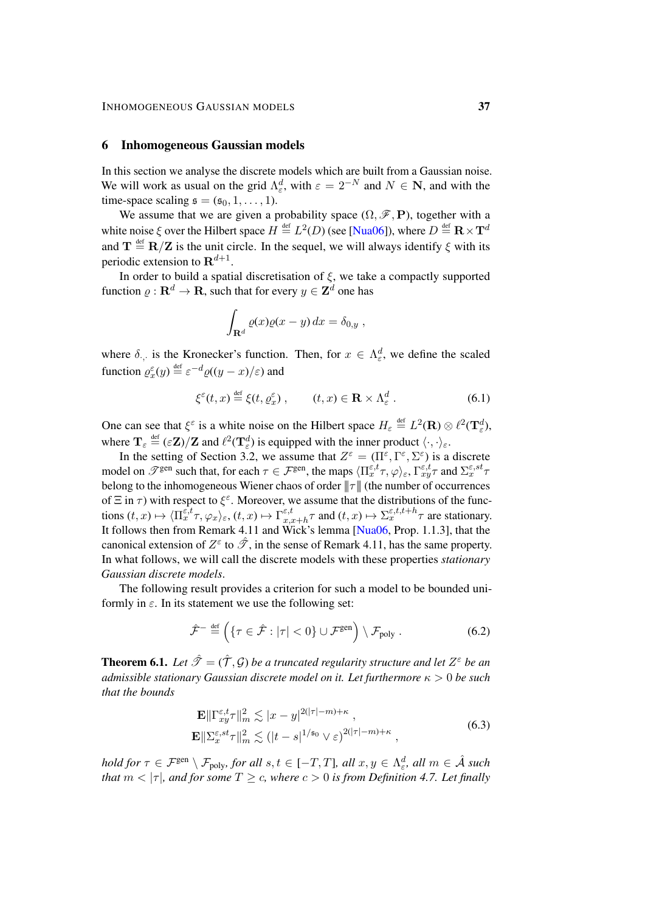## 6 Inhomogeneous Gaussian models

In this section we analyse the discrete models which are built from a Gaussian noise. We will work as usual on the grid $\Lambda_\varepsilon^d$, with $\varepsilon = 2^{-N}$ and $N \in \mathbf{N}$, and with the time-space scaling $\mathfrak{s} = (\mathfrak{s}_0, 1, \ldots, 1)$.

We assume that we are given a probability space $(\Omega, \mathscr{F}, \mathbf{P})$, together with a white noise $\xi$ over the Hilbert space $H \stackrel{\text{def}}{=} L^2(D)$ (see [Nua06]), where $D \stackrel{\text{def}}{=} \mathbf{R} \times \mathbf{T}^d$ and $\mathbf{T} \stackrel{\text{def}}{=} \mathbf{R}/\mathbf{Z}$ is the unit circle. In the sequel, we will always identify $\xi$ with its periodic extension to $\mathbf{R}^{d+1}$.

In order to build a spatial discretisation of $\xi$, we take a compactly supported function $\varrho : \mathbf{R}^d \to \mathbf{R}$, such that for every $y \in \mathbf{Z}^d$ one has

$$\int_{\mathbf{R}^d} \varrho(x)\varrho(x-y)\, dx = \delta_{0,y}\;,$$

where $\delta_{\cdot,\cdot}$ is the Kronecker's function. Then, for $x \in \Lambda_\varepsilon^d$, we define the scaled function $\varrho_x^\varepsilon(y) \stackrel{\text{def}}{=} \varepsilon^{-d}\varrho((y-x)/\varepsilon)$ and

$$\xi^\varepsilon(t,x) \stackrel{\text{def}}{=} \xi(t, \varrho_x^\varepsilon)\;, \qquad (t,x) \in \mathbf{R} \times \Lambda_\varepsilon^d\;. \tag{6.1}$$

One can see that $\xi^\varepsilon$ is a white noise on the Hilbert space $H_\varepsilon \stackrel{\text{def}}{=} L^2(\mathbf{R}) \otimes \ell^2(\mathbf{T}_\varepsilon^d)$, where $\mathbf{T}_\varepsilon \stackrel{\text{def}}{=} (\varepsilon\mathbf{Z})/\mathbf{Z}$ and $\ell^2(\mathbf{T}_\varepsilon^d)$ is equipped with the inner product $\langle\cdot,\cdot\rangle_\varepsilon$.

In the setting of Section 3.2, we assume that $Z^\varepsilon = (\Pi^\varepsilon, \Gamma^\varepsilon, \Sigma^\varepsilon)$ is a discrete model on $\mathscr{T}^{\text{gen}}$ such that, for each $\tau \in \mathcal{F}^{\text{gen}}$, the maps $\langle \Pi_x^{\varepsilon,t}\tau, \varphi\rangle_\varepsilon$, $\Gamma_{xy}^{\varepsilon,t}\tau$ and $\Sigma_x^{\varepsilon,st}\tau$ belong to the inhomogeneous Wiener chaos of order $\|\tau\|$ (the number of occurrences of $\Xi$ in $\tau$) with respect to $\xi^\varepsilon$. Moreover, we assume that the distributions of the functions $(t,x) \mapsto \langle \Pi_x^{\varepsilon,t}\tau, \varphi_x\rangle_\varepsilon$, $(t,x) \mapsto \Gamma_{x,x+h}^{\varepsilon,t}\tau$ and $(t,x) \mapsto \Sigma_x^{\varepsilon,t,t+h}\tau$ are stationary. It follows then from Remark 4.11 and Wick's lemma [Nua06, Prop. 1.1.3], that the canonical extension of $Z^\varepsilon$ to $\hat{\mathscr{T}}$, in the sense of Remark 4.11, has the same property. In what follows, we will call the discrete models with these properties *stationary Gaussian discrete models*.

The following result provides a criterion for such a model to be bounded uniformly in $\varepsilon$. In its statement we use the following set:

$$\hat{\mathcal{F}}^- \stackrel{\text{def}}{=} \Big(\{\tau \in \hat{\mathcal{F}} : |\tau| < 0\} \cup \mathcal{F}^{\text{gen}}\Big) \setminus \mathcal{F}_{\text{poly}}\;. \tag{6.2}$$

**Theorem 6.1.** *Let $\hat{\mathscr{T}} = (\hat{\mathcal{T}}, \mathcal{G})$ be a truncated regularity structure and let $Z^\varepsilon$ be an admissible stationary Gaussian discrete model on it. Let furthermore $\kappa > 0$ be such that the bounds*

$$\begin{aligned}
\mathbf{E}\|\Gamma_{xy}^{\varepsilon,t}\tau\|_m^2 &\lesssim |x-y|^{2(|\tau|-m)+\kappa}\;,\\
\mathbf{E}\|\Sigma_x^{\varepsilon,st}\tau\|_m^2 &\lesssim \big(|t-s|^{1/\mathfrak{s}_0} \vee \varepsilon\big)^{2(|\tau|-m)+\kappa}\;,
\end{aligned} \tag{6.3}$$

*hold for $\tau \in \mathcal{F}^{\text{gen}} \setminus \mathcal{F}_{\text{poly}}$, for all $s,t \in [-T,T]$, all $x,y \in \Lambda_\varepsilon^d$, all $m \in \hat{\mathcal{A}}$ such that $m < |\tau|$, and for some $T \geq c$, where $c > 0$ is from Definition 4.7. Let finally*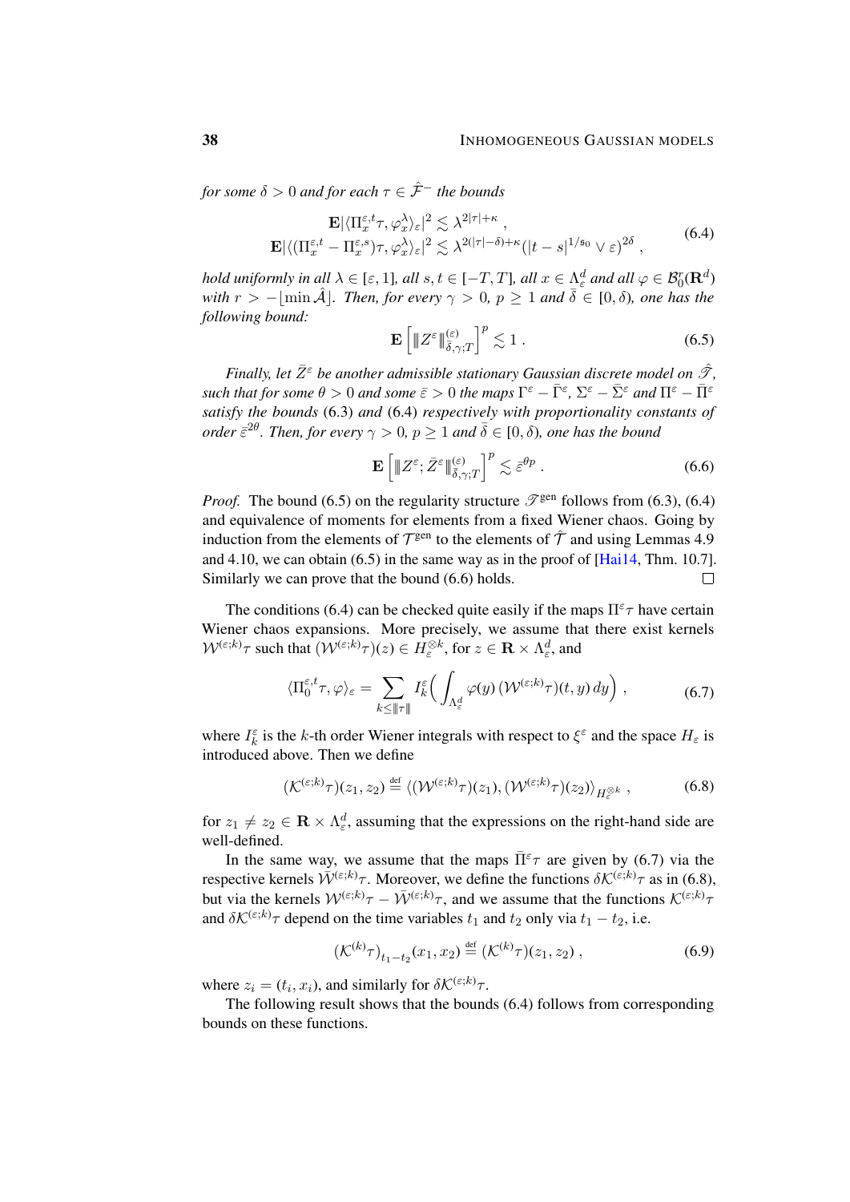*for some $\delta > 0$ and for each $\tau \in \hat{\mathcal{F}}^-$ the bounds*

$$
\begin{aligned}
\mathbf{E}|\langle \Pi_x^{\varepsilon,t}\tau, \varphi_x^\lambda\rangle_\varepsilon|^2 &\lesssim \lambda^{2|\tau|+\kappa}\;, \\
\mathbf{E}|\langle (\Pi_x^{\varepsilon,t} - \Pi_x^{\varepsilon,s})\tau, \varphi_x^\lambda\rangle_\varepsilon|^2 &\lesssim \lambda^{2(|\tau|-\delta)+\kappa}(|t-s|^{1/\mathfrak{s}_0} \vee \varepsilon)^{2\delta}\;,
\end{aligned}
\tag{6.4}
$$

*hold uniformly in all $\lambda \in [\varepsilon, 1]$, all $s, t \in [-T, T]$, all $x \in \Lambda_\varepsilon^d$ and all $\varphi \in \mathcal{B}_0^r(\mathbf{R}^d)$ with $r > -\lfloor \min \hat{\mathcal{A}} \rfloor$. Then, for every $\gamma > 0$, $p \geq 1$ and $\bar{\delta} \in [0, \delta)$, one has the following bound:*

$$
\mathbf{E}\left[\|\!|Z^\varepsilon|\!\|_{\bar{\delta},\gamma;T}^{(\varepsilon)}\right]^p \lesssim 1\;. \tag{6.5}
$$

*Finally, let $\bar{Z}^\varepsilon$ be another admissible stationary Gaussian discrete model on $\hat{\mathscr{T}}$, such that for some $\theta > 0$ and some $\bar{\varepsilon} > 0$ the maps $\Gamma^\varepsilon - \bar{\Gamma}^\varepsilon$, $\Sigma^\varepsilon - \bar{\Sigma}^\varepsilon$ and $\Pi^\varepsilon - \bar{\Pi}^\varepsilon$ satisfy the bounds* (6.3) *and* (6.4) *respectively with proportionality constants of order $\bar{\varepsilon}^{2\theta}$. Then, for every $\gamma > 0$, $p \geq 1$ and $\bar{\delta} \in [0, \delta)$, one has the bound*

$$
\mathbf{E}\left[\|\!|Z^\varepsilon; \bar{Z}^\varepsilon|\!\|_{\bar{\delta},\gamma;T}^{(\varepsilon)}\right]^p \lesssim \bar{\varepsilon}^{\theta p}\;. \tag{6.6}
$$

*Proof.* The bound (6.5) on the regularity structure $\mathscr{T}^{\text{gen}}$ follows from (6.3), (6.4) and equivalence of moments for elements from a fixed Wiener chaos. Going by induction from the elements of $\mathcal{T}^{\text{gen}}$ to the elements of $\hat{\mathcal{T}}$ and using Lemmas 4.9 and 4.10, we can obtain (6.5) in the same way as in the proof of [Hai14, Thm. 10.7]. Similarly we can prove that the bound (6.6) holds. □

The conditions (6.4) can be checked quite easily if the maps $\Pi^\varepsilon\tau$ have certain Wiener chaos expansions. More precisely, we assume that there exist kernels $\mathcal{W}^{(\varepsilon;k)}\tau$ such that $(\mathcal{W}^{(\varepsilon;k)}\tau)(z) \in H_\varepsilon^{\otimes k}$, for $z \in \mathbf{R} \times \Lambda_\varepsilon^d$, and

$$
\langle \Pi_0^{\varepsilon,t}\tau, \varphi\rangle_\varepsilon = \sum_{k \leq \|\tau\|} I_k^\varepsilon\Big(\int_{\Lambda_\varepsilon^d} \varphi(y)\,(\mathcal{W}^{(\varepsilon;k)}\tau)(t,y)\,dy\Big)\;, \tag{6.7}
$$

where $I_k^\varepsilon$ is the $k$-th order Wiener integrals with respect to $\xi^\varepsilon$ and the space $H_\varepsilon$ is introduced above. Then we define

$$
(\mathcal{K}^{(\varepsilon;k)}\tau)(z_1, z_2) \stackrel{\text{def}}{=} \langle (\mathcal{W}^{(\varepsilon;k)}\tau)(z_1), (\mathcal{W}^{(\varepsilon;k)}\tau)(z_2)\rangle_{H_\varepsilon^{\otimes k}}\;, \tag{6.8}
$$

for $z_1 \neq z_2 \in \mathbf{R} \times \Lambda_\varepsilon^d$, assuming that the expressions on the right-hand side are well-defined.

In the same way, we assume that the maps $\bar{\Pi}^\varepsilon\tau$ are given by (6.7) via the respective kernels $\bar{\mathcal{W}}^{(\varepsilon;k)}\tau$. Moreover, we define the functions $\delta\mathcal{K}^{(\varepsilon;k)}\tau$ as in (6.8), but via the kernels $\mathcal{W}^{(\varepsilon;k)}\tau - \bar{\mathcal{W}}^{(\varepsilon;k)}\tau$, and we assume that the functions $\mathcal{K}^{(\varepsilon;k)}\tau$ and $\delta\mathcal{K}^{(\varepsilon;k)}\tau$ depend on the time variables $t_1$ and $t_2$ only via $t_1 - t_2$, i.e.

$$
(\mathcal{K}^{(k)}\tau)_{t_1-t_2}(x_1, x_2) \stackrel{\text{def}}{=} (\mathcal{K}^{(k)}\tau)(z_1, z_2)\;, \tag{6.9}
$$

where $z_i = (t_i, x_i)$, and similarly for $\delta\mathcal{K}^{(\varepsilon;k)}\tau$.

The following result shows that the bounds (6.4) follows from corresponding bounds on these functions.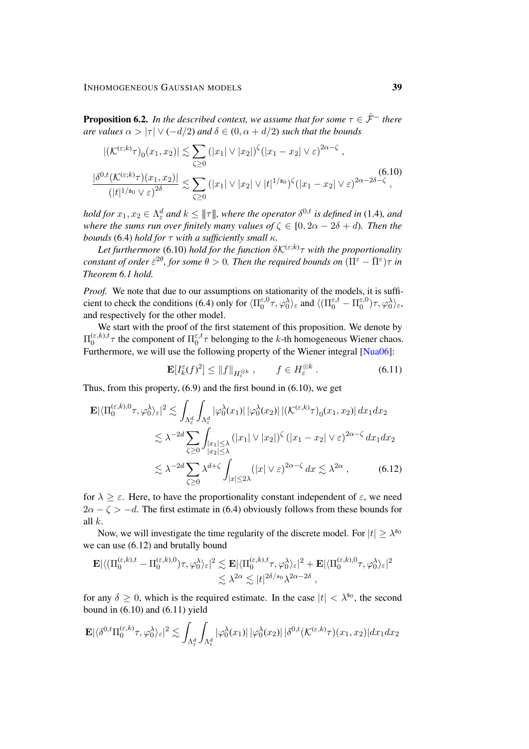**Proposition 6.2.** *In the described context, we assume that for some $\tau \in \hat{\mathcal{F}}^-$ there are values $\alpha > |\tau| \vee (-d/2)$ and $\delta \in (0, \alpha + d/2)$ such that the bounds*

$$
\begin{aligned}
|(\mathcal{K}^{(\varepsilon;k)}\tau)_0(x_1,x_2)| &\lesssim \sum_{\zeta \geq 0} (|x_1| \vee |x_2|)^{\zeta} (|x_1 - x_2| \vee \varepsilon)^{2\alpha - \zeta} \;, \\
\frac{|\delta^{0,t}(\mathcal{K}^{(\varepsilon;k)}\tau)(x_1,x_2)|}{(|t|^{1/\mathfrak{s}_0} \vee \varepsilon)^{2\delta}} &\lesssim \sum_{\zeta \geq 0} (|x_1| \vee |x_2| \vee |t|^{1/\mathfrak{s}_0})^{\zeta} (|x_1 - x_2| \vee \varepsilon)^{2\alpha - 2\delta - \zeta} \;,
\end{aligned}
\tag{6.10}
$$

*hold for $x_1, x_2 \in \Lambda_\varepsilon^d$ and $k \leq \|\tau\|$, where the operator $\delta^{0,t}$ is defined in* (1.4)*, and where the sums run over finitely many values of $\zeta \in [0, 2\alpha - 2\delta + d)$. Then the bounds* (6.4) *hold for $\tau$ with a sufficiently small $\kappa$.*

*Let furthermore* (6.10) *hold for the function $\delta\mathcal{K}^{(\varepsilon;k)}\tau$ with the proportionality constant of order $\bar{\varepsilon}^{2\theta}$, for some $\theta > 0$. Then the required bounds on $(\Pi^\varepsilon - \bar{\Pi}^\varepsilon)\tau$ in Theorem 6.1 hold.*

*Proof.* We note that due to our assumptions on stationarity of the models, it is sufficient to check the conditions (6.4) only for $\langle \Pi_0^{\varepsilon,0}\tau, \varphi_0^\lambda \rangle_\varepsilon$ and $\langle (\Pi_0^{\varepsilon,t} - \Pi_0^{\varepsilon,0})\tau, \varphi_0^\lambda \rangle_\varepsilon$, and respectively for the other model.

We start with the proof of the first statement of this proposition. We denote by $\Pi_0^{(\varepsilon,k),t}\tau$ the component of $\Pi_0^{\varepsilon,t}\tau$ belonging to the $k$-th homogeneous Wiener chaos. Furthermore, we will use the following property of the Wiener integral [Nua06]:

$$
\mathbf{E}[I_k^\varepsilon(f)^2] \leq \|f\|_{H_\varepsilon^{\otimes k}} \;, \qquad f \in H_\varepsilon^{\otimes k} \;. \tag{6.11}
$$

Thus, from this property, (6.9) and the first bound in (6.10), we get

$$
\begin{aligned}
\mathbf{E}|\langle \Pi_0^{(\varepsilon,k),0}\tau, \varphi_0^\lambda \rangle_\varepsilon|^2 &\lesssim \int_{\Lambda_\varepsilon^d}\int_{\Lambda_\varepsilon^d} |\varphi_0^\lambda(x_1)|\, |\varphi_0^\lambda(x_2)|\, |(\mathcal{K}^{(\varepsilon,k)}\tau)_0(x_1,x_2)|\, dx_1 dx_2 \\
&\lesssim \lambda^{-2d} \sum_{\zeta \geq 0} \int_{\substack{|x_1| \leq \lambda \\ |x_2| \leq \lambda}} (|x_1| \vee |x_2|)^{\zeta} \, (|x_1 - x_2| \vee \varepsilon)^{2\alpha - \zeta} \, dx_1 dx_2 \\
&\lesssim \lambda^{-2d} \sum_{\zeta \geq 0} \lambda^{d+\zeta} \int_{|x| \leq 2\lambda} (|x| \vee \varepsilon)^{2\alpha - \zeta} \, dx \lesssim \lambda^{2\alpha} \;,
\end{aligned}
\tag{6.12}
$$

for $\lambda \geq \varepsilon$. Here, to have the proportionality constant independent of $\varepsilon$, we need $2\alpha - \zeta > -d$. The first estimate in (6.4) obviously follows from these bounds for all $k$.

Now, we will investigate the time regularity of the discrete model. For $|t| \geq \lambda^{\mathfrak{s}_0}$ we can use (6.12) and brutally bound

$$
\begin{aligned}
\mathbf{E}|\langle (\Pi_0^{(\varepsilon,k),t} - \Pi_0^{(\varepsilon,k),0})\tau, \varphi_0^\lambda \rangle_\varepsilon|^2 &\lesssim \mathbf{E}|\langle \Pi_0^{(\varepsilon,k),t}\tau, \varphi_0^\lambda \rangle_\varepsilon|^2 + \mathbf{E}|\langle \Pi_0^{(\varepsilon,k),0}\tau, \varphi_0^\lambda \rangle_\varepsilon|^2 \\
&\lesssim \lambda^{2\alpha} \lesssim |t|^{2\delta/\mathfrak{s}_0} \lambda^{2\alpha - 2\delta} \;,
\end{aligned}
$$

for any $\delta \geq 0$, which is the required estimate. In the case $|t| < \lambda^{\mathfrak{s}_0}$, the second bound in (6.10) and (6.11) yield

$$
\mathbf{E}|\langle \delta^{0,t}\Pi_0^{(\varepsilon,k)}\tau, \varphi_0^\lambda \rangle_\varepsilon|^2 \lesssim \int_{\Lambda_\varepsilon^d}\int_{\Lambda_\varepsilon^d} |\varphi_0^\lambda(x_1)|\, |\varphi_0^\lambda(x_2)|\, |\delta^{0,t}(\mathcal{K}^{(\varepsilon,k)}\tau)(x_1,x_2)| dx_1 dx_2
$$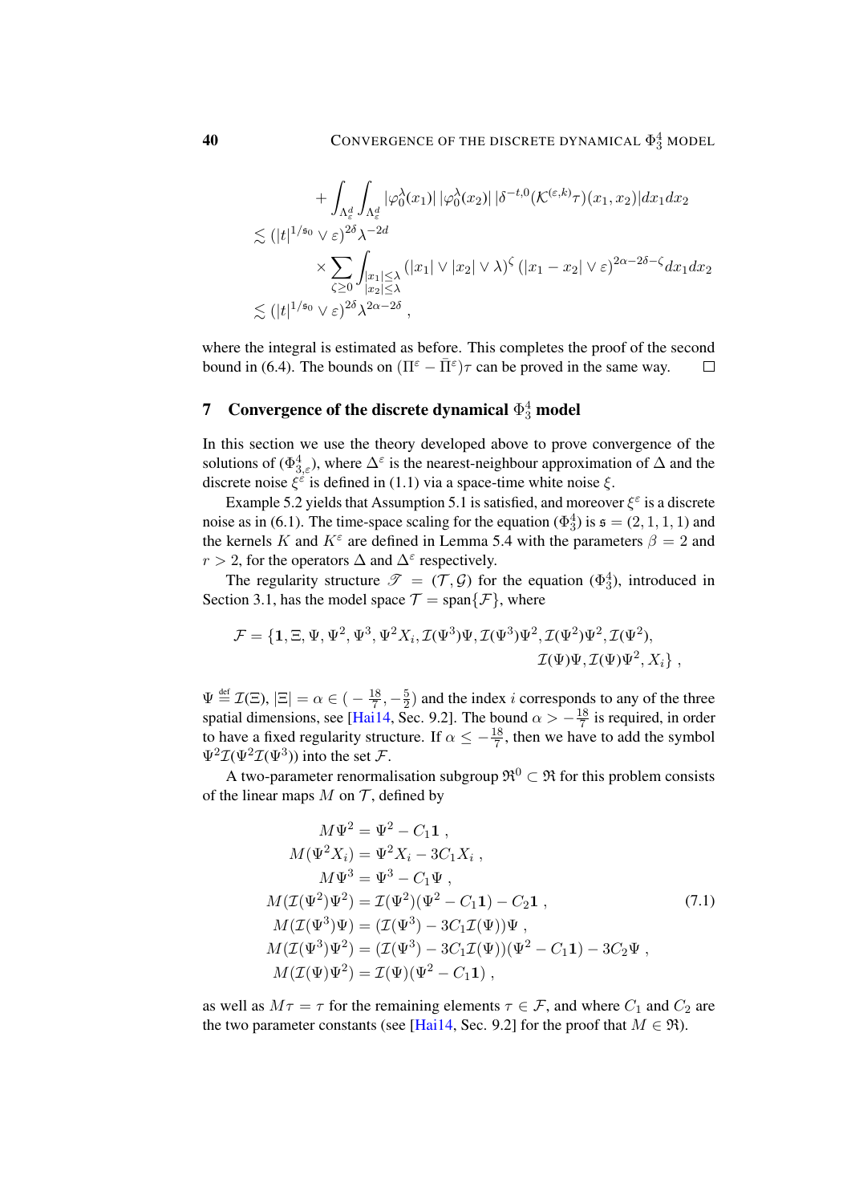$$
\begin{aligned}
&+ \int_{\Lambda_\varepsilon^d} \int_{\Lambda_\varepsilon^d} |\varphi_0^\lambda(x_1)|\, |\varphi_0^\lambda(x_2)|\, |\delta^{-t,0} (\mathcal{K}^{(\varepsilon,k)} \tau)(x_1, x_2)| dx_1 dx_2 \\
&\lesssim (|t|^{1/\mathfrak{s}_0} \vee \varepsilon)^{2\delta} \lambda^{-2d} \\
&\qquad \times \sum_{\zeta \geq 0} \int_{\substack{|x_1| \leq \lambda \\ |x_2| \leq \lambda}} (|x_1| \vee |x_2| \vee \lambda)^{\zeta} \, (|x_1 - x_2| \vee \varepsilon)^{2\alpha - 2\delta - \zeta} dx_1 dx_2 \\
&\lesssim (|t|^{1/\mathfrak{s}_0} \vee \varepsilon)^{2\delta} \lambda^{2\alpha - 2\delta} ,
\end{aligned}
$$

where the integral is estimated as before. This completes the proof of the second bound in (6.4). The bounds on $(\Pi^\varepsilon - \bar{\Pi}^\varepsilon)\tau$ can be proved in the same way. $\square$

## 7 Convergence of the discrete dynamical $\Phi^4_3$ model

In this section we use the theory developed above to prove convergence of the solutions of ($\Phi^4_{3,\varepsilon}$), where $\Delta^\varepsilon$ is the nearest-neighbour approximation of $\Delta$ and the discrete noise $\xi^\varepsilon$ is defined in (1.1) via a space-time white noise $\xi$.

Example 5.2 yields that Assumption 5.1 is satisfied, and moreover $\xi^\varepsilon$ is a discrete noise as in (6.1). The time-space scaling for the equation ($\Phi^4_3$) is $\mathfrak{s} = (2, 1, 1, 1)$ and the kernels $K$ and $K^\varepsilon$ are defined in Lemma 5.4 with the parameters $\beta = 2$ and $r > 2$, for the operators $\Delta$ and $\Delta^\varepsilon$ respectively.

The regularity structure $\mathscr{T} = (\mathcal{T}, \mathcal{G})$ for the equation ($\Phi^4_3$), introduced in Section 3.1, has the model space $\mathcal{T} = \operatorname{span}\{\mathcal{F}\}$, where

$$
\begin{aligned}
\mathcal{F} = \{\mathbf{1}, \Xi, \Psi, \Psi^2, \Psi^3, \Psi^2 X_i, \mathcal{I}(\Psi^3)\Psi, \mathcal{I}(\Psi^3)\Psi^2, \mathcal{I}(\Psi^2)\Psi^2, \mathcal{I}(\Psi^2), \\
\mathcal{I}(\Psi)\Psi, \mathcal{I}(\Psi)\Psi^2, X_i\} ,
\end{aligned}
$$

$\Psi \stackrel{\text{def}}{=} \mathcal{I}(\Xi)$, $|\Xi| = \alpha \in (-\frac{18}{7}, -\frac{5}{2})$ and the index $i$ corresponds to any of the three spatial dimensions, see [Hai14, Sec. 9.2]. The bound $\alpha > -\frac{18}{7}$ is required, in order to have a fixed regularity structure. If $\alpha \leq -\frac{18}{7}$, then we have to add the symbol $\Psi^2 \mathcal{I}(\Psi^2 \mathcal{I}(\Psi^3))$ into the set $\mathcal{F}$.

A two-parameter renormalisation subgroup $\mathfrak{R}^0 \subset \mathfrak{R}$ for this problem consists of the linear maps $M$ on $\mathcal{T}$, defined by

$$
\begin{aligned}
M\Psi^2 &= \Psi^2 - C_1 \mathbf{1} , \\
M(\Psi^2 X_i) &= \Psi^2 X_i - 3 C_1 X_i , \\
M\Psi^3 &= \Psi^3 - C_1 \Psi , \\
M(\mathcal{I}(\Psi^2)\Psi^2) &= \mathcal{I}(\Psi^2)(\Psi^2 - C_1 \mathbf{1}) - C_2 \mathbf{1} , \\
M(\mathcal{I}(\Psi^3)\Psi) &= (\mathcal{I}(\Psi^3) - 3 C_1 \mathcal{I}(\Psi))\Psi , \\
M(\mathcal{I}(\Psi^3)\Psi^2) &= (\mathcal{I}(\Psi^3) - 3 C_1 \mathcal{I}(\Psi))(\Psi^2 - C_1 \mathbf{1}) - 3 C_2 \Psi , \\
M(\mathcal{I}(\Psi)\Psi^2) &= \mathcal{I}(\Psi)(\Psi^2 - C_1 \mathbf{1}) ,
\end{aligned}
\tag{7.1}
$$

as well as $M\tau = \tau$ for the remaining elements $\tau \in \mathcal{F}$, and where $C_1$ and $C_2$ are the two parameter constants (see [Hai14, Sec. 9.2] for the proof that $M \in \mathfrak{R}$).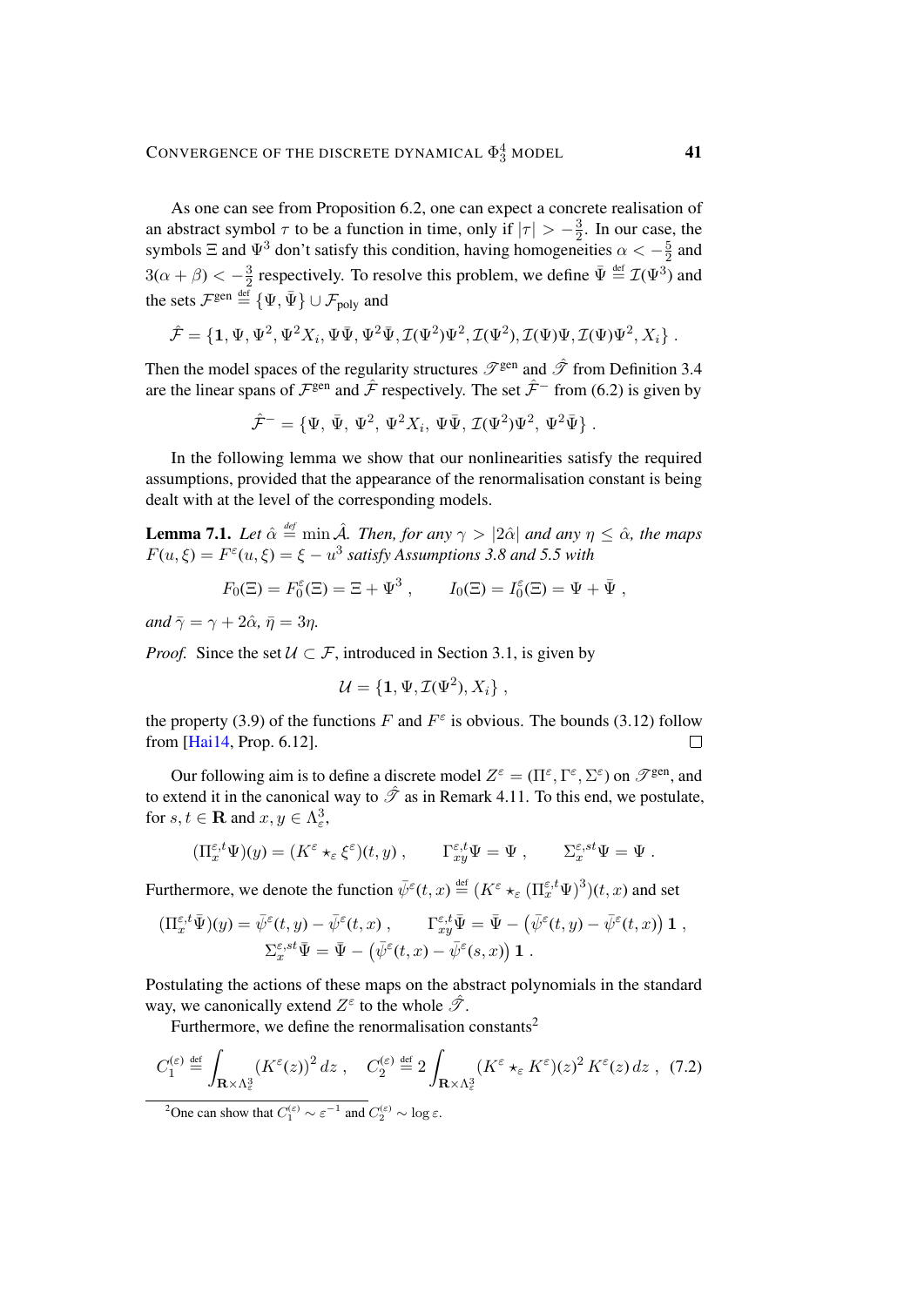As one can see from Proposition 6.2, one can expect a concrete realisation of an abstract symbol $\tau$ to be a function in time, only if $|\tau| > -\frac{3}{2}$. In our case, the symbols $\Xi$ and $\Psi^3$ don't satisfy this condition, having homogeneities $\alpha < -\frac{5}{2}$ and $3(\alpha+\beta) < -\frac{3}{2}$ respectively. To resolve this problem, we define $\bar\Psi \stackrel{\text{def}}{=} \mathcal{I}(\Psi^3)$ and the sets $\mathcal{F}^{\text{gen}} \stackrel{\text{def}}{=} \{\Psi, \bar\Psi\} \cup \mathcal{F}_{\text{poly}}$ and

$$\hat{\mathcal{F}} = \{\mathbf{1}, \Psi, \Psi^2, \Psi^2 X_i, \Psi\bar\Psi, \Psi^2\bar\Psi, \mathcal{I}(\Psi^2)\Psi^2, \mathcal{I}(\Psi^2), \mathcal{I}(\Psi)\Psi, \mathcal{I}(\Psi)\Psi^2, X_i\} .$$

Then the model spaces of the regularity structures $\mathscr{T}^{\text{gen}}$ and $\hat{\mathscr{T}}$ from Definition 3.4 are the linear spans of $\mathcal{F}^{\text{gen}}$ and $\hat{\mathcal{F}}$ respectively. The set $\hat{\mathcal{F}}^-$ from (6.2) is given by

$$\hat{\mathcal{F}}^- = \{\Psi,\ \bar\Psi,\ \Psi^2,\ \Psi^2 X_i,\ \Psi\bar\Psi,\ \mathcal{I}(\Psi^2)\Psi^2,\ \Psi^2\bar\Psi\} .$$

In the following lemma we show that our nonlinearities satisfy the required assumptions, provided that the appearance of the renormalisation constant is being dealt with at the level of the corresponding models.

**Lemma 7.1.** *Let $\hat\alpha \stackrel{\text{def}}{=} \min \hat{\mathcal{A}}$. Then, for any $\gamma > |2\hat\alpha|$ and any $\eta \le \hat\alpha$, the maps $F(u,\xi) = F^\varepsilon(u,\xi) = \xi - u^3$ satisfy Assumptions 3.8 and 5.5 with*

$$F_0(\Xi) = F_0^\varepsilon(\Xi) = \Xi + \Psi^3 , \qquad I_0(\Xi) = I_0^\varepsilon(\Xi) = \Psi + \bar\Psi ,$$

*and $\bar\gamma = \gamma + 2\hat\alpha$, $\bar\eta = 3\eta$.*

*Proof.* Since the set $\mathcal{U} \subset \mathcal{F}$, introduced in Section 3.1, is given by

$$\mathcal{U} = \{\mathbf{1}, \Psi, \mathcal{I}(\Psi^2), X_i\} ,$$

the property (3.9) of the functions $F$ and $F^\varepsilon$ is obvious. The bounds (3.12) follow from [Hai14, Prop. 6.12]. □

Our following aim is to define a discrete model $Z^\varepsilon = (\Pi^\varepsilon, \Gamma^\varepsilon, \Sigma^\varepsilon)$ on $\mathscr{T}^{\text{gen}}$, and to extend it in the canonical way to $\hat{\mathscr{T}}$ as in Remark 4.11. To this end, we postulate, for $s,t \in \mathbf{R}$ and $x,y \in \Lambda_\varepsilon^3$,

$$(\Pi_x^{\varepsilon,t}\Psi)(y) = (K^\varepsilon \star_\varepsilon \xi^\varepsilon)(t,y) , \qquad \Gamma_{xy}^{\varepsilon,t}\Psi = \Psi , \qquad \Sigma_x^{\varepsilon,st}\Psi = \Psi .$$

Furthermore, we denote the function $\bar\psi^\varepsilon(t,x) \stackrel{\text{def}}{=} (K^\varepsilon \star_\varepsilon (\Pi_x^{\varepsilon,t}\Psi)^3)(t,x)$ and set

$$(\Pi_x^{\varepsilon,t}\bar\Psi)(y) = \bar\psi^\varepsilon(t,y) - \bar\psi^\varepsilon(t,x) , \qquad \Gamma_{xy}^{\varepsilon,t}\bar\Psi = \bar\Psi - \big(\bar\psi^\varepsilon(t,y) - \bar\psi^\varepsilon(t,x)\big)\,\mathbf{1} ,$$
$$\Sigma_x^{\varepsilon,st}\bar\Psi = \bar\Psi - \big(\bar\psi^\varepsilon(t,x) - \bar\psi^\varepsilon(s,x)\big)\,\mathbf{1} .$$

Postulating the actions of these maps on the abstract polynomials in the standard way, we canonically extend $Z^\varepsilon$ to the whole $\hat{\mathscr{T}}$.

Furthermore, we define the renormalisation constants[2]

$$C_1^{(\varepsilon)} \stackrel{\text{def}}{=} \int_{\mathbf{R}\times\Lambda_\varepsilon^3} (K^\varepsilon(z))^2\, dz , \quad C_2^{(\varepsilon)} \stackrel{\text{def}}{=} 2\int_{\mathbf{R}\times\Lambda_\varepsilon^3} (K^\varepsilon \star_\varepsilon K^\varepsilon)(z)^2\, K^\varepsilon(z)\, dz , \quad (7.2)$$

[2] One can show that $C_1^{(\varepsilon)} \sim \varepsilon^{-1}$ and $C_2^{(\varepsilon)} \sim \log\varepsilon$.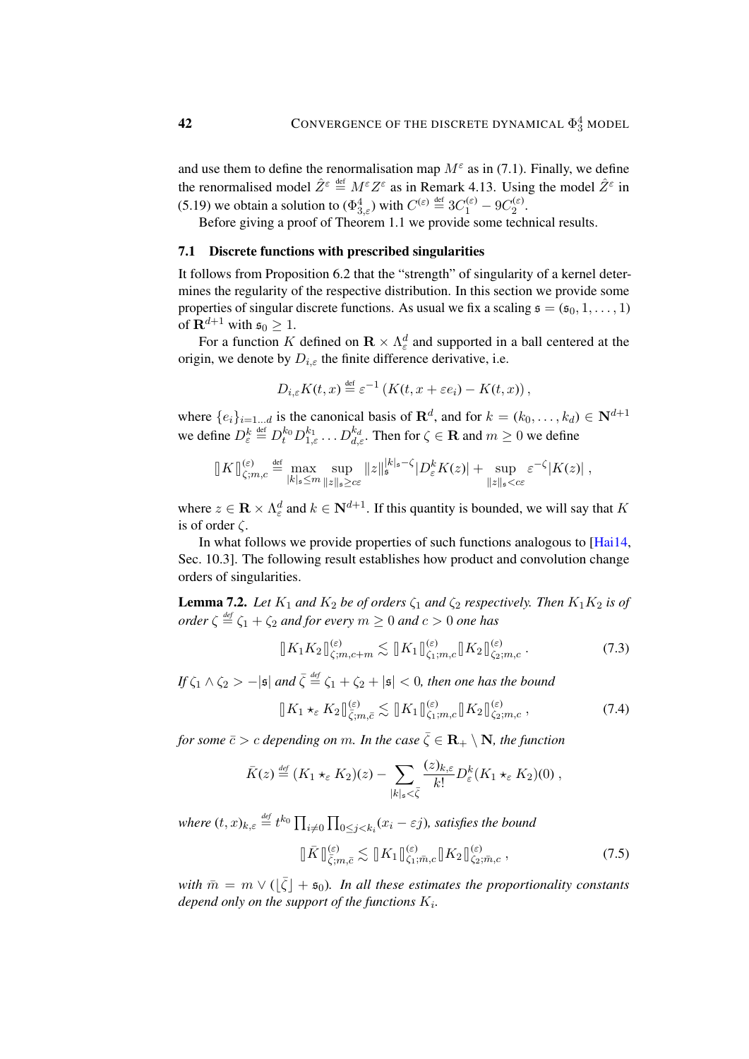and use them to define the renormalisation map $M^\varepsilon$ as in (7.1). Finally, we define the renormalised model $\hat{Z}^\varepsilon \stackrel{\text{def}}{=} M^\varepsilon Z^\varepsilon$ as in Remark 4.13. Using the model $\hat{Z}^\varepsilon$ in (5.19) we obtain a solution to $(\Phi^4_{3,\varepsilon})$ with $C^{(\varepsilon)} \stackrel{\text{def}}{=} 3C_1^{(\varepsilon)} - 9C_2^{(\varepsilon)}$.

Before giving a proof of Theorem 1.1 we provide some technical results.

### 7.1 Discrete functions with prescribed singularities

It follows from Proposition 6.2 that the "strength" of singularity of a kernel determines the regularity of the respective distribution. In this section we provide some properties of singular discrete functions. As usual we fix a scaling $\mathfrak{s} = (\mathfrak{s}_0, 1, \ldots, 1)$ of $\mathbf{R}^{d+1}$ with $\mathfrak{s}_0 \geq 1$.

For a function $K$ defined on $\mathbf{R} \times \Lambda^d_\varepsilon$ and supported in a ball centered at the origin, we denote by $D_{i,\varepsilon}$ the finite difference derivative, i.e.

$$D_{i,\varepsilon} K(t,x) \stackrel{\text{def}}{=} \varepsilon^{-1} \left( K(t, x + \varepsilon e_i) - K(t,x) \right),$$

where $\{e_i\}_{i=1\ldots d}$ is the canonical basis of $\mathbf{R}^d$, and for $k = (k_0, \ldots, k_d) \in \mathbf{N}^{d+1}$ we define $D^k_\varepsilon \stackrel{\text{def}}{=} D^{k_0}_t D^{k_1}_{1,\varepsilon} \ldots D^{k_d}_{d,\varepsilon}$. Then for $\zeta \in \mathbf{R}$ and $m \geq 0$ we define

$$⟦ K ⟧^{(\varepsilon)}_{\zeta;m,c} \stackrel{\text{def}}{=} \max_{|k|_\mathfrak{s} \leq m} \sup_{\|z\|_\mathfrak{s} \geq c\varepsilon} \|z\|_\mathfrak{s}^{|k|_\mathfrak{s} - \zeta} |D^k_\varepsilon K(z)| + \sup_{\|z\|_\mathfrak{s} < c\varepsilon} \varepsilon^{-\zeta} |K(z)| \,,$$

where $z \in \mathbf{R} \times \Lambda^d_\varepsilon$ and $k \in \mathbf{N}^{d+1}$. If this quantity is bounded, we will say that $K$ is of order $\zeta$.

In what follows we provide properties of such functions analogous to [Hai14, Sec. 10.3]. The following result establishes how product and convolution change orders of singularities.

**Lemma 7.2.** *Let $K_1$ and $K_2$ be of orders $\zeta_1$ and $\zeta_2$ respectively. Then $K_1 K_2$ is of order $\zeta \stackrel{\text{def}}{=} \zeta_1 + \zeta_2$ and for every $m \geq 0$ and $c > 0$ one has*

$$⟦ K_1 K_2 ⟧^{(\varepsilon)}_{\zeta;m,c+m} \lesssim ⟦ K_1 ⟧^{(\varepsilon)}_{\zeta_1;m,c} ⟦ K_2 ⟧^{(\varepsilon)}_{\zeta_2;m,c} \,. \tag{7.3}$$

*If $\zeta_1 \wedge \zeta_2 > -|\mathfrak{s}|$ and $\bar{\zeta} \stackrel{\text{def}}{=} \zeta_1 + \zeta_2 + |\mathfrak{s}| < 0$, then one has the bound*

$$⟦ K_1 \star_\varepsilon K_2 ⟧^{(\varepsilon)}_{\bar{\zeta};m,\bar{c}} \lesssim ⟦ K_1 ⟧^{(\varepsilon)}_{\zeta_1;m,c} ⟦ K_2 ⟧^{(\varepsilon)}_{\zeta_2;m,c} \,, \tag{7.4}$$

*for some $\bar{c} > c$ depending on $m$. In the case $\bar{\zeta} \in \mathbf{R}_+ \setminus \mathbf{N}$, the function*

$$\bar{K}(z) \stackrel{\text{def}}{=} (K_1 \star_\varepsilon K_2)(z) - \sum_{|k|_\mathfrak{s} < \bar{\zeta}} \frac{(z)_{k,\varepsilon}}{k!} D^k_\varepsilon (K_1 \star_\varepsilon K_2)(0) \,,$$

*where $(t,x)_{k,\varepsilon} \stackrel{\text{def}}{=} t^{k_0} \prod_{i \neq 0} \prod_{0 \leq j < k_i} (x_i - \varepsilon j)$, satisfies the bound*

$$⟦ \bar{K} ⟧^{(\varepsilon)}_{\bar{\zeta};m,\bar{c}} \lesssim ⟦ K_1 ⟧^{(\varepsilon)}_{\zeta_1;\bar{m},c} ⟦ K_2 ⟧^{(\varepsilon)}_{\zeta_2;\bar{m},c} \,, \tag{7.5}$$

*with $\bar{m} = m \vee (\lfloor \bar{\zeta} \rfloor + \mathfrak{s}_0)$. In all these estimates the proportionality constants depend only on the support of the functions $K_i$.*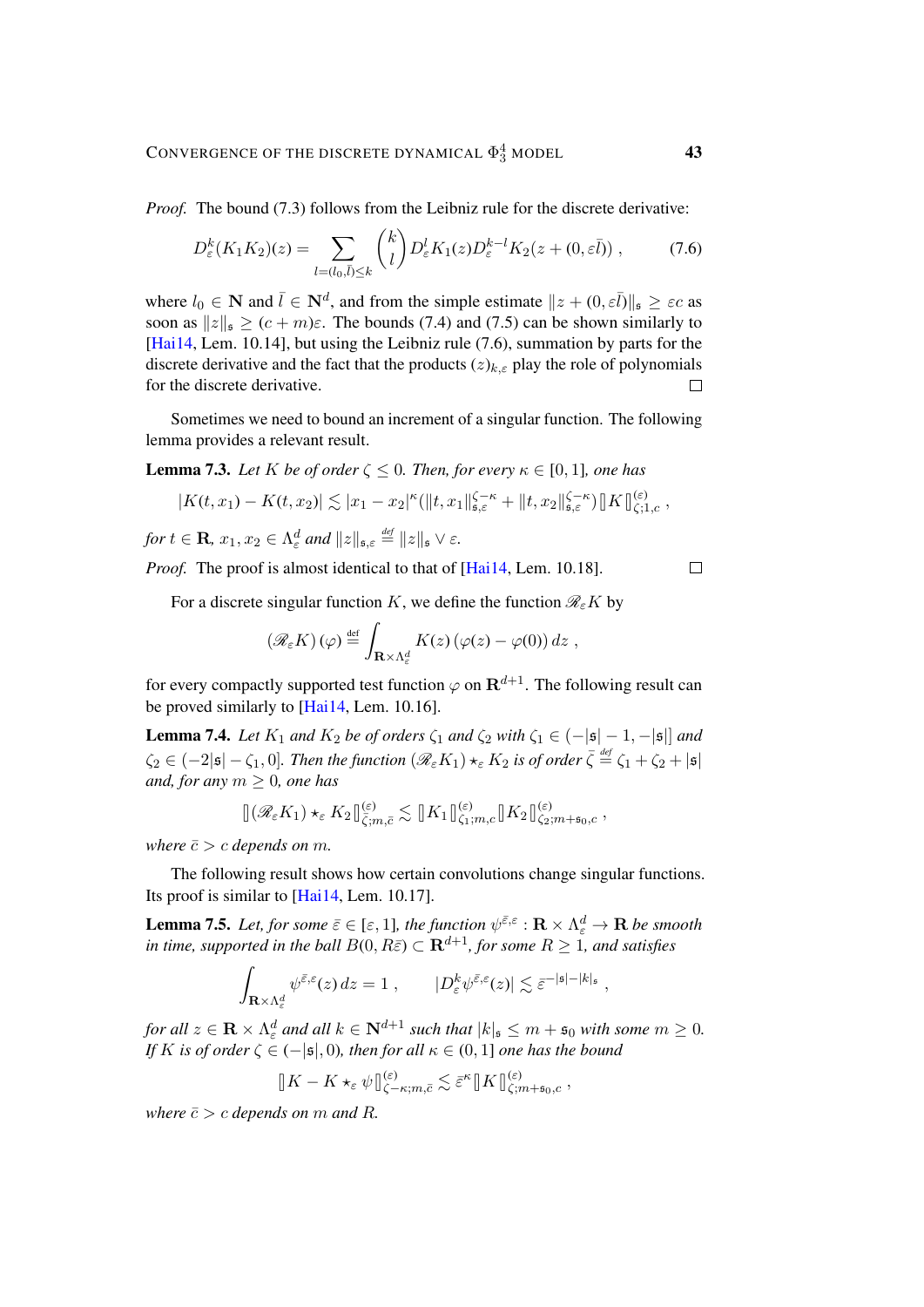*Proof.* The bound (7.3) follows from the Leibniz rule for the discrete derivative:

$$D_\varepsilon^k (K_1 K_2)(z) = \sum_{l=(l_0,\bar{l}) \leq k} \binom{k}{l} D_\varepsilon^l K_1(z) D_\varepsilon^{k-l} K_2(z + (0, \varepsilon \bar{l})) , \tag{7.6}$$

where $l_0 \in \mathbf{N}$ and $\bar{l} \in \mathbf{N}^d$, and from the simple estimate $\|z + (0, \varepsilon\bar{l})\|_\mathfrak{s} \geq \varepsilon c$ as soon as $\|z\|_\mathfrak{s} \geq (c+m)\varepsilon$. The bounds (7.4) and (7.5) can be shown similarly to [Hai14, Lem. 10.14], but using the Leibniz rule (7.6), summation by parts for the discrete derivative and the fact that the products $(z)_{k,\varepsilon}$ play the role of polynomials for the discrete derivative. □

Sometimes we need to bound an increment of a singular function. The following lemma provides a relevant result.

**Lemma 7.3.** *Let $K$ be of order $\zeta \leq 0$. Then, for every $\kappa \in [0,1]$, one has*

$$|K(t,x_1) - K(t,x_2)| \lesssim |x_1 - x_2|^\kappa (\|t,x_1\|_{\mathfrak{s},\varepsilon}^{\zeta-\kappa} + \|t,x_2\|_{\mathfrak{s},\varepsilon}^{\zeta-\kappa}) \, \|\!| K |\!\|_{\zeta;1,c}^{(\varepsilon)} ,$$

*for $t \in \mathbf{R}$, $x_1, x_2 \in \Lambda_\varepsilon^d$ and $\|z\|_{\mathfrak{s},\varepsilon} \stackrel{\text{def}}{=} \|z\|_\mathfrak{s} \vee \varepsilon$.*

*Proof.* The proof is almost identical to that of [Hai14, Lem. 10.18]. □

For a discrete singular function $K$, we define the function $\mathscr{R}_\varepsilon K$ by

$$(\mathscr{R}_\varepsilon K)(\varphi) \stackrel{\text{def}}{=} \int_{\mathbf{R}\times\Lambda_\varepsilon^d} K(z)\,(\varphi(z) - \varphi(0))\, dz ,$$

for every compactly supported test function $\varphi$ on $\mathbf{R}^{d+1}$. The following result can be proved similarly to [Hai14, Lem. 10.16].

**Lemma 7.4.** *Let $K_1$ and $K_2$ be of orders $\zeta_1$ and $\zeta_2$ with $\zeta_1 \in (-|\mathfrak{s}|-1, -|\mathfrak{s}|]$ and $\zeta_2 \in (-2|\mathfrak{s}| - \zeta_1, 0]$. Then the function $(\mathscr{R}_\varepsilon K_1) \star_\varepsilon K_2$ is of order $\bar{\zeta} \stackrel{\text{def}}{=} \zeta_1 + \zeta_2 + |\mathfrak{s}|$ and, for any $m \geq 0$, one has*

$$\|\!| (\mathscr{R}_\varepsilon K_1) \star_\varepsilon K_2 |\!\|_{\bar{\zeta};m,\bar{c}}^{(\varepsilon)} \lesssim \|\!| K_1 |\!\|_{\zeta_1;m,c}^{(\varepsilon)} \|\!| K_2 |\!\|_{\zeta_2;m+\mathfrak{s}_0,c}^{(\varepsilon)} ,$$

*where $\bar{c} > c$ depends on $m$.*

The following result shows how certain convolutions change singular functions. Its proof is similar to [Hai14, Lem. 10.17].

**Lemma 7.5.** *Let, for some $\bar{\varepsilon} \in [\varepsilon, 1]$, the function $\psi^{\bar{\varepsilon},\varepsilon} : \mathbf{R} \times \Lambda_\varepsilon^d \to \mathbf{R}$ be smooth in time, supported in the ball $B(0, R\bar{\varepsilon}) \subset \mathbf{R}^{d+1}$, for some $R \geq 1$, and satisfies*

$$\int_{\mathbf{R}\times\Lambda_\varepsilon^d} \psi^{\bar{\varepsilon},\varepsilon}(z)\, dz = 1 , \qquad |D_\varepsilon^k \psi^{\bar{\varepsilon},\varepsilon}(z)| \lesssim \bar{\varepsilon}^{-|\mathfrak{s}|-|k|_\mathfrak{s}} ,$$

*for all $z \in \mathbf{R} \times \Lambda_\varepsilon^d$ and all $k \in \mathbf{N}^{d+1}$ such that $|k|_\mathfrak{s} \leq m + \mathfrak{s}_0$ with some $m \geq 0$. If $K$ is of order $\zeta \in (-|\mathfrak{s}|, 0)$, then for all $\kappa \in (0,1]$ one has the bound*

$$\|\!| K - K \star_\varepsilon \psi |\!\|_{\zeta-\kappa;m,\bar{c}}^{(\varepsilon)} \lesssim \bar{\varepsilon}^\kappa \|\!| K |\!\|_{\zeta;m+\mathfrak{s}_0,c}^{(\varepsilon)} ,$$

*where $\bar{c} > c$ depends on $m$ and $R$.*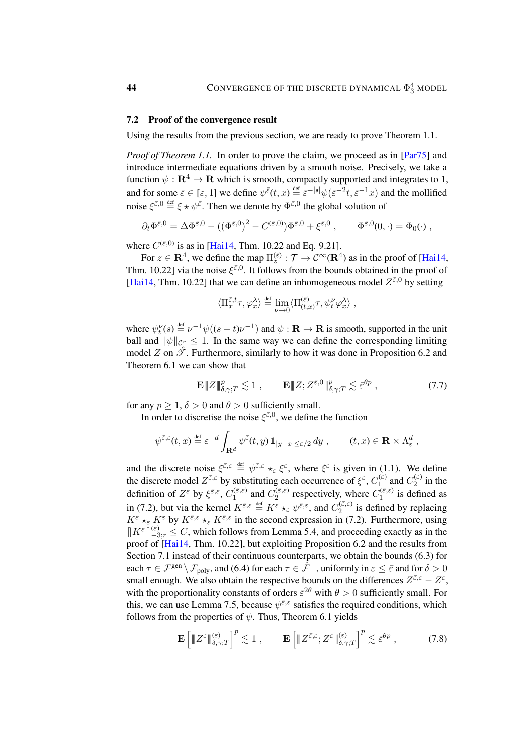## 7.2 Proof of the convergence result

Using the results from the previous section, we are ready to prove Theorem 1.1.

*Proof of Theorem 1.1.* In order to prove the claim, we proceed as in [Par75] and introduce intermediate equations driven by a smooth noise. Precisely, we take a function $\psi : \mathbf{R}^4 \to \mathbf{R}$ which is smooth, compactly supported and integrates to 1, and for some $\bar\varepsilon \in [\varepsilon, 1]$ we define $\psi^{\bar\varepsilon}(t,x) \stackrel{\text{def}}{=} \bar\varepsilon^{-|\mathfrak{s}|}\psi(\bar\varepsilon^{-2}t, \bar\varepsilon^{-1}x)$ and the mollified noise $\xi^{\bar\varepsilon,0} \stackrel{\text{def}}{=} \xi \star \psi^{\bar\varepsilon}$. Then we denote by $\Phi^{\bar\varepsilon,0}$ the global solution of

$$\partial_t \Phi^{\bar\varepsilon,0} = \Delta\Phi^{\bar\varepsilon,0} - \big((\Phi^{\bar\varepsilon,0})^2 - C^{(\bar\varepsilon,0)}\big)\Phi^{\bar\varepsilon,0} + \xi^{\bar\varepsilon,0}\;, \qquad \Phi^{\bar\varepsilon,0}(0,\cdot) = \Phi_0(\cdot)\;,$$

where $C^{(\bar\varepsilon,0)}$ is as in [Hai14, Thm. 10.22 and Eq. 9.21].

For $z \in \mathbf{R}^4$, we define the map $\Pi^{(\bar\varepsilon)}_z : \mathcal{T} \to \mathcal{C}^\infty(\mathbf{R}^4)$ as in the proof of [Hai14, Thm. 10.22] via the noise $\xi^{\bar\varepsilon,0}$. It follows from the bounds obtained in the proof of [Hai14, Thm. 10.22] that we can define an inhomogeneous model $Z^{\bar\varepsilon,0}$ by setting

$$\langle \Pi^{\bar\varepsilon,t}_x \tau, \varphi^\lambda_x\rangle \stackrel{\text{def}}{=} \lim_{\nu\to 0} \langle \Pi^{(\bar\varepsilon)}_{(t,x)}\tau, \psi^\nu_t \varphi^\lambda_x\rangle\;,$$

where $\psi^\nu_t(s) \stackrel{\text{def}}{=} \nu^{-1}\psi((s-t)\nu^{-1})$ and $\psi : \mathbf{R} \to \mathbf{R}$ is smooth, supported in the unit ball and $\|\psi\|_{\mathcal{C}^r} \leq 1$. In the same way we can define the corresponding limiting model $Z$ on $\hat{\mathscr{T}}$. Furthermore, similarly to how it was done in Proposition 6.2 and Theorem 6.1 we can show that

$$\mathbf{E}\|Z\|^p_{\delta,\gamma;T} \lesssim 1\;, \qquad \mathbf{E}\|Z; Z^{\bar\varepsilon,0}\|^p_{\delta,\gamma;T} \lesssim \bar\varepsilon^{\theta p}\;, \tag{7.7}$$

for any $p \geq 1$, $\delta > 0$ and $\theta > 0$ sufficiently small.

In order to discretise the noise $\xi^{\bar\varepsilon,0}$, we define the function

$$\psi^{\bar\varepsilon,\varepsilon}(t,x) \stackrel{\text{def}}{=} \varepsilon^{-d}\int_{\mathbf{R}^d} \psi^{\bar\varepsilon}(t,y)\,\mathbf{1}_{|y-x|\leq\varepsilon/2}\,dy\;, \qquad (t,x) \in \mathbf{R}\times\Lambda^d_\varepsilon\;,$$

and the discrete noise $\xi^{\bar\varepsilon,\varepsilon} \stackrel{\text{def}}{=} \psi^{\bar\varepsilon,\varepsilon} \star_\varepsilon \xi^\varepsilon$, where $\xi^\varepsilon$ is given in (1.1). We define the discrete model $Z^{\bar\varepsilon,\varepsilon}$ by substituting each occurrence of $\xi^\varepsilon$, $C^{(\varepsilon)}_1$ and $C^{(\varepsilon)}_2$ in the definition of $Z^\varepsilon$ by $\xi^{\bar\varepsilon,\varepsilon}$, $C^{(\bar\varepsilon,\varepsilon)}_1$ and $C^{(\bar\varepsilon,\varepsilon)}_2$ respectively, where $C^{(\bar\varepsilon,\varepsilon)}_1$ is defined as in (7.2), but via the kernel $K^{\bar\varepsilon,\varepsilon} \stackrel{\text{def}}{=} K^\varepsilon \star_\varepsilon \psi^{\bar\varepsilon,\varepsilon}$, and $C^{(\bar\varepsilon,\varepsilon)}_2$ is defined by replacing $K^\varepsilon \star_\varepsilon K^\varepsilon$ by $K^{\bar\varepsilon,\varepsilon} \star_\varepsilon K^{\bar\varepsilon,\varepsilon}$ in the second expression in (7.2). Furthermore, using $[\![ K^\varepsilon ]\!]^{(\varepsilon)}_{-3;r} \leq C$, which follows from Lemma 5.4, and proceeding exactly as in the proof of [Hai14, Thm. 10.22], but exploiting Proposition 6.2 and the results from Section 7.1 instead of their continuous counterparts, we obtain the bounds (6.3) for each $\tau \in \mathcal{F}^{\text{gen}} \setminus \mathcal{F}_{\text{poly}}$, and (6.4) for each $\tau \in \bar{\mathcal{F}}^-$, uniformly in $\varepsilon \leq \bar\varepsilon$ and for $\delta > 0$ small enough. We also obtain the respective bounds on the differences $Z^{\bar\varepsilon,\varepsilon} - Z^\varepsilon$, with the proportionality constants of orders $\bar\varepsilon^{2\theta}$ with $\theta > 0$ sufficiently small. For this, we can use Lemma 7.5, because $\psi^{\bar\varepsilon,\varepsilon}$ satisfies the required conditions, which follows from the properties of $\psi$. Thus, Theorem 6.1 yields

$$\mathbf{E}\Big[\|Z^\varepsilon\|^{(\varepsilon)}_{\delta,\gamma;T}\Big]^p \lesssim 1\;, \qquad \mathbf{E}\Big[\|Z^{\bar\varepsilon,\varepsilon}; Z^\varepsilon\|^{(\varepsilon)}_{\delta,\gamma;T}\Big]^p \lesssim \bar\varepsilon^{\theta p}\;, \tag{7.8}$$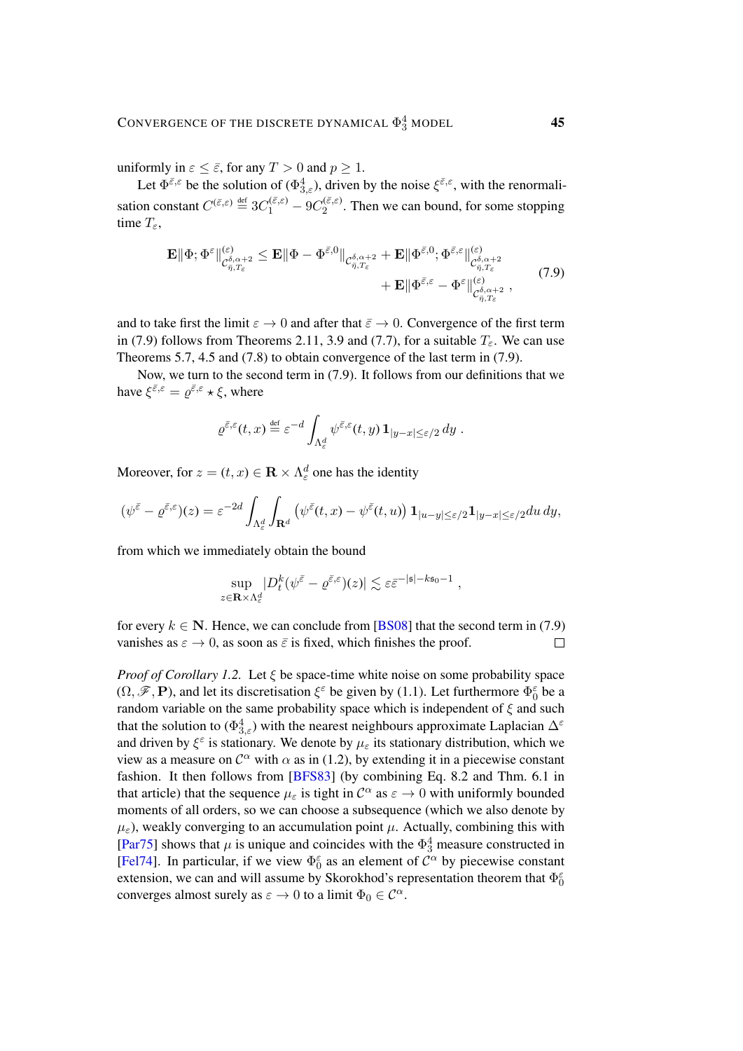uniformly in $\varepsilon \leq \bar{\varepsilon}$, for any $T > 0$ and $p \geq 1$.

Let $\Phi^{\bar{\varepsilon},\varepsilon}$ be the solution of ($\Phi^4_{3,\varepsilon}$), driven by the noise $\xi^{\bar{\varepsilon},\varepsilon}$, with the renormalisation constant $C^{(\bar{\varepsilon},\varepsilon)} \stackrel{\text{def}}{=} 3C_1^{(\bar{\varepsilon},\varepsilon)} - 9C_2^{(\bar{\varepsilon},\varepsilon)}$. Then we can bound, for some stopping time $T_\varepsilon$,

$$
\begin{aligned}
\mathbf{E}\|\Phi; \Phi^\varepsilon\|^{(\varepsilon)}_{\mathcal{C}^{\delta,\alpha+2}_{\bar{\eta},T_\varepsilon}} \leq \mathbf{E}\|\Phi - \Phi^{\bar{\varepsilon},0}\|_{\mathcal{C}^{\delta,\alpha+2}_{\bar{\eta},T_\varepsilon}} + \mathbf{E}\|\Phi^{\bar{\varepsilon},0}; \Phi^{\bar{\varepsilon},\varepsilon}\|^{(\varepsilon)}_{\mathcal{C}^{\delta,\alpha+2}_{\bar{\eta},T_\varepsilon}} \\
+ \mathbf{E}\|\Phi^{\bar{\varepsilon},\varepsilon} - \Phi^\varepsilon\|^{(\varepsilon)}_{\mathcal{C}^{\delta,\alpha+2}_{\bar{\eta},T_\varepsilon}} ,
\end{aligned}
\tag{7.9}
$$

and to take first the limit $\varepsilon \to 0$ and after that $\bar{\varepsilon} \to 0$. Convergence of the first term in (7.9) follows from Theorems 2.11, 3.9 and (7.7), for a suitable $T_\varepsilon$. We can use Theorems 5.7, 4.5 and (7.8) to obtain convergence of the last term in (7.9).

Now, we turn to the second term in (7.9). It follows from our definitions that we have $\xi^{\bar{\varepsilon},\varepsilon} = \varrho^{\bar{\varepsilon},\varepsilon} \star \xi$, where

$$
\varrho^{\bar{\varepsilon},\varepsilon}(t,x) \stackrel{\text{def}}{=} \varepsilon^{-d} \int_{\Lambda_\varepsilon^d} \psi^{\bar{\varepsilon},\varepsilon}(t,y)\, \mathbf{1}_{|y-x|\leq\varepsilon/2}\, dy \;.
$$

Moreover, for $z = (t,x) \in \mathbf{R} \times \Lambda_\varepsilon^d$ one has the identity

$$
(\psi^{\bar{\varepsilon}} - \varrho^{\bar{\varepsilon},\varepsilon})(z) = \varepsilon^{-2d} \int_{\Lambda_\varepsilon^d} \int_{\mathbf{R}^d} \big(\psi^{\bar{\varepsilon}}(t,x) - \psi^{\bar{\varepsilon}}(t,u)\big)\, \mathbf{1}_{|u-y|\leq\varepsilon/2} \mathbf{1}_{|y-x|\leq\varepsilon/2} du\, dy,
$$

from which we immediately obtain the bound

$$
\sup_{z \in \mathbf{R}\times\Lambda_\varepsilon^d} |D_t^k (\psi^{\bar{\varepsilon}} - \varrho^{\bar{\varepsilon},\varepsilon})(z)| \lesssim \varepsilon \bar{\varepsilon}^{-|\mathfrak{s}| - k\mathfrak{s}_0 - 1} \;,
$$

for every $k \in \mathbf{N}$. Hence, we can conclude from [BS08] that the second term in (7.9) vanishes as $\varepsilon \to 0$, as soon as $\bar{\varepsilon}$ is fixed, which finishes the proof. □

*Proof of Corollary 1.2.* Let $\xi$ be space-time white noise on some probability space $(\Omega, \mathscr{F}, \mathbf{P})$, and let its discretisation $\xi^\varepsilon$ be given by (1.1). Let furthermore $\Phi_0^\varepsilon$ be a random variable on the same probability space which is independent of $\xi$ and such that the solution to ($\Phi^4_{3,\varepsilon}$) with the nearest neighbours approximate Laplacian $\Delta^\varepsilon$ and driven by $\xi^\varepsilon$ is stationary. We denote by $\mu_\varepsilon$ its stationary distribution, which we view as a measure on $\mathcal{C}^\alpha$ with $\alpha$ as in (1.2), by extending it in a piecewise constant fashion. It then follows from [BFS83] (by combining Eq. 8.2 and Thm. 6.1 in that article) that the sequence $\mu_\varepsilon$ is tight in $\mathcal{C}^\alpha$ as $\varepsilon \to 0$ with uniformly bounded moments of all orders, so we can choose a subsequence (which we also denote by $\mu_\varepsilon$), weakly converging to an accumulation point $\mu$. Actually, combining this with [Par75] shows that $\mu$ is unique and coincides with the $\Phi^4_3$ measure constructed in [Fel74]. In particular, if we view $\Phi_0^\varepsilon$ as an element of $\mathcal{C}^\alpha$ by piecewise constant extension, we can and will assume by Skorokhod's representation theorem that $\Phi_0^\varepsilon$ converges almost surely as $\varepsilon \to 0$ to a limit $\Phi_0 \in \mathcal{C}^\alpha$.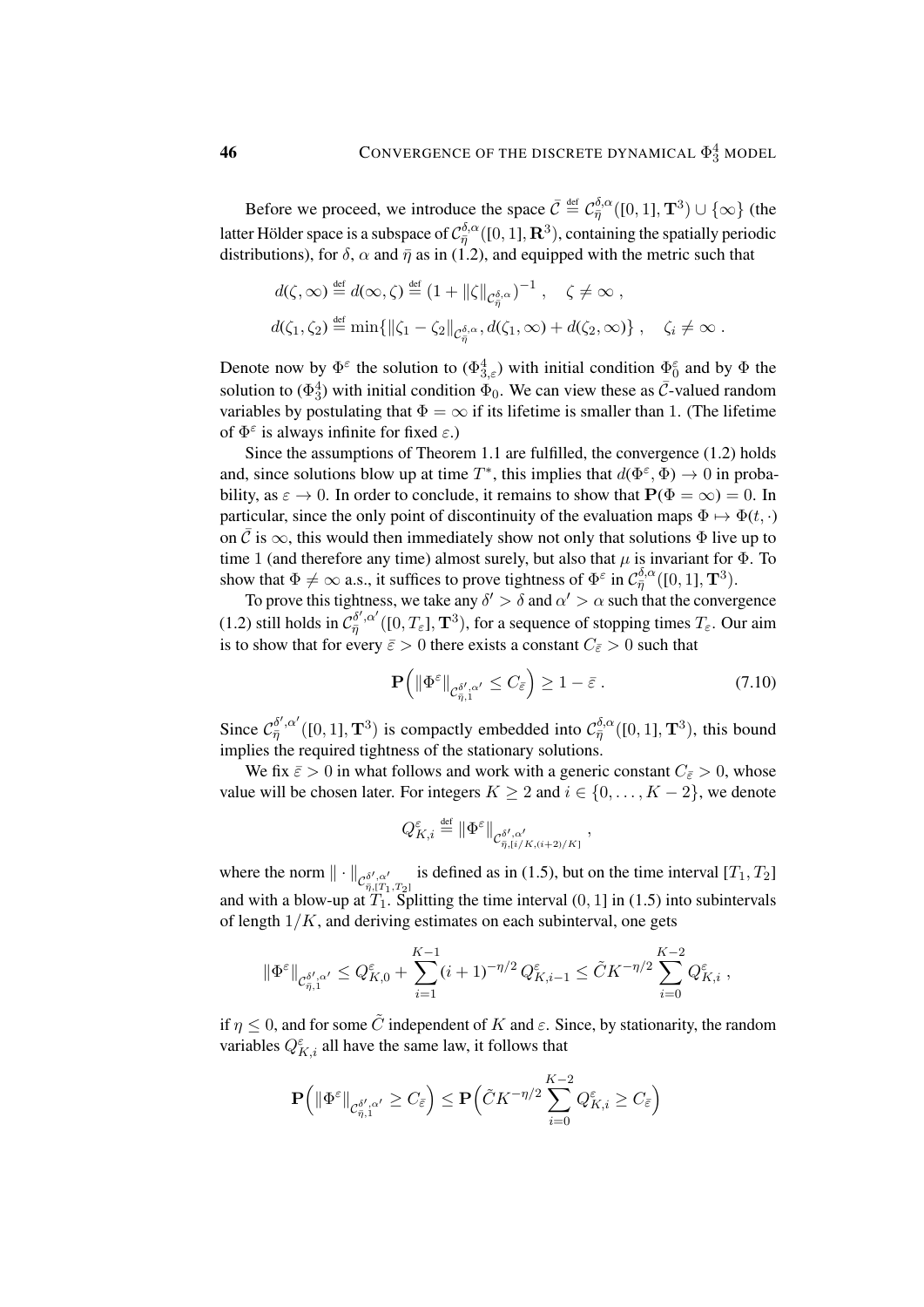Before we proceed, we introduce the space $\bar{\mathcal{C}} \stackrel{\text{def}}{=} \mathcal{C}^{\delta,\alpha}_{\bar\eta}([0,1],\mathbf{T}^3) \cup \{\infty\}$ (the latter Hölder space is a subspace of $\mathcal{C}^{\delta,\alpha}_{\bar\eta}([0,1],\mathbf{R}^3)$, containing the spatially periodic distributions), for $\delta$, $\alpha$ and $\bar\eta$ as in (1.2), and equipped with the metric such that

$$
\begin{aligned}
&d(\zeta,\infty) \stackrel{\text{def}}{=} d(\infty,\zeta) \stackrel{\text{def}}{=} (1 + \|\zeta\|_{\mathcal{C}^{\delta,\alpha}_{\bar\eta}})^{-1}\;, \quad \zeta \neq \infty\;,\\
&d(\zeta_1,\zeta_2) \stackrel{\text{def}}{=} \min\{\|\zeta_1 - \zeta_2\|_{\mathcal{C}^{\delta,\alpha}_{\bar\eta}}, d(\zeta_1,\infty) + d(\zeta_2,\infty)\}\;, \quad \zeta_i \neq \infty\;.
\end{aligned}
$$

Denote now by $\Phi^\varepsilon$ the solution to ($\Phi^4_{3,\varepsilon}$) with initial condition $\Phi^\varepsilon_0$ and by $\Phi$ the solution to ($\Phi^4_3$) with initial condition $\Phi_0$. We can view these as $\bar{\mathcal{C}}$-valued random variables by postulating that $\Phi = \infty$ if its lifetime is smaller than $1$. (The lifetime of $\Phi^\varepsilon$ is always infinite for fixed $\varepsilon$.)

Since the assumptions of Theorem 1.1 are fulfilled, the convergence (1.2) holds and, since solutions blow up at time $T^*$, this implies that $d(\Phi^\varepsilon,\Phi) \to 0$ in probability, as $\varepsilon \to 0$. In order to conclude, it remains to show that $\mathbf{P}(\Phi = \infty) = 0$. In particular, since the only point of discontinuity of the evaluation maps $\Phi \mapsto \Phi(t,\cdot)$ on $\bar{\mathcal{C}}$ is $\infty$, this would then immediately show not only that solutions $\Phi$ live up to time $1$ (and therefore any time) almost surely, but also that $\mu$ is invariant for $\Phi$. To show that $\Phi \neq \infty$ a.s., it suffices to prove tightness of $\Phi^\varepsilon$ in $\mathcal{C}^{\delta,\alpha}_{\bar\eta}([0,1],\mathbf{T}^3)$.

To prove this tightness, we take any $\delta' > \delta$ and $\alpha' > \alpha$ such that the convergence (1.2) still holds in $\mathcal{C}^{\delta',\alpha'}_{\bar\eta}([0,T_\varepsilon],\mathbf{T}^3)$, for a sequence of stopping times $T_\varepsilon$. Our aim is to show that for every $\bar\varepsilon > 0$ there exists a constant $C_{\bar\varepsilon} > 0$ such that

$$
\mathbf{P}\Big(\|\Phi^\varepsilon\|_{\mathcal{C}^{\delta',\alpha'}_{\bar\eta,1}} \leq C_{\bar\varepsilon}\Big) \geq 1 - \bar\varepsilon\;. \tag{7.10}
$$

Since $\mathcal{C}^{\delta',\alpha'}_{\bar\eta}([0,1],\mathbf{T}^3)$ is compactly embedded into $\mathcal{C}^{\delta,\alpha}_{\bar\eta}([0,1],\mathbf{T}^3)$, this bound implies the required tightness of the stationary solutions.

We fix $\bar\varepsilon > 0$ in what follows and work with a generic constant $C_{\bar\varepsilon} > 0$, whose value will be chosen later. For integers $K \geq 2$ and $i \in \{0,\ldots,K-2\}$, we denote

$$
Q^\varepsilon_{K,i} \stackrel{\text{def}}{=} \|\Phi^\varepsilon\|_{\mathcal{C}^{\delta',\alpha'}_{\bar\eta,[i/K,(i+2)/K]}}\;,
$$

where the norm $\|\cdot\|_{\mathcal{C}^{\delta',\alpha'}_{\bar\eta,[T_1,T_2]}}$ is defined as in (1.5), but on the time interval $[T_1,T_2]$ and with a blow-up at $T_1$. Splitting the time interval $(0,1]$ in (1.5) into subintervals of length $1/K$, and deriving estimates on each subinterval, one gets

$$
\|\Phi^\varepsilon\|_{\mathcal{C}^{\delta',\alpha'}_{\bar\eta,1}} \leq Q^\varepsilon_{K,0} + \sum_{i=1}^{K-1} (i+1)^{-\eta/2}\, Q^\varepsilon_{K,i-1} \leq \tilde{C} K^{-\eta/2} \sum_{i=0}^{K-2} Q^\varepsilon_{K,i}\;,
$$

if $\eta \leq 0$, and for some $\tilde{C}$ independent of $K$ and $\varepsilon$. Since, by stationarity, the random variables $Q^\varepsilon_{K,i}$ all have the same law, it follows that

$$
\mathbf{P}\Big(\|\Phi^\varepsilon\|_{\mathcal{C}^{\delta',\alpha'}_{\bar\eta,1}} \geq C_{\bar\varepsilon}\Big) \leq \mathbf{P}\Big(\tilde{C} K^{-\eta/2} \sum_{i=0}^{K-2} Q^\varepsilon_{K,i} \geq C_{\bar\varepsilon}\Big)
$$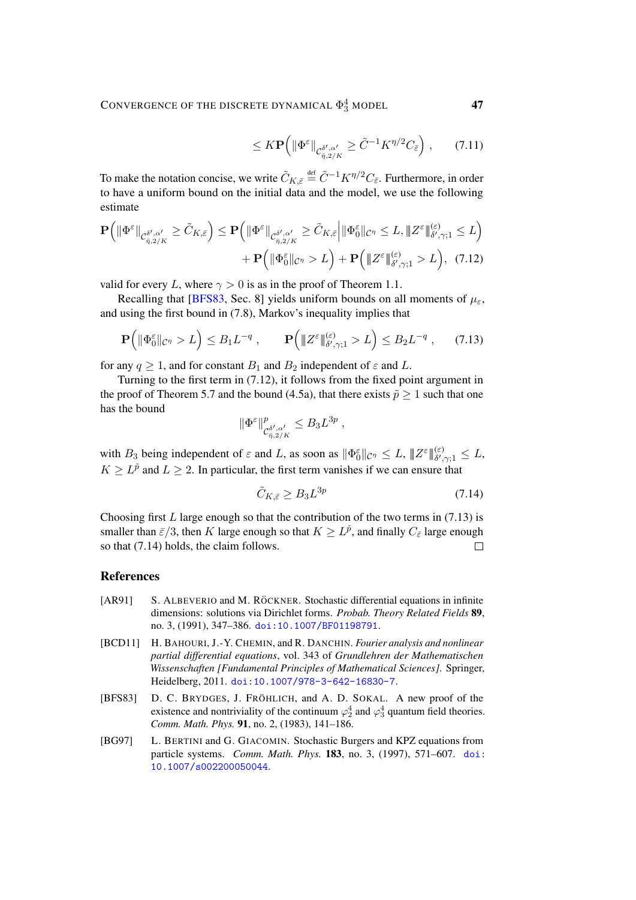$$\leq K\mathbf{P}\Big(\|\Phi^\varepsilon\|_{\mathcal{C}^{\delta',\alpha'}_{\bar\eta,2/K}} \geq \tilde{C}^{-1}K^{\eta/2}C_{\bar\varepsilon}\Big)\;, \tag{7.11}$$

To make the notation concise, we write $\tilde{C}_{K,\bar\varepsilon} \stackrel{\text{def}}{=} \tilde{C}^{-1}K^{\eta/2}C_{\bar\varepsilon}$. Furthermore, in order to have a uniform bound on the initial data and the model, we use the following estimate

$$\mathbf{P}\Big(\|\Phi^\varepsilon\|_{\mathcal{C}^{\delta',\alpha'}_{\bar\eta,2/K}} \geq \tilde{C}_{K,\bar\varepsilon}\Big) \leq \mathbf{P}\Big(\|\Phi^\varepsilon\|_{\mathcal{C}^{\delta',\alpha'}_{\bar\eta,2/K}} \geq \tilde{C}_{K,\bar\varepsilon}\Big|\|\Phi_0^\varepsilon\|_{\mathcal{C}^\eta} \leq L, \vert\!\vert\!\vert Z^\varepsilon \vert\!\vert\!\vert^{(\varepsilon)}_{\delta',\gamma;1} \leq L\Big)$$
$$+\,\mathbf{P}\Big(\|\Phi_0^\varepsilon\|_{\mathcal{C}^\eta} > L\Big) + \mathbf{P}\Big(\vert\!\vert\!\vert Z^\varepsilon \vert\!\vert\!\vert^{(\varepsilon)}_{\delta',\gamma;1} > L\Big), \tag{7.12}$$

valid for every $L$, where $\gamma > 0$ is as in the proof of Theorem 1.1.

Recalling that [BFS83, Sec. 8] yields uniform bounds on all moments of $\mu_\varepsilon$, and using the first bound in (7.8), Markov's inequality implies that

$$\mathbf{P}\Big(\|\Phi_0^\varepsilon\|_{\mathcal{C}^\eta} > L\Big) \leq B_1 L^{-q}\;, \qquad \mathbf{P}\Big(\vert\!\vert\!\vert Z^\varepsilon \vert\!\vert\!\vert^{(\varepsilon)}_{\delta',\gamma;1} > L\Big) \leq B_2 L^{-q}\;, \tag{7.13}$$

for any $q \geq 1$, and for constant $B_1$ and $B_2$ independent of $\varepsilon$ and $L$.

Turning to the first term in (7.12), it follows from the fixed point argument in the proof of Theorem 5.7 and the bound (4.5a), that there exists $\tilde{p} \geq 1$ such that one has the bound

$$\|\Phi^\varepsilon\|^p_{\mathcal{C}^{\delta',\alpha'}_{\bar\eta,2/K}} \leq B_3 L^{3p}\;,$$

with $B_3$ being independent of $\varepsilon$ and $L$, as soon as $\|\Phi_0^\varepsilon\|_{\mathcal{C}^\eta} \leq L$, $\vert\!\vert\!\vert Z^\varepsilon \vert\!\vert\!\vert^{(\varepsilon)}_{\delta',\gamma;1} \leq L$, $K \geq L^{\tilde{p}}$ and $L \geq 2$. In particular, the first term vanishes if we can ensure that

$$\tilde{C}_{K,\bar\varepsilon} \geq B_3 L^{3p} \tag{7.14}$$

Choosing first $L$ large enough so that the contribution of the two terms in (7.13) is smaller than $\bar\varepsilon/3$, then $K$ large enough so that $K \geq L^{\tilde{p}}$, and finally $C_{\bar\varepsilon}$ large enough so that (7.14) holds, the claim follows. □

## References

[AR91] S. Albeverio and M. Röckner. Stochastic differential equations in infinite dimensions: solutions via Dirichlet forms. *Probab. Theory Related Fields* **89**, no. 3, (1991), 347–386. doi:10.1007/BF01198791.

[BCD11] H. Bahouri, J.-Y. Chemin, and R. Danchin. *Fourier analysis and nonlinear partial differential equations*, vol. 343 of *Grundlehren der Mathematischen Wissenschaften [Fundamental Principles of Mathematical Sciences]*. Springer, Heidelberg, 2011. doi:10.1007/978-3-642-16830-7.

[BFS83] D. C. Brydges, J. Fröhlich, and A. D. Sokal. A new proof of the existence and nontriviality of the continuum $\varphi_2^4$ and $\varphi_3^4$ quantum field theories. *Comm. Math. Phys.* **91**, no. 2, (1983), 141–186.

[BG97] L. Bertini and G. Giacomin. Stochastic Burgers and KPZ equations from particle systems. *Comm. Math. Phys.* **183**, no. 3, (1997), 571–607. doi:10.1007/s002200050044.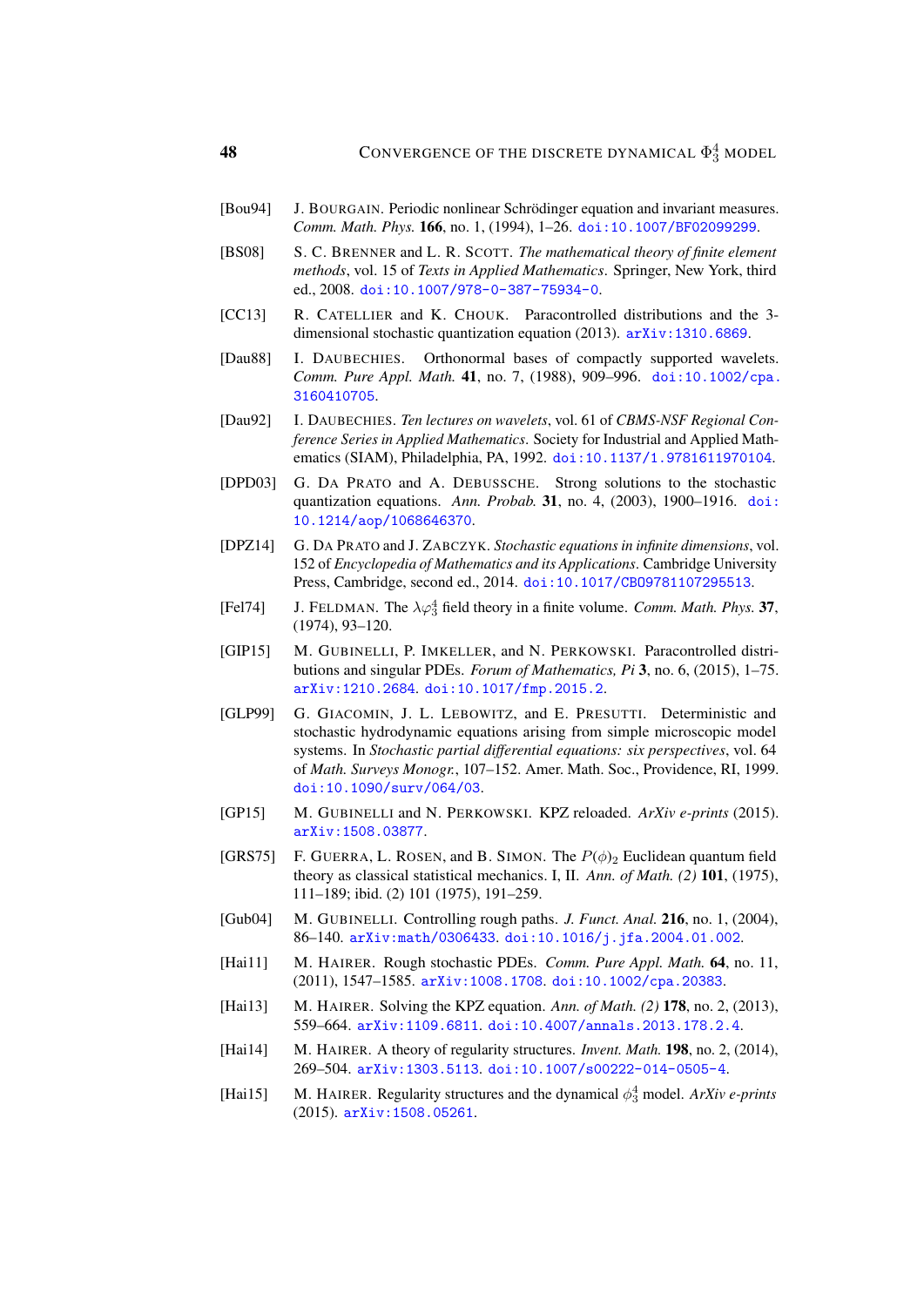[Bou94] J. Bourgain. Periodic nonlinear Schrödinger equation and invariant measures. *Comm. Math. Phys.* **166**, no. 1, (1994), 1–26. doi:10.1007/BF02099299.

[BS08] S. C. Brenner and L. R. Scott. *The mathematical theory of finite element methods*, vol. 15 of *Texts in Applied Mathematics*. Springer, New York, third ed., 2008. doi:10.1007/978-0-387-75934-0.

[CC13] R. Catellier and K. Chouk. Paracontrolled distributions and the 3-dimensional stochastic quantization equation (2013). arXiv:1310.6869.

[Dau88] I. Daubechies. Orthonormal bases of compactly supported wavelets. *Comm. Pure Appl. Math.* **41**, no. 7, (1988), 909–996. doi:10.1002/cpa.3160410705.

[Dau92] I. Daubechies. *Ten lectures on wavelets*, vol. 61 of *CBMS-NSF Regional Conference Series in Applied Mathematics*. Society for Industrial and Applied Mathematics (SIAM), Philadelphia, PA, 1992. doi:10.1137/1.9781611970104.

[DPD03] G. Da Prato and A. Debussche. Strong solutions to the stochastic quantization equations. *Ann. Probab.* **31**, no. 4, (2003), 1900–1916. doi:10.1214/aop/1068646370.

[DPZ14] G. Da Prato and J. Zabczyk. *Stochastic equations in infinite dimensions*, vol. 152 of *Encyclopedia of Mathematics and its Applications*. Cambridge University Press, Cambridge, second ed., 2014. doi:10.1017/CBO9781107295513.

[Fel74] J. Feldman. The $\lambda\varphi_3^4$ field theory in a finite volume. *Comm. Math. Phys.* **37**, (1974), 93–120.

[GIP15] M. Gubinelli, P. Imkeller, and N. Perkowski. Paracontrolled distributions and singular PDEs. *Forum of Mathematics, Pi* **3**, no. 6, (2015), 1–75. arXiv:1210.2684. doi:10.1017/fmp.2015.2.

[GLP99] G. Giacomin, J. L. Lebowitz, and E. Presutti. Deterministic and stochastic hydrodynamic equations arising from simple microscopic model systems. In *Stochastic partial differential equations: six perspectives*, vol. 64 of *Math. Surveys Monogr.*, 107–152. Amer. Math. Soc., Providence, RI, 1999. doi:10.1090/surv/064/03.

[GP15] M. Gubinelli and N. Perkowski. KPZ reloaded. *ArXiv e-prints* (2015). arXiv:1508.03877.

[GRS75] F. Guerra, L. Rosen, and B. Simon. The $P(\phi)_2$ Euclidean quantum field theory as classical statistical mechanics. I, II. *Ann. of Math. (2)* **101**, (1975), 111–189; ibid. (2) 101 (1975), 191–259.

[Gub04] M. Gubinelli. Controlling rough paths. *J. Funct. Anal.* **216**, no. 1, (2004), 86–140. arXiv:math/0306433. doi:10.1016/j.jfa.2004.01.002.

[Hai11] M. Hairer. Rough stochastic PDEs. *Comm. Pure Appl. Math.* **64**, no. 11, (2011), 1547–1585. arXiv:1008.1708. doi:10.1002/cpa.20383.

[Hai13] M. Hairer. Solving the KPZ equation. *Ann. of Math. (2)* **178**, no. 2, (2013), 559–664. arXiv:1109.6811. doi:10.4007/annals.2013.178.2.4.

[Hai14] M. Hairer. A theory of regularity structures. *Invent. Math.* **198**, no. 2, (2014), 269–504. arXiv:1303.5113. doi:10.1007/s00222-014-0505-4.

[Hai15] M. Hairer. Regularity structures and the dynamical $\phi_3^4$ model. *ArXiv e-prints* (2015). arXiv:1508.05261.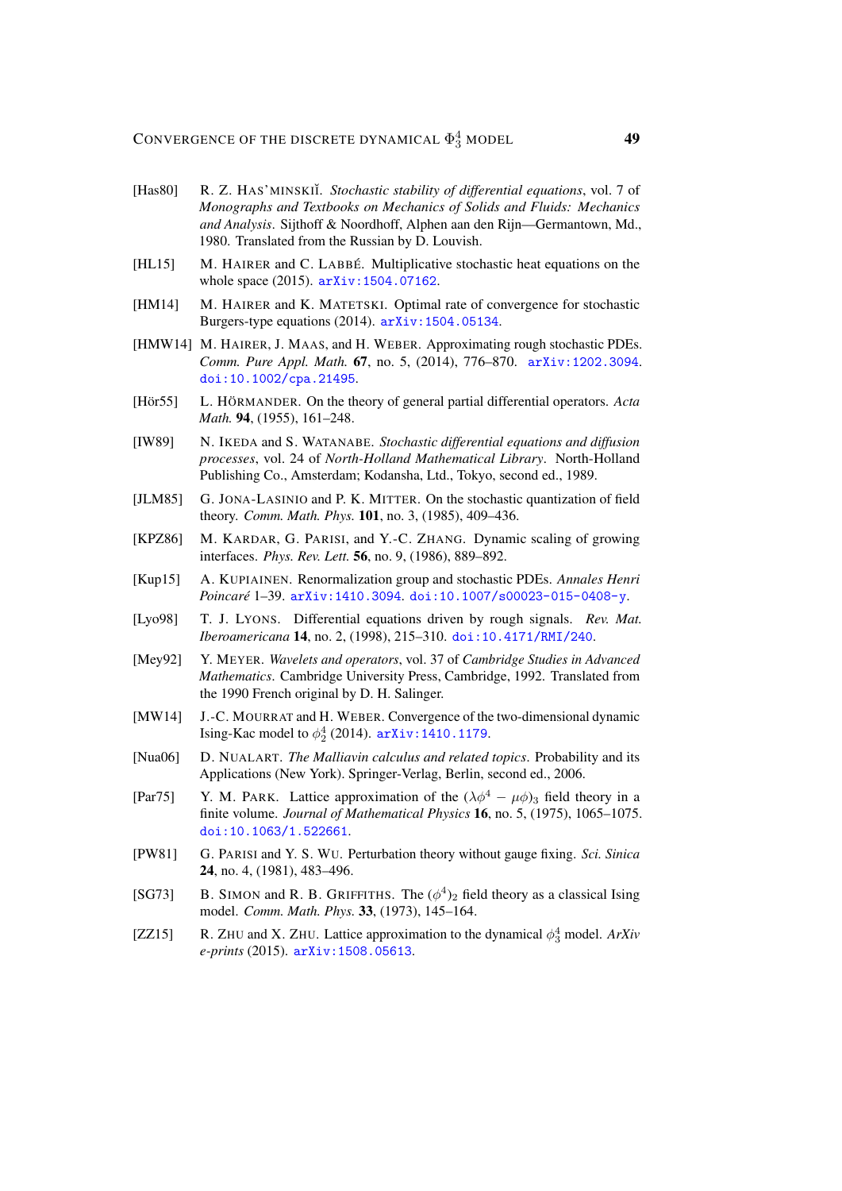[Has80] R. Z. Has'minskiĭ. *Stochastic stability of differential equations*, vol. 7 of *Monographs and Textbooks on Mechanics of Solids and Fluids: Mechanics and Analysis*. Sijthoff & Noordhoff, Alphen aan den Rijn—Germantown, Md., 1980. Translated from the Russian by D. Louvish.

[HL15] M. Hairer and C. Labbé. Multiplicative stochastic heat equations on the whole space (2015). arXiv:1504.07162.

[HM14] M. Hairer and K. Matetski. Optimal rate of convergence for stochastic Burgers-type equations (2014). arXiv:1504.05134.

[HMW14] M. Hairer, J. Maas, and H. Weber. Approximating rough stochastic PDEs. *Comm. Pure Appl. Math.* **67**, no. 5, (2014), 776–870. arXiv:1202.3094. doi:10.1002/cpa.21495.

[Hör55] L. Hörmander. On the theory of general partial differential operators. *Acta Math.* **94**, (1955), 161–248.

[IW89] N. Ikeda and S. Watanabe. *Stochastic differential equations and diffusion processes*, vol. 24 of *North-Holland Mathematical Library*. North-Holland Publishing Co., Amsterdam; Kodansha, Ltd., Tokyo, second ed., 1989.

[JLM85] G. Jona-Lasinio and P. K. Mitter. On the stochastic quantization of field theory. *Comm. Math. Phys.* **101**, no. 3, (1985), 409–436.

[KPZ86] M. Kardar, G. Parisi, and Y.-C. Zhang. Dynamic scaling of growing interfaces. *Phys. Rev. Lett.* **56**, no. 9, (1986), 889–892.

[Kup15] A. Kupiainen. Renormalization group and stochastic PDEs. *Annales Henri Poincaré* 1–39. arXiv:1410.3094. doi:10.1007/s00023-015-0408-y.

[Lyo98] T. J. Lyons. Differential equations driven by rough signals. *Rev. Mat. Iberoamericana* **14**, no. 2, (1998), 215–310. doi:10.4171/RMI/240.

[Mey92] Y. Meyer. *Wavelets and operators*, vol. 37 of *Cambridge Studies in Advanced Mathematics*. Cambridge University Press, Cambridge, 1992. Translated from the 1990 French original by D. H. Salinger.

[MW14] J.-C. Mourrat and H. Weber. Convergence of the two-dimensional dynamic Ising-Kac model to $\phi^4_2$ (2014). arXiv:1410.1179.

[Nua06] D. Nualart. *The Malliavin calculus and related topics*. Probability and its Applications (New York). Springer-Verlag, Berlin, second ed., 2006.

[Par75] Y. M. Park. Lattice approximation of the $(\lambda\phi^4 - \mu\phi)_3$ field theory in a finite volume. *Journal of Mathematical Physics* **16**, no. 5, (1975), 1065–1075. doi:10.1063/1.522661.

[PW81] G. Parisi and Y. S. Wu. Perturbation theory without gauge fixing. *Sci. Sinica* **24**, no. 4, (1981), 483–496.

[SG73] B. Simon and R. B. Griffiths. The $(\phi^4)_2$ field theory as a classical Ising model. *Comm. Math. Phys.* **33**, (1973), 145–164.

[ZZ15] R. Zhu and X. Zhu. Lattice approximation to the dynamical $\phi^4_3$ model. *ArXiv e-prints* (2015). arXiv:1508.05613.